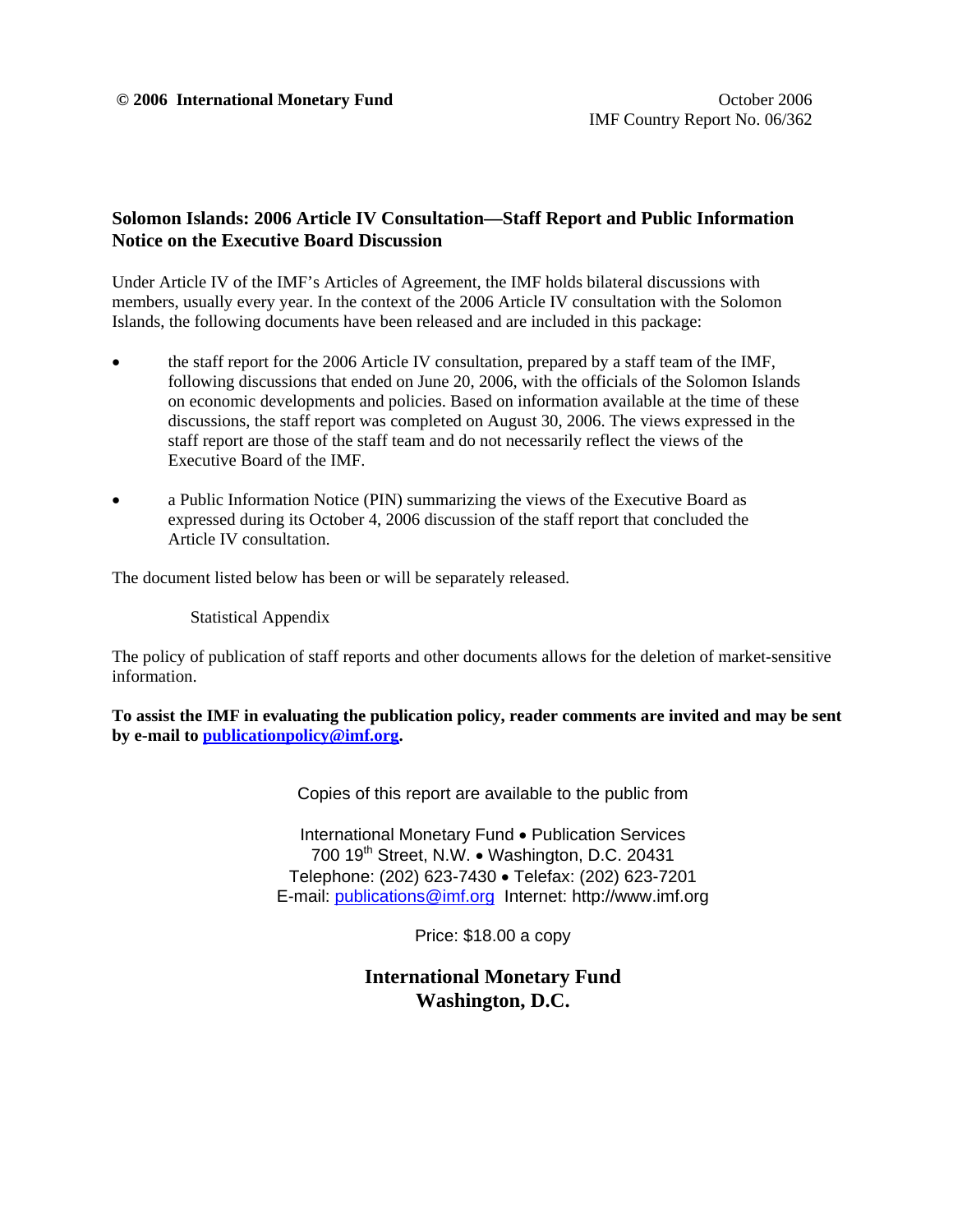**© 2006 International Monetary Fund**

October 2006
IMF Country Report No. 06/362

**Solomon Islands: 2006 Article IV Consultation—Staff Report and Public Information Notice on the Executive Board Discussion**

Under Article IV of the IMF's Articles of Agreement, the IMF holds bilateral discussions with members, usually every year. In the context of the 2006 Article IV consultation with the Solomon Islands, the following documents have been released and are included in this package:

- the staff report for the 2006 Article IV consultation, prepared by a staff team of the IMF, following discussions that ended on June 20, 2006, with the officials of the Solomon Islands on economic developments and policies. Based on information available at the time of these discussions, the staff report was completed on August 30, 2006. The views expressed in the staff report are those of the staff team and do not necessarily reflect the views of the Executive Board of the IMF.
- a Public Information Notice (PIN) summarizing the views of the Executive Board as expressed during its October 4, 2006 discussion of the staff report that concluded the Article IV consultation.

The document listed below has been or will be separately released.

Statistical Appendix

The policy of publication of staff reports and other documents allows for the deletion of market-sensitive information.

**To assist the IMF in evaluating the publication policy, reader comments are invited and may be sent by e-mail to publicationpolicy@imf.org.**

Copies of this report are available to the public from

International Monetary Fund • Publication Services
700 19th Street, N.W. • Washington, D.C. 20431
Telephone: (202) 623-7430 • Telefax: (202) 623-7201
E-mail: publications@imf.org Internet: http://www.imf.org

Price: $18.00 a copy

**International Monetary Fund**
**Washington, D.C.**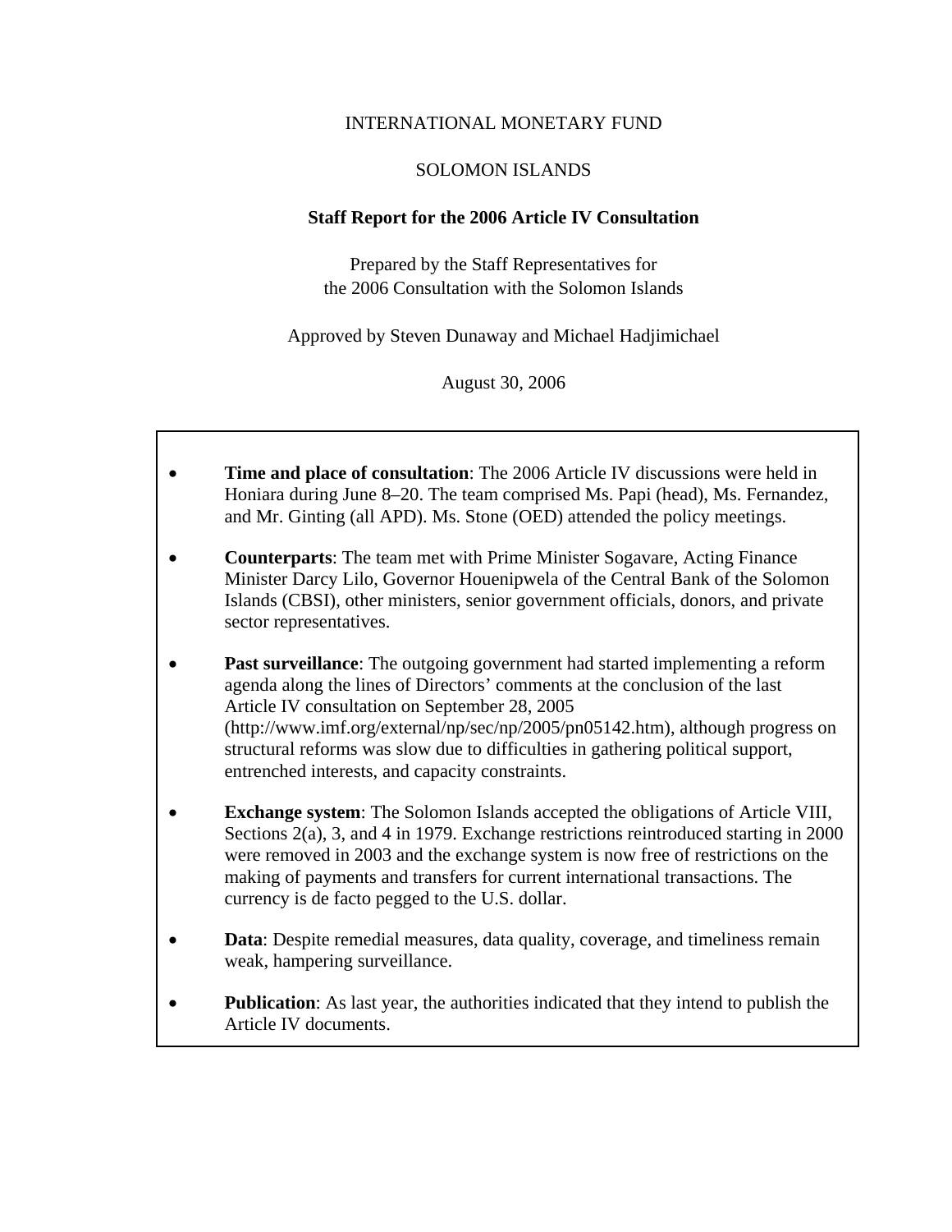INTERNATIONAL MONETARY FUND

SOLOMON ISLANDS

**Staff Report for the 2006 Article IV Consultation**

Prepared by the Staff Representatives for
the 2006 Consultation with the Solomon Islands

Approved by Steven Dunaway and Michael Hadjimichael

August 30, 2006

- **Time and place of consultation**: The 2006 Article IV discussions were held in Honiara during June 8–20. The team comprised Ms. Papi (head), Ms. Fernandez, and Mr. Ginting (all APD). Ms. Stone (OED) attended the policy meetings.
- **Counterparts**: The team met with Prime Minister Sogavare, Acting Finance Minister Darcy Lilo, Governor Houenipwela of the Central Bank of the Solomon Islands (CBSI), other ministers, senior government officials, donors, and private sector representatives.
- **Past surveillance**: The outgoing government had started implementing a reform agenda along the lines of Directors' comments at the conclusion of the last Article IV consultation on September 28, 2005 (http://www.imf.org/external/np/sec/np/2005/pn05142.htm), although progress on structural reforms was slow due to difficulties in gathering political support, entrenched interests, and capacity constraints.
- **Exchange system**: The Solomon Islands accepted the obligations of Article VIII, Sections 2(a), 3, and 4 in 1979. Exchange restrictions reintroduced starting in 2000 were removed in 2003 and the exchange system is now free of restrictions on the making of payments and transfers for current international transactions. The currency is de facto pegged to the U.S. dollar.
- **Data**: Despite remedial measures, data quality, coverage, and timeliness remain weak, hampering surveillance.
- **Publication**: As last year, the authorities indicated that they intend to publish the Article IV documents.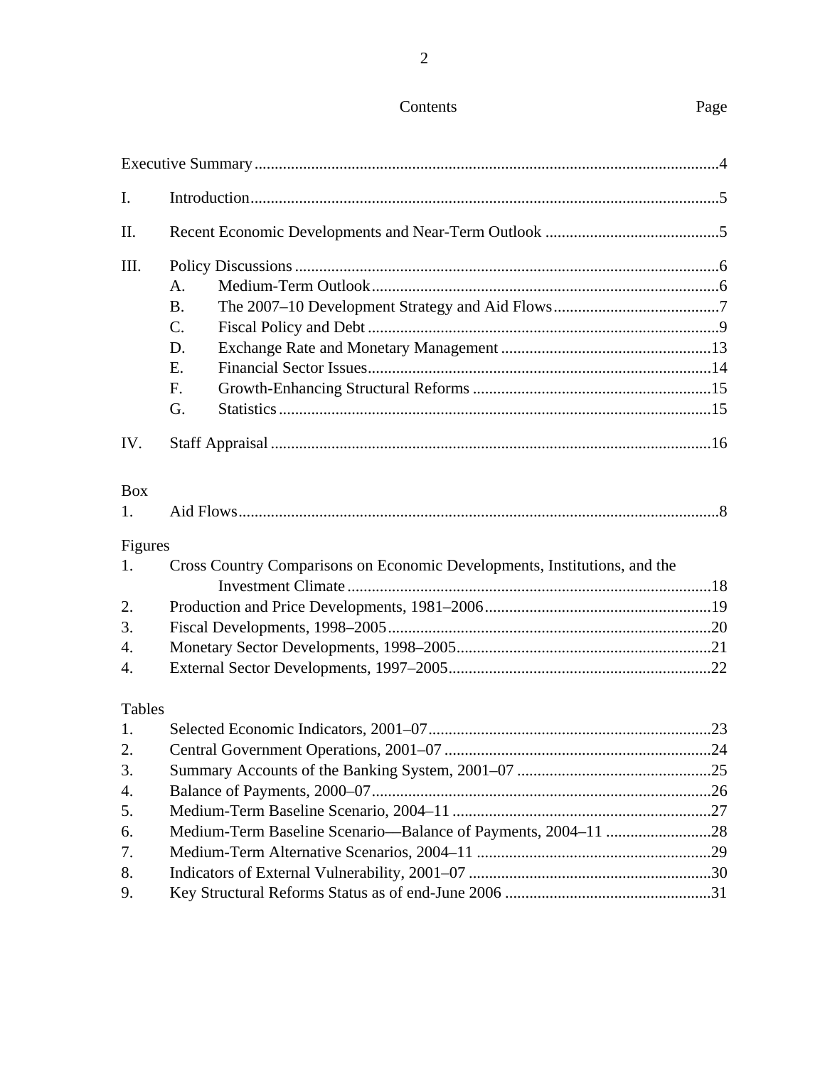# Contents

| | | Page |
|---|---|---|
| Executive Summary | | 4 |
| I. | Introduction | 5 |
| II. | Recent Economic Developments and Near-Term Outlook | 5 |
| III. | Policy Discussions | 6 |
| | A. Medium-Term Outlook | 6 |
| | B. The 2007–10 Development Strategy and Aid Flows | 7 |
| | C. Fiscal Policy and Debt | 9 |
| | D. Exchange Rate and Monetary Management | 13 |
| | E. Financial Sector Issues | 14 |
| | F. Growth-Enhancing Structural Reforms | 15 |
| | G. Statistics | 15 |
| IV. | Staff Appraisal | 16 |

**Box**

| | | |
|---|---|---|
| 1. | Aid Flows | 8 |

**Figures**

| | | |
|---|---|---|
| 1. | Cross Country Comparisons on Economic Developments, Institutions, and the Investment Climate | 18 |
| 2. | Production and Price Developments, 1981–2006 | 19 |
| 3. | Fiscal Developments, 1998–2005 | 20 |
| 4. | Monetary Sector Developments, 1998–2005 | 21 |
| 4. | External Sector Developments, 1997–2005 | 22 |

**Tables**

| | | |
|---|---|---|
| 1. | Selected Economic Indicators, 2001–07 | 23 |
| 2. | Central Government Operations, 2001–07 | 24 |
| 3. | Summary Accounts of the Banking System, 2001–07 | 25 |
| 4. | Balance of Payments, 2000–07 | 26 |
| 5. | Medium-Term Baseline Scenario, 2004–11 | 27 |
| 6. | Medium-Term Baseline Scenario—Balance of Payments, 2004–11 | 28 |
| 7. | Medium-Term Alternative Scenarios, 2004–11 | 29 |
| 8. | Indicators of External Vulnerability, 2001–07 | 30 |
| 9. | Key Structural Reforms Status as of end-June 2006 | 31 |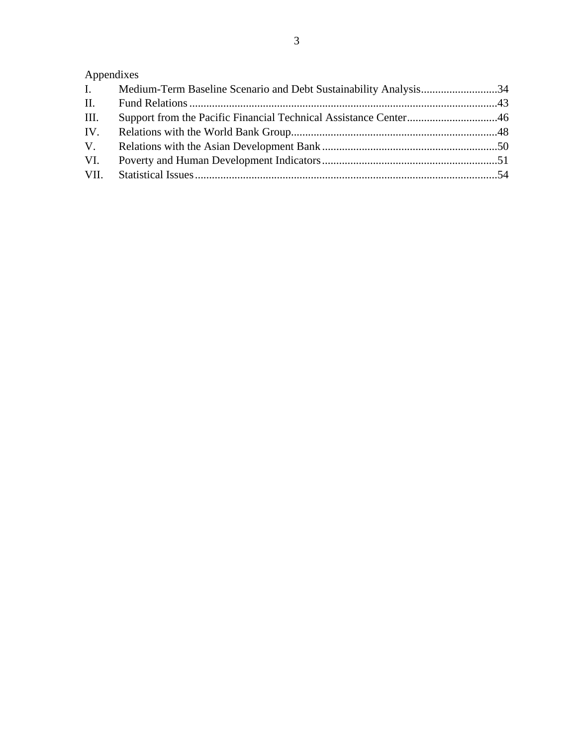Appendixes

| | | |
|---|---|---|
| I. | Medium-Term Baseline Scenario and Debt Sustainability Analysis | 34 |
| II. | Fund Relations | 43 |
| III. | Support from the Pacific Financial Technical Assistance Center | 46 |
| IV. | Relations with the World Bank Group | 48 |
| V. | Relations with the Asian Development Bank | 50 |
| VI. | Poverty and Human Development Indicators | 51 |
| VII. | Statistical Issues | 54 |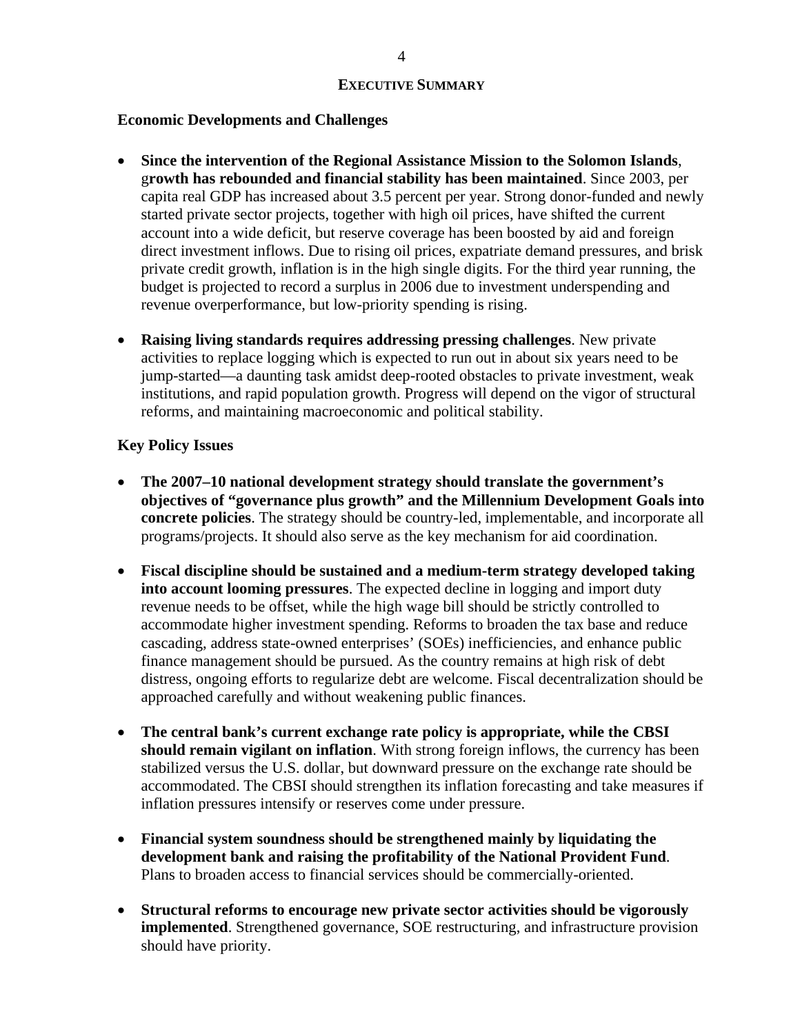## EXECUTIVE SUMMARY

### Economic Developments and Challenges

- **Since the intervention of the Regional Assistance Mission to the Solomon Islands**, g**rowth has rebounded and financial stability has been maintained**. Since 2003, per capita real GDP has increased about 3.5 percent per year. Strong donor-funded and newly started private sector projects, together with high oil prices, have shifted the current account into a wide deficit, but reserve coverage has been boosted by aid and foreign direct investment inflows. Due to rising oil prices, expatriate demand pressures, and brisk private credit growth, inflation is in the high single digits. For the third year running, the budget is projected to record a surplus in 2006 due to investment underspending and revenue overperformance, but low-priority spending is rising.

- **Raising living standards requires addressing pressing challenges**. New private activities to replace logging which is expected to run out in about six years need to be jump-started—a daunting task amidst deep-rooted obstacles to private investment, weak institutions, and rapid population growth. Progress will depend on the vigor of structural reforms, and maintaining macroeconomic and political stability.

### Key Policy Issues

- **The 2007–10 national development strategy should translate the government's objectives of "governance plus growth" and the Millennium Development Goals into concrete policies**. The strategy should be country-led, implementable, and incorporate all programs/projects. It should also serve as the key mechanism for aid coordination.

- **Fiscal discipline should be sustained and a medium-term strategy developed taking into account looming pressures**. The expected decline in logging and import duty revenue needs to be offset, while the high wage bill should be strictly controlled to accommodate higher investment spending. Reforms to broaden the tax base and reduce cascading, address state-owned enterprises' (SOEs) inefficiencies, and enhance public finance management should be pursued. As the country remains at high risk of debt distress, ongoing efforts to regularize debt are welcome. Fiscal decentralization should be approached carefully and without weakening public finances.

- **The central bank's current exchange rate policy is appropriate, while the CBSI should remain vigilant on inflation**. With strong foreign inflows, the currency has been stabilized versus the U.S. dollar, but downward pressure on the exchange rate should be accommodated. The CBSI should strengthen its inflation forecasting and take measures if inflation pressures intensify or reserves come under pressure.

- **Financial system soundness should be strengthened mainly by liquidating the development bank and raising the profitability of the National Provident Fund**. Plans to broaden access to financial services should be commercially-oriented.

- **Structural reforms to encourage new private sector activities should be vigorously implemented**. Strengthened governance, SOE restructuring, and infrastructure provision should have priority.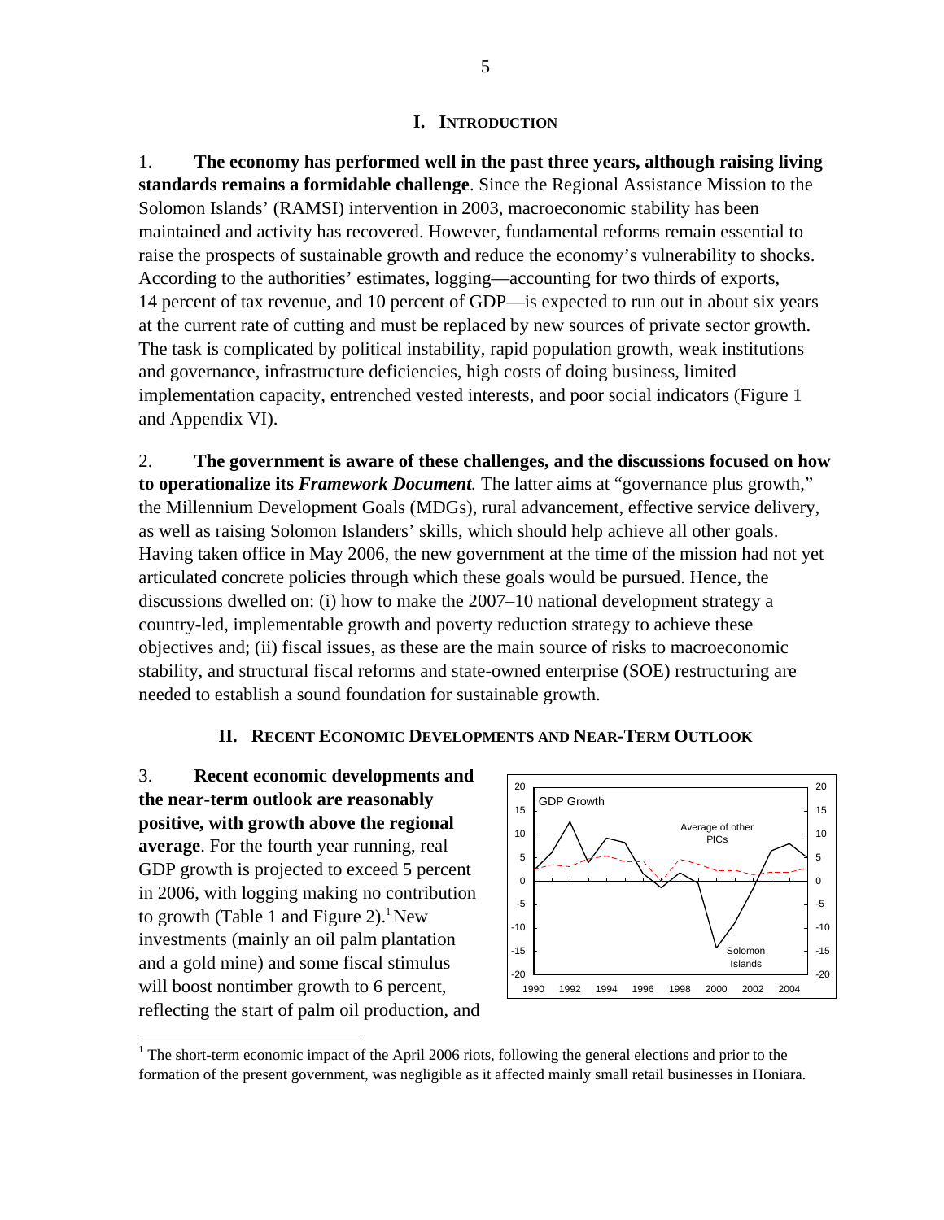## I. INTRODUCTION

1. **The economy has performed well in the past three years, although raising living standards remains a formidable challenge**. Since the Regional Assistance Mission to the Solomon Islands' (RAMSI) intervention in 2003, macroeconomic stability has been maintained and activity has recovered. However, fundamental reforms remain essential to raise the prospects of sustainable growth and reduce the economy's vulnerability to shocks. According to the authorities' estimates, logging—accounting for two thirds of exports, 14 percent of tax revenue, and 10 percent of GDP—is expected to run out in about six years at the current rate of cutting and must be replaced by new sources of private sector growth. The task is complicated by political instability, rapid population growth, weak institutions and governance, infrastructure deficiencies, high costs of doing business, limited implementation capacity, entrenched vested interests, and poor social indicators (Figure 1 and Appendix VI).

2. **The government is aware of these challenges, and the discussions focused on how to operationalize its *Framework Document*.** The latter aims at "governance plus growth," the Millennium Development Goals (MDGs), rural advancement, effective service delivery, as well as raising Solomon Islanders' skills, which should help achieve all other goals. Having taken office in May 2006, the new government at the time of the mission had not yet articulated concrete policies through which these goals would be pursued. Hence, the discussions dwelled on: (i) how to make the 2007–10 national development strategy a country-led, implementable growth and poverty reduction strategy to achieve these objectives and; (ii) fiscal issues, as these are the main source of risks to macroeconomic stability, and structural fiscal reforms and state-owned enterprise (SOE) restructuring are needed to establish a sound foundation for sustainable growth.

## II. RECENT ECONOMIC DEVELOPMENTS AND NEAR-TERM OUTLOOK

3. **Recent economic developments and the near-term outlook are reasonably positive, with growth above the regional average**. For the fourth year running, real GDP growth is projected to exceed 5 percent in 2006, with logging making no contribution to growth (Table 1 and Figure 2).[1] New investments (mainly an oil palm plantation and a gold mine) and some fiscal stimulus will boost nontimber growth to 6 percent, reflecting the start of palm oil production, and

[1] The short-term economic impact of the April 2006 riots, following the general elections and prior to the formation of the present government, was negligible as it affected mainly small retail businesses in Honiara.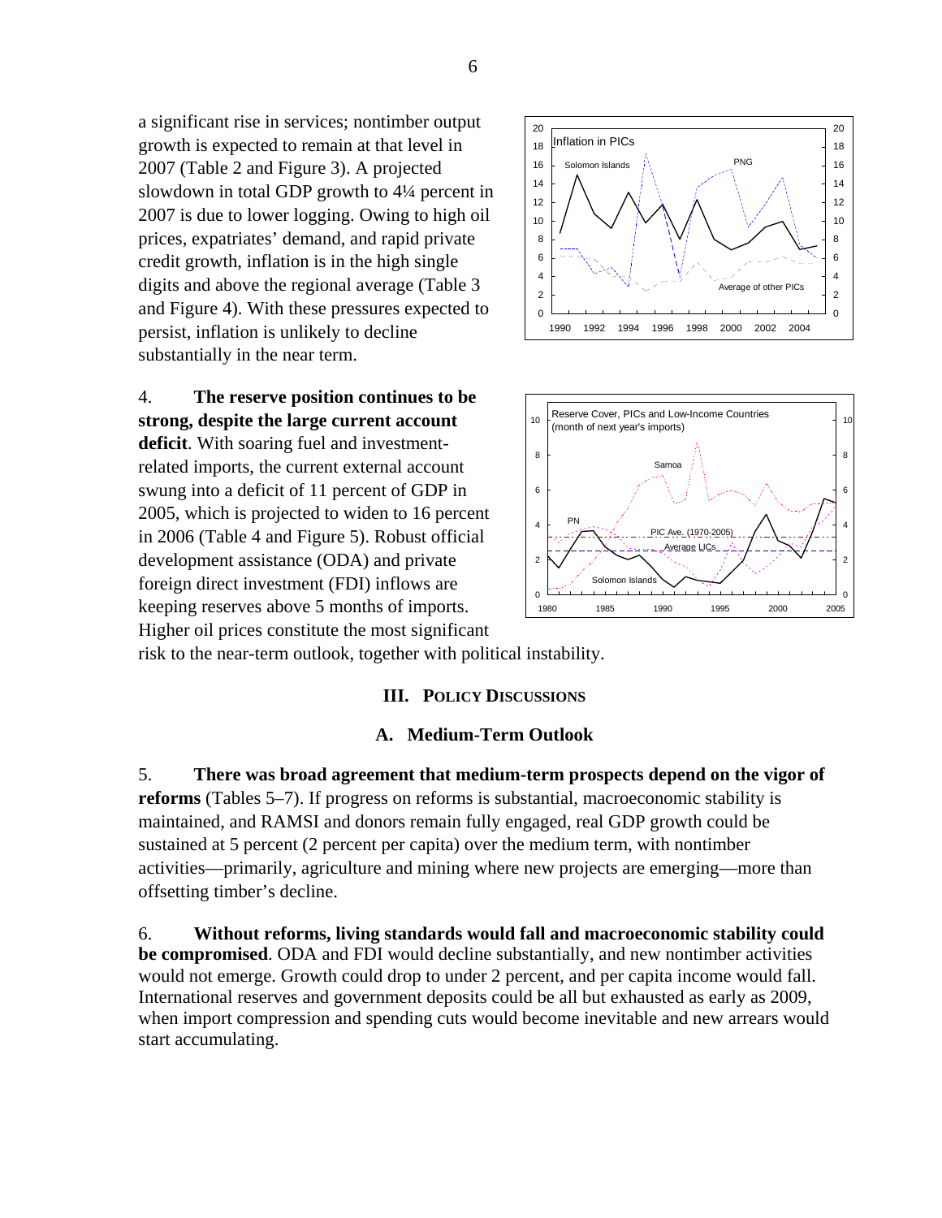a significant rise in services; nontimber output growth is expected to remain at that level in 2007 (Table 2 and Figure 3). A projected slowdown in total GDP growth to 4¼ percent in 2007 is due to lower logging. Owing to high oil prices, expatriates' demand, and rapid private credit growth, inflation is in the high single digits and above the regional average (Table 3 and Figure 4). With these pressures expected to persist, inflation is unlikely to decline substantially in the near term.

4. **The reserve position continues to be strong, despite the large current account deficit**. With soaring fuel and investment-related imports, the current external account swung into a deficit of 11 percent of GDP in 2005, which is projected to widen to 16 percent in 2006 (Table 4 and Figure 5). Robust official development assistance (ODA) and private foreign direct investment (FDI) inflows are keeping reserves above 5 months of imports. Higher oil prices constitute the most significant risk to the near-term outlook, together with political instability.

## III. Policy Discussions

### A. Medium-Term Outlook

5. **There was broad agreement that medium-term prospects depend on the vigor of reforms** (Tables 5–7). If progress on reforms is substantial, macroeconomic stability is maintained, and RAMSI and donors remain fully engaged, real GDP growth could be sustained at 5 percent (2 percent per capita) over the medium term, with nontimber activities—primarily, agriculture and mining where new projects are emerging—more than offsetting timber's decline.

6. **Without reforms, living standards would fall and macroeconomic stability could be compromised**. ODA and FDI would decline substantially, and new nontimber activities would not emerge. Growth could drop to under 2 percent, and per capita income would fall. International reserves and government deposits could be all but exhausted as early as 2009, when import compression and spending cuts would become inevitable and new arrears would start accumulating.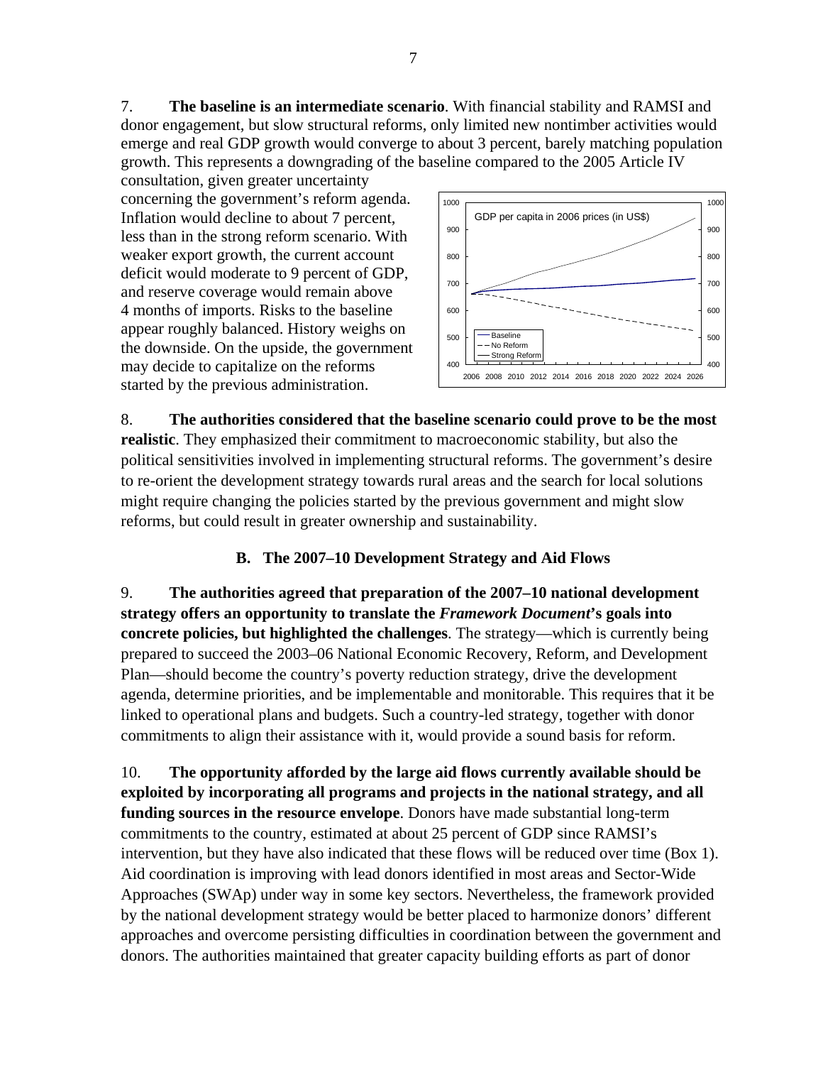7. **The baseline is an intermediate scenario**. With financial stability and RAMSI and donor engagement, but slow structural reforms, only limited new nontimber activities would emerge and real GDP growth would converge to about 3 percent, barely matching population growth. This represents a downgrading of the baseline compared to the 2005 Article IV consultation, given greater uncertainty concerning the government's reform agenda. Inflation would decline to about 7 percent, less than in the strong reform scenario. With weaker export growth, the current account deficit would moderate to 9 percent of GDP, and reserve coverage would remain above 4 months of imports. Risks to the baseline appear roughly balanced. History weighs on the downside. On the upside, the government may decide to capitalize on the reforms started by the previous administration.

8. **The authorities considered that the baseline scenario could prove to be the most realistic**. They emphasized their commitment to macroeconomic stability, but also the political sensitivities involved in implementing structural reforms. The government's desire to re-orient the development strategy towards rural areas and the search for local solutions might require changing the policies started by the previous government and might slow reforms, but could result in greater ownership and sustainability.

## B. The 2007–10 Development Strategy and Aid Flows

9. **The authorities agreed that preparation of the 2007–10 national development strategy offers an opportunity to translate the *Framework Document*'s goals into concrete policies, but highlighted the challenges**. The strategy—which is currently being prepared to succeed the 2003–06 National Economic Recovery, Reform, and Development Plan—should become the country's poverty reduction strategy, drive the development agenda, determine priorities, and be implementable and monitorable. This requires that it be linked to operational plans and budgets. Such a country-led strategy, together with donor commitments to align their assistance with it, would provide a sound basis for reform.

10. **The opportunity afforded by the large aid flows currently available should be exploited by incorporating all programs and projects in the national strategy, and all funding sources in the resource envelope**. Donors have made substantial long-term commitments to the country, estimated at about 25 percent of GDP since RAMSI's intervention, but they have also indicated that these flows will be reduced over time (Box 1). Aid coordination is improving with lead donors identified in most areas and Sector-Wide Approaches (SWAp) under way in some key sectors. Nevertheless, the framework provided by the national development strategy would be better placed to harmonize donors' different approaches and overcome persisting difficulties in coordination between the government and donors. The authorities maintained that greater capacity building efforts as part of donor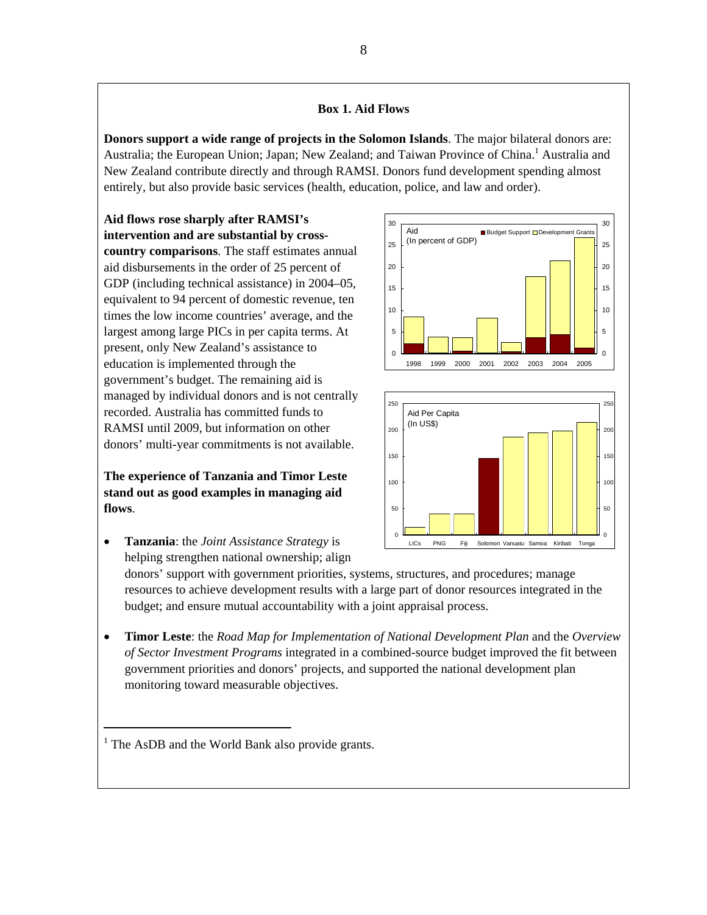### Box 1. Aid Flows

**Donors support a wide range of projects in the Solomon Islands**. The major bilateral donors are: Australia; the European Union; Japan; New Zealand; and Taiwan Province of China.[1] Australia and New Zealand contribute directly and through RAMSI. Donors fund development spending almost entirely, but also provide basic services (health, education, police, and law and order).

**Aid flows rose sharply after RAMSI's intervention and are substantial by cross-country comparisons**. The staff estimates annual aid disbursements in the order of 25 percent of GDP (including technical assistance) in 2004–05, equivalent to 94 percent of domestic revenue, ten times the low income countries' average, and the largest among large PICs in per capita terms. At present, only New Zealand's assistance to education is implemented through the government's budget. The remaining aid is managed by individual donors and is not centrally recorded. Australia has committed funds to RAMSI until 2009, but information on other donors' multi-year commitments is not available.

**The experience of Tanzania and Timor Leste stand out as good examples in managing aid flows**.

- **Tanzania**: the *Joint Assistance Strategy* is helping strengthen national ownership; align donors' support with government priorities, systems, structures, and procedures; manage resources to achieve development results with a large part of donor resources integrated in the budget; and ensure mutual accountability with a joint appraisal process.

- **Timor Leste**: the *Road Map for Implementation of National Development Plan* and the *Overview of Sector Investment Programs* integrated in a combined-source budget improved the fit between government priorities and donors' projects, and supported the national development plan monitoring toward measurable objectives.

---

[1] The AsDB and the World Bank also provide grants.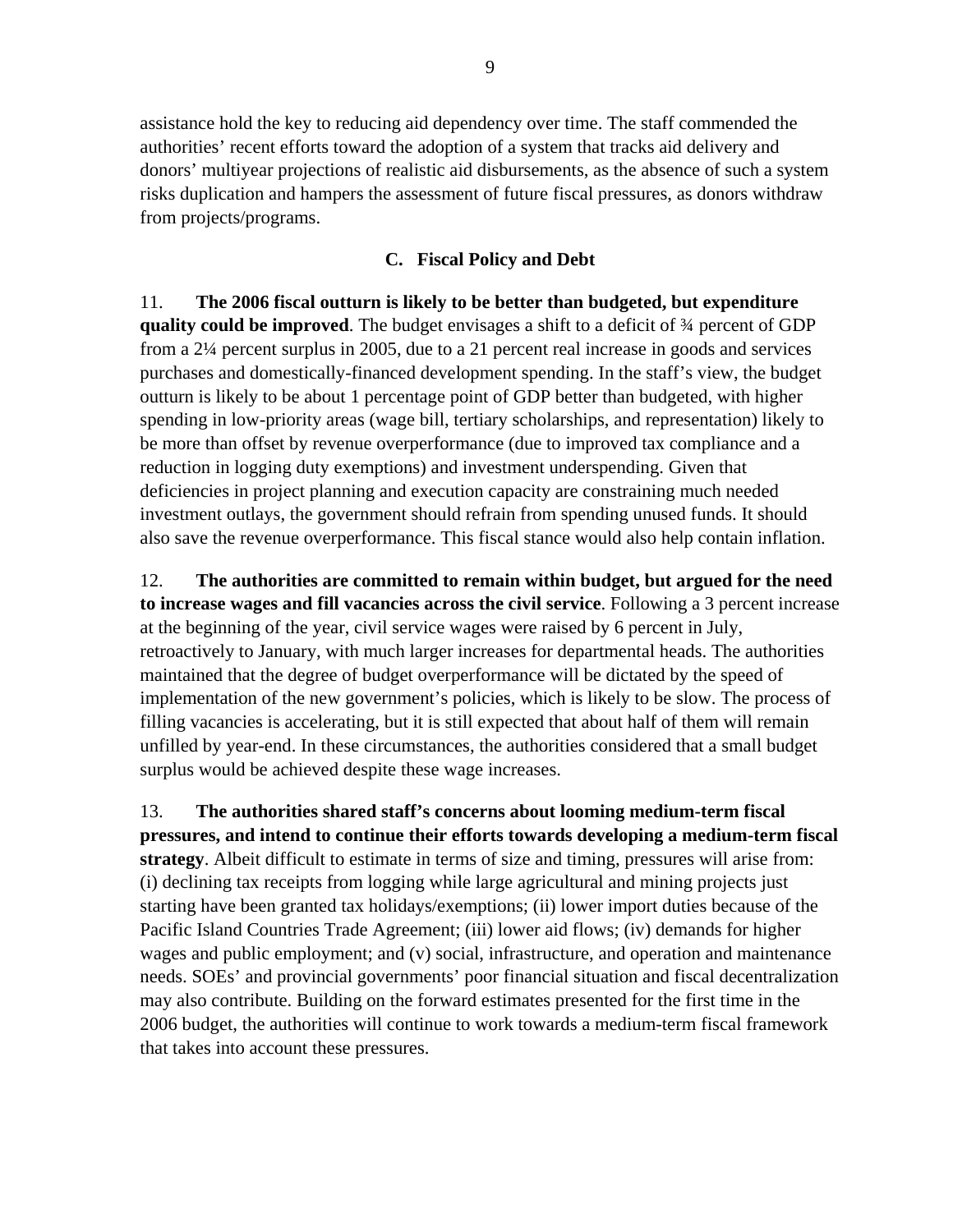assistance hold the key to reducing aid dependency over time. The staff commended the authorities' recent efforts toward the adoption of a system that tracks aid delivery and donors' multiyear projections of realistic aid disbursements, as the absence of such a system risks duplication and hampers the assessment of future fiscal pressures, as donors withdraw from projects/programs.

### C. Fiscal Policy and Debt

11. **The 2006 fiscal outturn is likely to be better than budgeted, but expenditure quality could be improved**. The budget envisages a shift to a deficit of ¾ percent of GDP from a 2¼ percent surplus in 2005, due to a 21 percent real increase in goods and services purchases and domestically-financed development spending. In the staff's view, the budget outturn is likely to be about 1 percentage point of GDP better than budgeted, with higher spending in low-priority areas (wage bill, tertiary scholarships, and representation) likely to be more than offset by revenue overperformance (due to improved tax compliance and a reduction in logging duty exemptions) and investment underspending. Given that deficiencies in project planning and execution capacity are constraining much needed investment outlays, the government should refrain from spending unused funds. It should also save the revenue overperformance. This fiscal stance would also help contain inflation.

12. **The authorities are committed to remain within budget, but argued for the need to increase wages and fill vacancies across the civil service**. Following a 3 percent increase at the beginning of the year, civil service wages were raised by 6 percent in July, retroactively to January, with much larger increases for departmental heads. The authorities maintained that the degree of budget overperformance will be dictated by the speed of implementation of the new government's policies, which is likely to be slow. The process of filling vacancies is accelerating, but it is still expected that about half of them will remain unfilled by year-end. In these circumstances, the authorities considered that a small budget surplus would be achieved despite these wage increases.

13. **The authorities shared staff's concerns about looming medium-term fiscal pressures, and intend to continue their efforts towards developing a medium-term fiscal strategy**. Albeit difficult to estimate in terms of size and timing, pressures will arise from: (i) declining tax receipts from logging while large agricultural and mining projects just starting have been granted tax holidays/exemptions; (ii) lower import duties because of the Pacific Island Countries Trade Agreement; (iii) lower aid flows; (iv) demands for higher wages and public employment; and (v) social, infrastructure, and operation and maintenance needs. SOEs' and provincial governments' poor financial situation and fiscal decentralization may also contribute. Building on the forward estimates presented for the first time in the 2006 budget, the authorities will continue to work towards a medium-term fiscal framework that takes into account these pressures.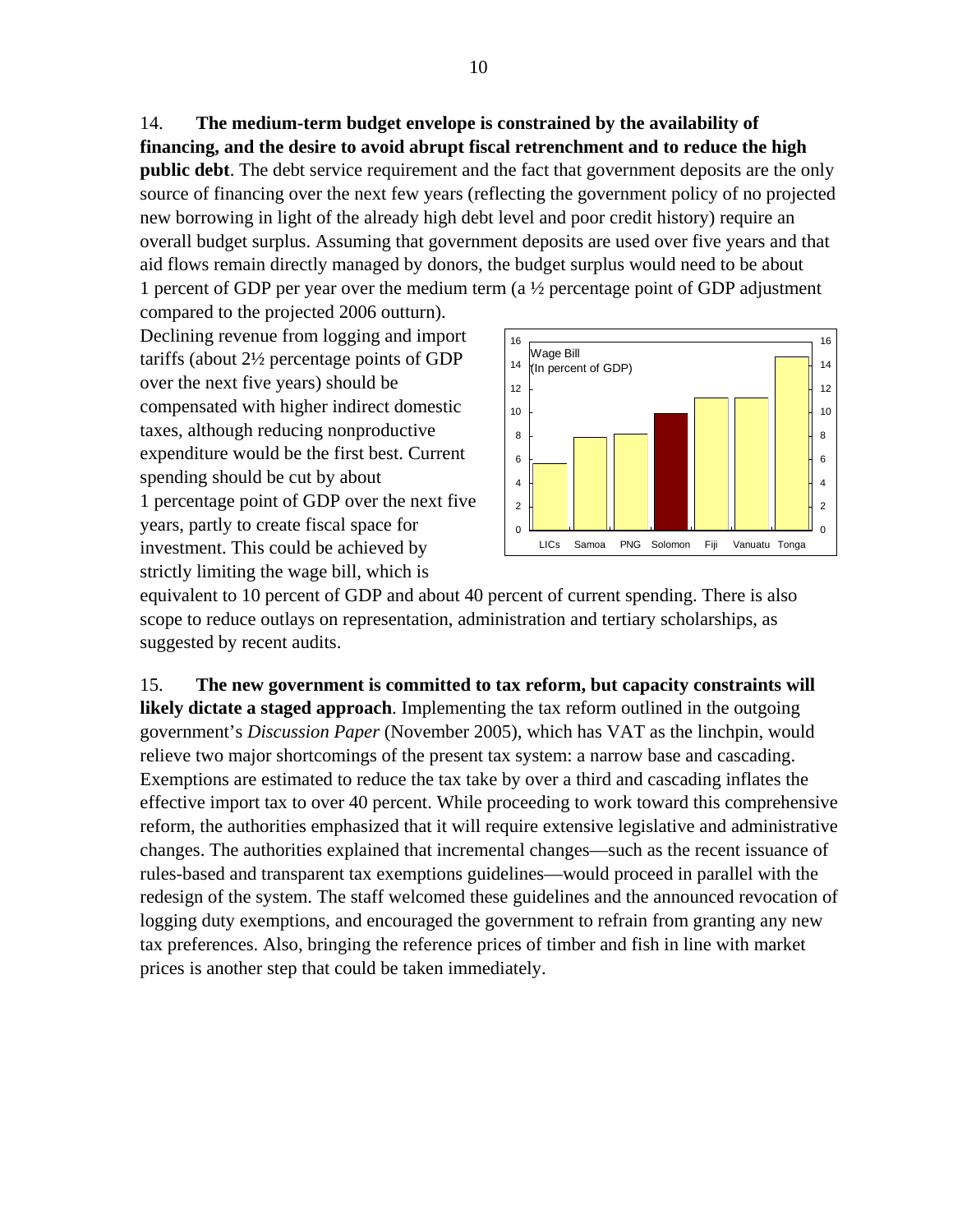14. **The medium-term budget envelope is constrained by the availability of financing, and the desire to avoid abrupt fiscal retrenchment and to reduce the high public debt**. The debt service requirement and the fact that government deposits are the only source of financing over the next few years (reflecting the government policy of no projected new borrowing in light of the already high debt level and poor credit history) require an overall budget surplus. Assuming that government deposits are used over five years and that aid flows remain directly managed by donors, the budget surplus would need to be about 1 percent of GDP per year over the medium term (a ½ percentage point of GDP adjustment compared to the projected 2006 outturn). Declining revenue from logging and import tariffs (about 2½ percentage points of GDP over the next five years) should be compensated with higher indirect domestic taxes, although reducing nonproductive expenditure would be the first best. Current spending should be cut by about 1 percentage point of GDP over the next five years, partly to create fiscal space for investment. This could be achieved by strictly limiting the wage bill, which is equivalent to 10 percent of GDP and about 40 percent of current spending. There is also scope to reduce outlays on representation, administration and tertiary scholarships, as suggested by recent audits.

15. **The new government is committed to tax reform, but capacity constraints will likely dictate a staged approach**. Implementing the tax reform outlined in the outgoing government's *Discussion Paper* (November 2005), which has VAT as the linchpin, would relieve two major shortcomings of the present tax system: a narrow base and cascading. Exemptions are estimated to reduce the tax take by over a third and cascading inflates the effective import tax to over 40 percent. While proceeding to work toward this comprehensive reform, the authorities emphasized that it will require extensive legislative and administrative changes. The authorities explained that incremental changes—such as the recent issuance of rules-based and transparent tax exemptions guidelines—would proceed in parallel with the redesign of the system. The staff welcomed these guidelines and the announced revocation of logging duty exemptions, and encouraged the government to refrain from granting any new tax preferences. Also, bringing the reference prices of timber and fish in line with market prices is another step that could be taken immediately.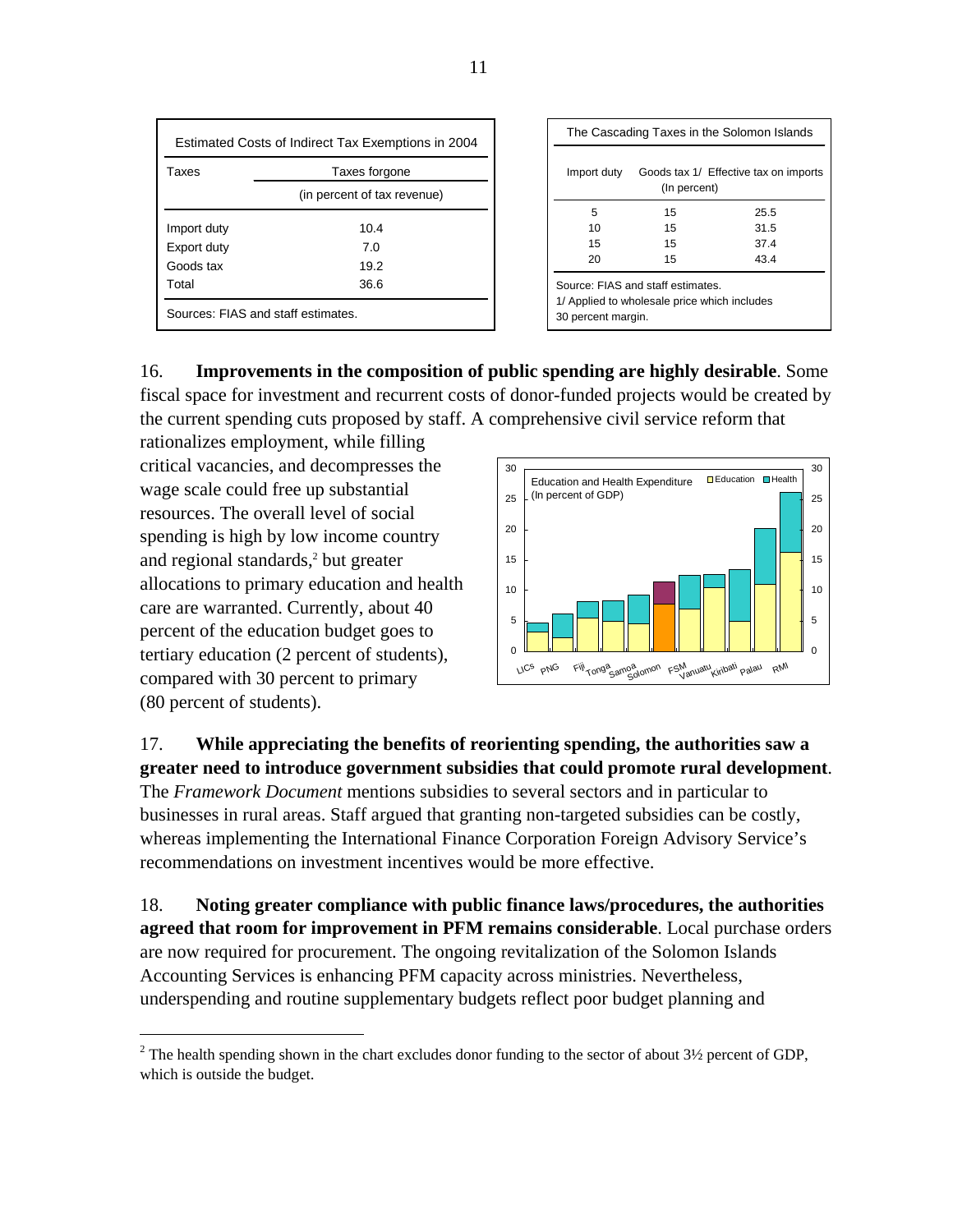| Estimated Costs of Indirect Tax Exemptions in 2004 | |
|---|---|
| Taxes | Taxes forgone |
| | (in percent of tax revenue) |
| Import duty | 10.4 |
| Export duty | 7.0 |
| Goods tax | 19.2 |
| Total | 36.6 |

Sources: FIAS and staff estimates.

| The Cascading Taxes in the Solomon Islands | | |
|---|---|---|
| Import duty | Goods tax 1/ | Effective tax on imports |
| | (In percent) | |
| 5 | 15 | 25.5 |
| 10 | 15 | 31.5 |
| 15 | 15 | 37.4 |
| 20 | 15 | 43.4 |

Source: FIAS and staff estimates.
1/ Applied to wholesale price which includes 30 percent margin.

16. **Improvements in the composition of public spending are highly desirable**. Some fiscal space for investment and recurrent costs of donor-funded projects would be created by the current spending cuts proposed by staff. A comprehensive civil service reform that rationalizes employment, while filling critical vacancies, and decompresses the wage scale could free up substantial resources. The overall level of social spending is high by low income country and regional standards,[2] but greater allocations to primary education and health care are warranted. Currently, about 40 percent of the education budget goes to tertiary education (2 percent of students), compared with 30 percent to primary (80 percent of students).

Education and Health Expenditure (In percent of GDP)

17. **While appreciating the benefits of reorienting spending, the authorities saw a greater need to introduce government subsidies that could promote rural development**. The *Framework Document* mentions subsidies to several sectors and in particular to businesses in rural areas. Staff argued that granting non-targeted subsidies can be costly, whereas implementing the International Finance Corporation Foreign Advisory Service's recommendations on investment incentives would be more effective.

18. **Noting greater compliance with public finance laws/procedures, the authorities agreed that room for improvement in PFM remains considerable**. Local purchase orders are now required for procurement. The ongoing revitalization of the Solomon Islands Accounting Services is enhancing PFM capacity across ministries. Nevertheless, underspending and routine supplementary budgets reflect poor budget planning and

[2] The health spending shown in the chart excludes donor funding to the sector of about 3½ percent of GDP, which is outside the budget.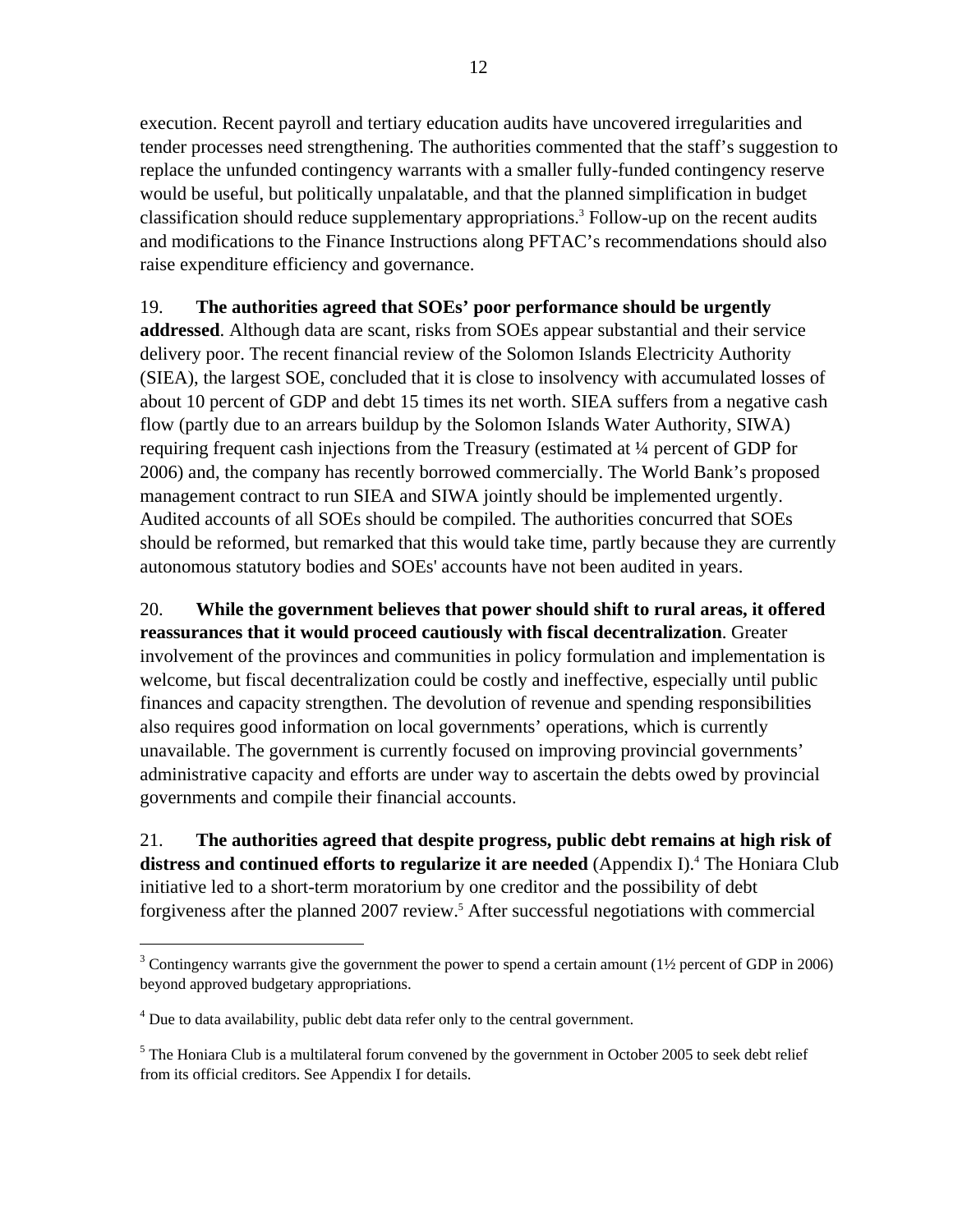execution. Recent payroll and tertiary education audits have uncovered irregularities and tender processes need strengthening. The authorities commented that the staff's suggestion to replace the unfunded contingency warrants with a smaller fully-funded contingency reserve would be useful, but politically unpalatable, and that the planned simplification in budget classification should reduce supplementary appropriations.[3] Follow-up on the recent audits and modifications to the Finance Instructions along PFTAC's recommendations should also raise expenditure efficiency and governance.

19. **The authorities agreed that SOEs' poor performance should be urgently addressed**. Although data are scant, risks from SOEs appear substantial and their service delivery poor. The recent financial review of the Solomon Islands Electricity Authority (SIEA), the largest SOE, concluded that it is close to insolvency with accumulated losses of about 10 percent of GDP and debt 15 times its net worth. SIEA suffers from a negative cash flow (partly due to an arrears buildup by the Solomon Islands Water Authority, SIWA) requiring frequent cash injections from the Treasury (estimated at ¼ percent of GDP for 2006) and, the company has recently borrowed commercially. The World Bank's proposed management contract to run SIEA and SIWA jointly should be implemented urgently. Audited accounts of all SOEs should be compiled. The authorities concurred that SOEs should be reformed, but remarked that this would take time, partly because they are currently autonomous statutory bodies and SOEs' accounts have not been audited in years.

20. **While the government believes that power should shift to rural areas, it offered reassurances that it would proceed cautiously with fiscal decentralization**. Greater involvement of the provinces and communities in policy formulation and implementation is welcome, but fiscal decentralization could be costly and ineffective, especially until public finances and capacity strengthen. The devolution of revenue and spending responsibilities also requires good information on local governments' operations, which is currently unavailable. The government is currently focused on improving provincial governments' administrative capacity and efforts are under way to ascertain the debts owed by provincial governments and compile their financial accounts.

21. **The authorities agreed that despite progress, public debt remains at high risk of distress and continued efforts to regularize it are needed** (Appendix I).[4] The Honiara Club initiative led to a short-term moratorium by one creditor and the possibility of debt forgiveness after the planned 2007 review.[5] After successful negotiations with commercial

---

[3] Contingency warrants give the government the power to spend a certain amount (1½ percent of GDP in 2006) beyond approved budgetary appropriations.

[4] Due to data availability, public debt data refer only to the central government.

[5] The Honiara Club is a multilateral forum convened by the government in October 2005 to seek debt relief from its official creditors. See Appendix I for details.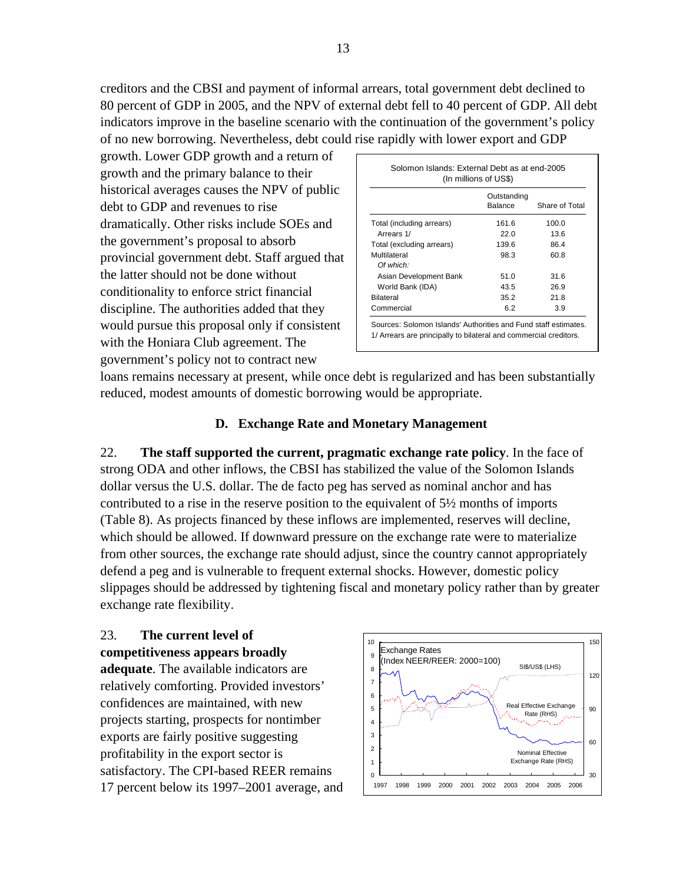creditors and the CBSI and payment of informal arrears, total government debt declined to 80 percent of GDP in 2005, and the NPV of external debt fell to 40 percent of GDP. All debt indicators improve in the baseline scenario with the continuation of the government's policy of no new borrowing. Nevertheless, debt could rise rapidly with lower export and GDP growth. Lower GDP growth and a return of growth and the primary balance to their historical averages causes the NPV of public debt to GDP and revenues to rise dramatically. Other risks include SOEs and the government's proposal to absorb provincial government debt. Staff argued that the latter should not be done without conditionality to enforce strict financial discipline. The authorities added that they would pursue this proposal only if consistent with the Honiara Club agreement. The government's policy not to contract new loans remains necessary at present, while once debt is regularized and has been substantially reduced, modest amounts of domestic borrowing would be appropriate.

Solomon Islands: External Debt as at end-2005
(In millions of US$)

| | Outstanding Balance | Share of Total |
|---|---|---|
| Total (including arrears) | 161.6 | 100.0 |
| Arrears 1/ | 22.0 | 13.6 |
| Total (excluding arrears) | 139.6 | 86.4 |
| Multilateral | 98.3 | 60.8 |
| *Of which:* | | |
| Asian Development Bank | 51.0 | 31.6 |
| World Bank (IDA) | 43.5 | 26.9 |
| Bilateral | 35.2 | 21.8 |
| Commercial | 6.2 | 3.9 |

Sources: Solomon Islands' Authorities and Fund staff estimates.
1/ Arrears are principally to bilateral and commercial creditors.

### D. Exchange Rate and Monetary Management

22. **The staff supported the current, pragmatic exchange rate policy**. In the face of strong ODA and other inflows, the CBSI has stabilized the value of the Solomon Islands dollar versus the U.S. dollar. The de facto peg has served as nominal anchor and has contributed to a rise in the reserve position to the equivalent of 5½ months of imports (Table 8). As projects financed by these inflows are implemented, reserves will decline, which should be allowed. If downward pressure on the exchange rate were to materialize from other sources, the exchange rate should adjust, since the country cannot appropriately defend a peg and is vulnerable to frequent external shocks. However, domestic policy slippages should be addressed by tightening fiscal and monetary policy rather than by greater exchange rate flexibility.

23. **The current level of competitiveness appears broadly adequate**. The available indicators are relatively comforting. Provided investors' confidences are maintained, with new projects starting, prospects for nontimber exports are fairly positive suggesting profitability in the export sector is satisfactory. The CPI-based REER remains 17 percent below its 1997–2001 average, and

Exchange Rates (Index NEER/REER: 2000=100)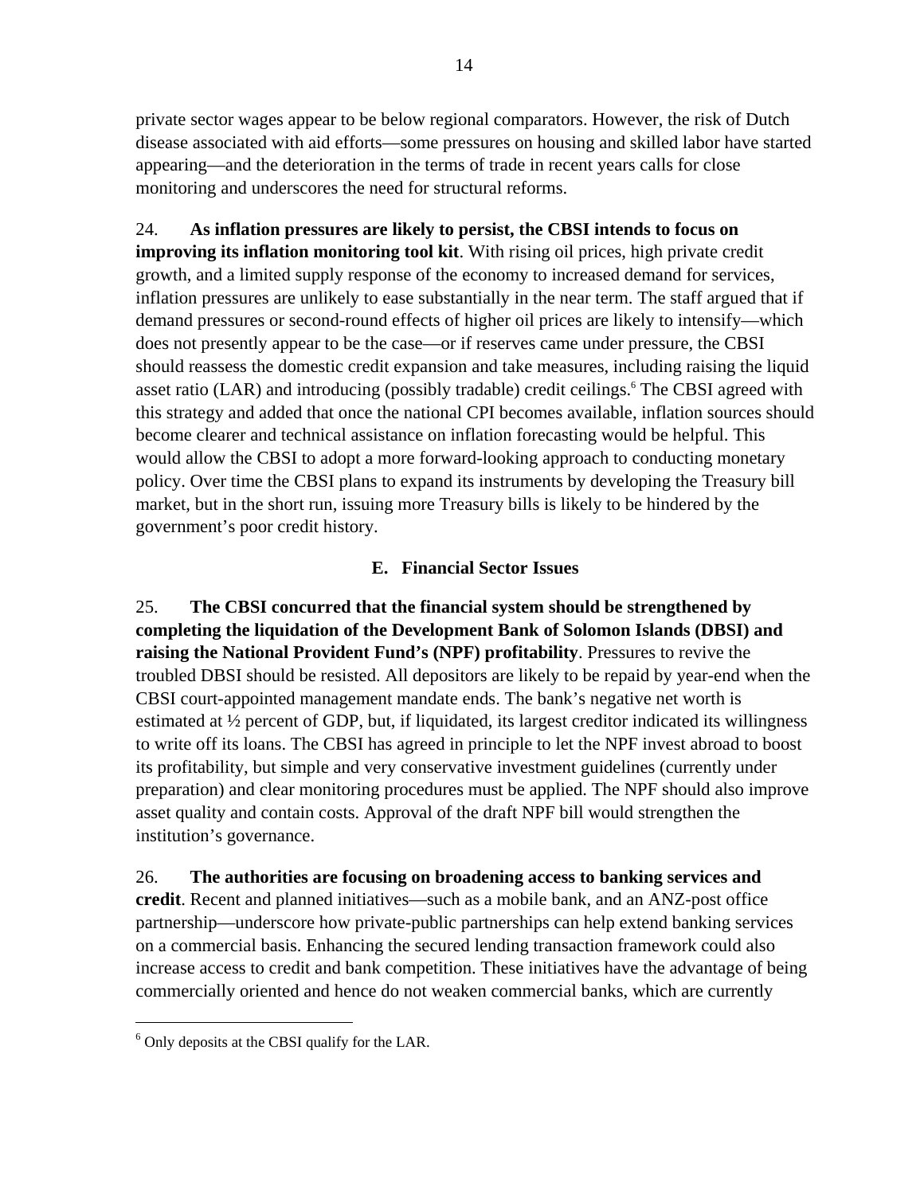private sector wages appear to be below regional comparators. However, the risk of Dutch disease associated with aid efforts—some pressures on housing and skilled labor have started appearing—and the deterioration in the terms of trade in recent years calls for close monitoring and underscores the need for structural reforms.

24. **As inflation pressures are likely to persist, the CBSI intends to focus on improving its inflation monitoring tool kit**. With rising oil prices, high private credit growth, and a limited supply response of the economy to increased demand for services, inflation pressures are unlikely to ease substantially in the near term. The staff argued that if demand pressures or second-round effects of higher oil prices are likely to intensify—which does not presently appear to be the case—or if reserves came under pressure, the CBSI should reassess the domestic credit expansion and take measures, including raising the liquid asset ratio (LAR) and introducing (possibly tradable) credit ceilings.[6] The CBSI agreed with this strategy and added that once the national CPI becomes available, inflation sources should become clearer and technical assistance on inflation forecasting would be helpful. This would allow the CBSI to adopt a more forward-looking approach to conducting monetary policy. Over time the CBSI plans to expand its instruments by developing the Treasury bill market, but in the short run, issuing more Treasury bills is likely to be hindered by the government's poor credit history.

### E. Financial Sector Issues

25. **The CBSI concurred that the financial system should be strengthened by completing the liquidation of the Development Bank of Solomon Islands (DBSI) and raising the National Provident Fund's (NPF) profitability**. Pressures to revive the troubled DBSI should be resisted. All depositors are likely to be repaid by year-end when the CBSI court-appointed management mandate ends. The bank's negative net worth is estimated at ½ percent of GDP, but, if liquidated, its largest creditor indicated its willingness to write off its loans. The CBSI has agreed in principle to let the NPF invest abroad to boost its profitability, but simple and very conservative investment guidelines (currently under preparation) and clear monitoring procedures must be applied. The NPF should also improve asset quality and contain costs. Approval of the draft NPF bill would strengthen the institution's governance.

26. **The authorities are focusing on broadening access to banking services and credit**. Recent and planned initiatives—such as a mobile bank, and an ANZ-post office partnership—underscore how private-public partnerships can help extend banking services on a commercial basis. Enhancing the secured lending transaction framework could also increase access to credit and bank competition. These initiatives have the advantage of being commercially oriented and hence do not weaken commercial banks, which are currently

[6] Only deposits at the CBSI qualify for the LAR.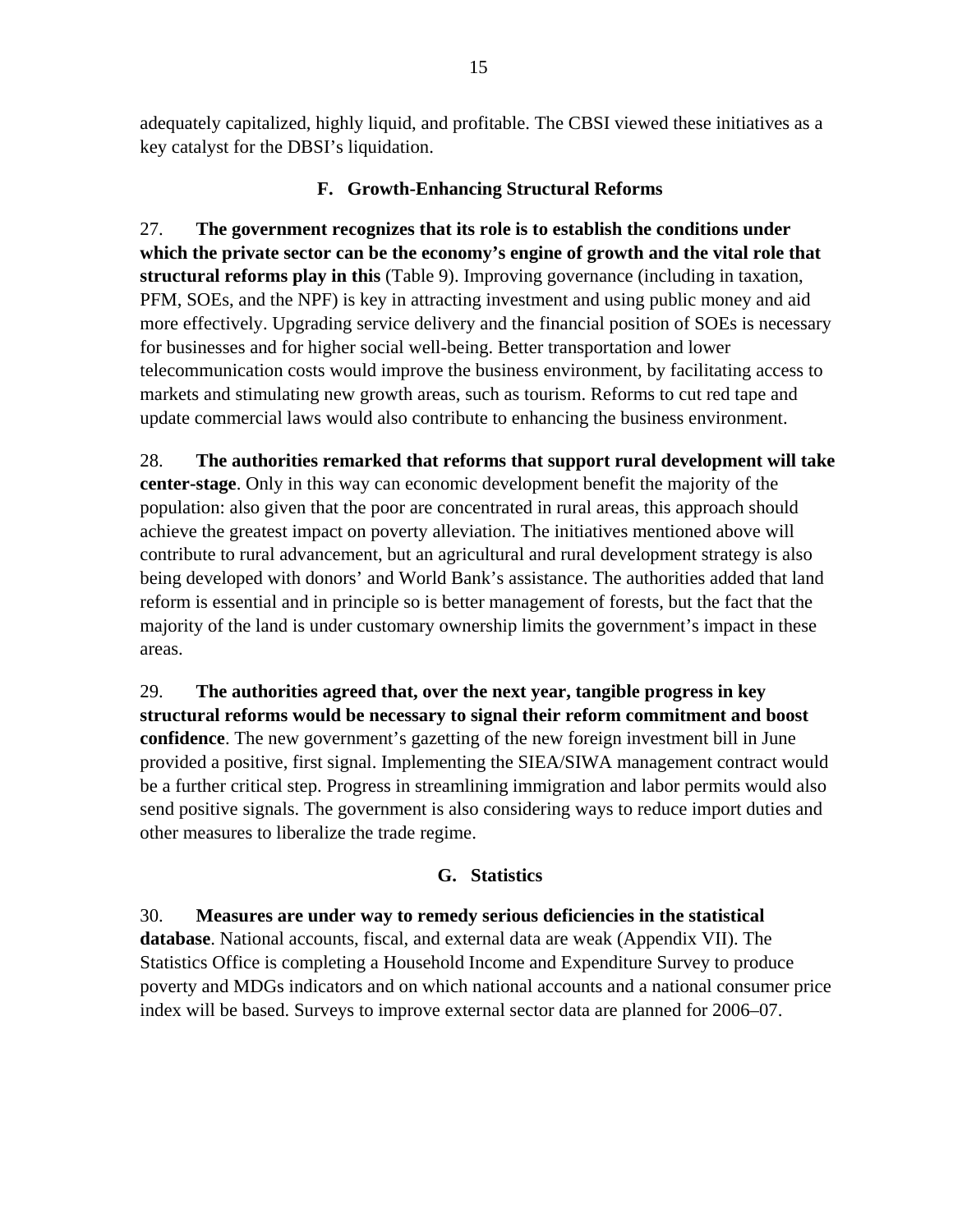adequately capitalized, highly liquid, and profitable. The CBSI viewed these initiatives as a key catalyst for the DBSI's liquidation.

### F. Growth-Enhancing Structural Reforms

27. **The government recognizes that its role is to establish the conditions under which the private sector can be the economy's engine of growth and the vital role that structural reforms play in this** (Table 9). Improving governance (including in taxation, PFM, SOEs, and the NPF) is key in attracting investment and using public money and aid more effectively. Upgrading service delivery and the financial position of SOEs is necessary for businesses and for higher social well-being. Better transportation and lower telecommunication costs would improve the business environment, by facilitating access to markets and stimulating new growth areas, such as tourism. Reforms to cut red tape and update commercial laws would also contribute to enhancing the business environment.

28. **The authorities remarked that reforms that support rural development will take center-stage**. Only in this way can economic development benefit the majority of the population: also given that the poor are concentrated in rural areas, this approach should achieve the greatest impact on poverty alleviation. The initiatives mentioned above will contribute to rural advancement, but an agricultural and rural development strategy is also being developed with donors' and World Bank's assistance. The authorities added that land reform is essential and in principle so is better management of forests, but the fact that the majority of the land is under customary ownership limits the government's impact in these areas.

29. **The authorities agreed that, over the next year, tangible progress in key structural reforms would be necessary to signal their reform commitment and boost confidence**. The new government's gazetting of the new foreign investment bill in June provided a positive, first signal. Implementing the SIEA/SIWA management contract would be a further critical step. Progress in streamlining immigration and labor permits would also send positive signals. The government is also considering ways to reduce import duties and other measures to liberalize the trade regime.

### G. Statistics

30. **Measures are under way to remedy serious deficiencies in the statistical database**. National accounts, fiscal, and external data are weak (Appendix VII). The Statistics Office is completing a Household Income and Expenditure Survey to produce poverty and MDGs indicators and on which national accounts and a national consumer price index will be based. Surveys to improve external sector data are planned for 2006–07.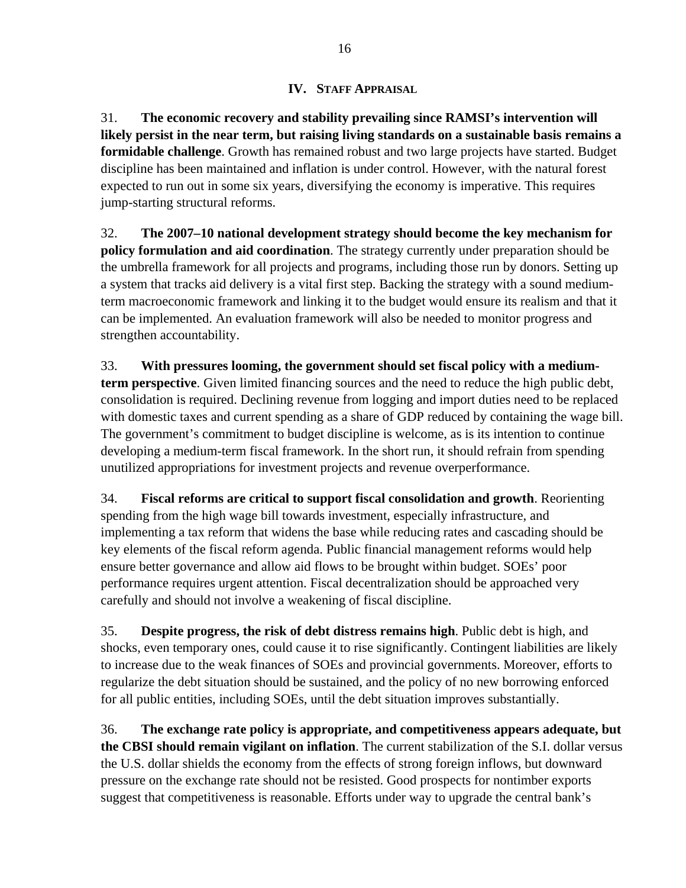## IV. Staff Appraisal

31. **The economic recovery and stability prevailing since RAMSI's intervention will likely persist in the near term, but raising living standards on a sustainable basis remains a formidable challenge**. Growth has remained robust and two large projects have started. Budget discipline has been maintained and inflation is under control. However, with the natural forest expected to run out in some six years, diversifying the economy is imperative. This requires jump-starting structural reforms.

32. **The 2007–10 national development strategy should become the key mechanism for policy formulation and aid coordination**. The strategy currently under preparation should be the umbrella framework for all projects and programs, including those run by donors. Setting up a system that tracks aid delivery is a vital first step. Backing the strategy with a sound medium-term macroeconomic framework and linking it to the budget would ensure its realism and that it can be implemented. An evaluation framework will also be needed to monitor progress and strengthen accountability.

33. **With pressures looming, the government should set fiscal policy with a medium-term perspective**. Given limited financing sources and the need to reduce the high public debt, consolidation is required. Declining revenue from logging and import duties need to be replaced with domestic taxes and current spending as a share of GDP reduced by containing the wage bill. The government's commitment to budget discipline is welcome, as is its intention to continue developing a medium-term fiscal framework. In the short run, it should refrain from spending unutilized appropriations for investment projects and revenue overperformance.

34. **Fiscal reforms are critical to support fiscal consolidation and growth**. Reorienting spending from the high wage bill towards investment, especially infrastructure, and implementing a tax reform that widens the base while reducing rates and cascading should be key elements of the fiscal reform agenda. Public financial management reforms would help ensure better governance and allow aid flows to be brought within budget. SOEs' poor performance requires urgent attention. Fiscal decentralization should be approached very carefully and should not involve a weakening of fiscal discipline.

35. **Despite progress, the risk of debt distress remains high**. Public debt is high, and shocks, even temporary ones, could cause it to rise significantly. Contingent liabilities are likely to increase due to the weak finances of SOEs and provincial governments. Moreover, efforts to regularize the debt situation should be sustained, and the policy of no new borrowing enforced for all public entities, including SOEs, until the debt situation improves substantially.

36. **The exchange rate policy is appropriate, and competitiveness appears adequate, but the CBSI should remain vigilant on inflation**. The current stabilization of the S.I. dollar versus the U.S. dollar shields the economy from the effects of strong foreign inflows, but downward pressure on the exchange rate should not be resisted. Good prospects for nontimber exports suggest that competitiveness is reasonable. Efforts under way to upgrade the central bank's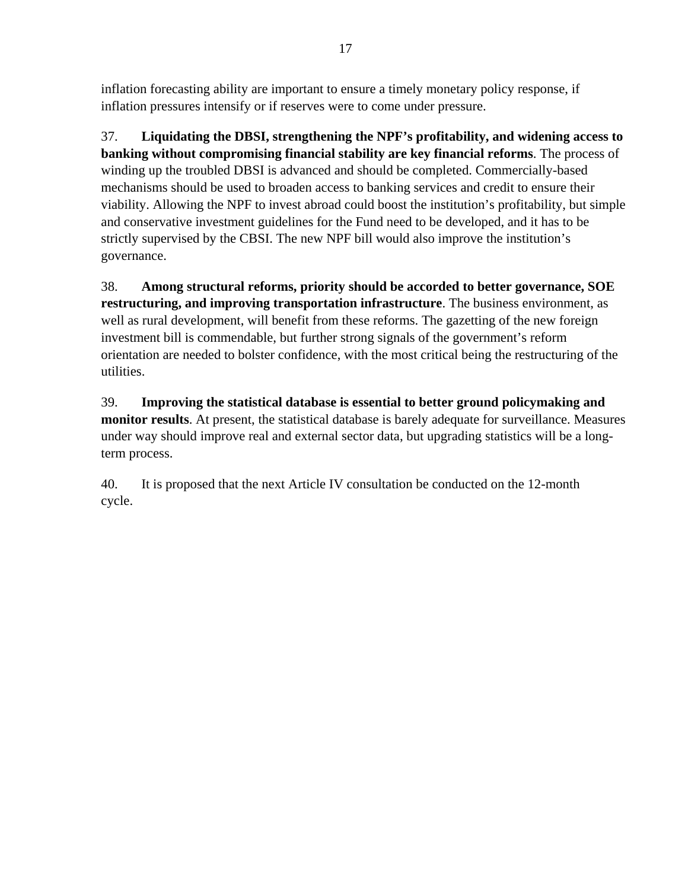inflation forecasting ability are important to ensure a timely monetary policy response, if inflation pressures intensify or if reserves were to come under pressure.

37. **Liquidating the DBSI, strengthening the NPF's profitability, and widening access to banking without compromising financial stability are key financial reforms**. The process of winding up the troubled DBSI is advanced and should be completed. Commercially-based mechanisms should be used to broaden access to banking services and credit to ensure their viability. Allowing the NPF to invest abroad could boost the institution's profitability, but simple and conservative investment guidelines for the Fund need to be developed, and it has to be strictly supervised by the CBSI. The new NPF bill would also improve the institution's governance.

38. **Among structural reforms, priority should be accorded to better governance, SOE restructuring, and improving transportation infrastructure**. The business environment, as well as rural development, will benefit from these reforms. The gazetting of the new foreign investment bill is commendable, but further strong signals of the government's reform orientation are needed to bolster confidence, with the most critical being the restructuring of the utilities.

39. **Improving the statistical database is essential to better ground policymaking and monitor results**. At present, the statistical database is barely adequate for surveillance. Measures under way should improve real and external sector data, but upgrading statistics will be a long-term process.

40. It is proposed that the next Article IV consultation be conducted on the 12-month cycle.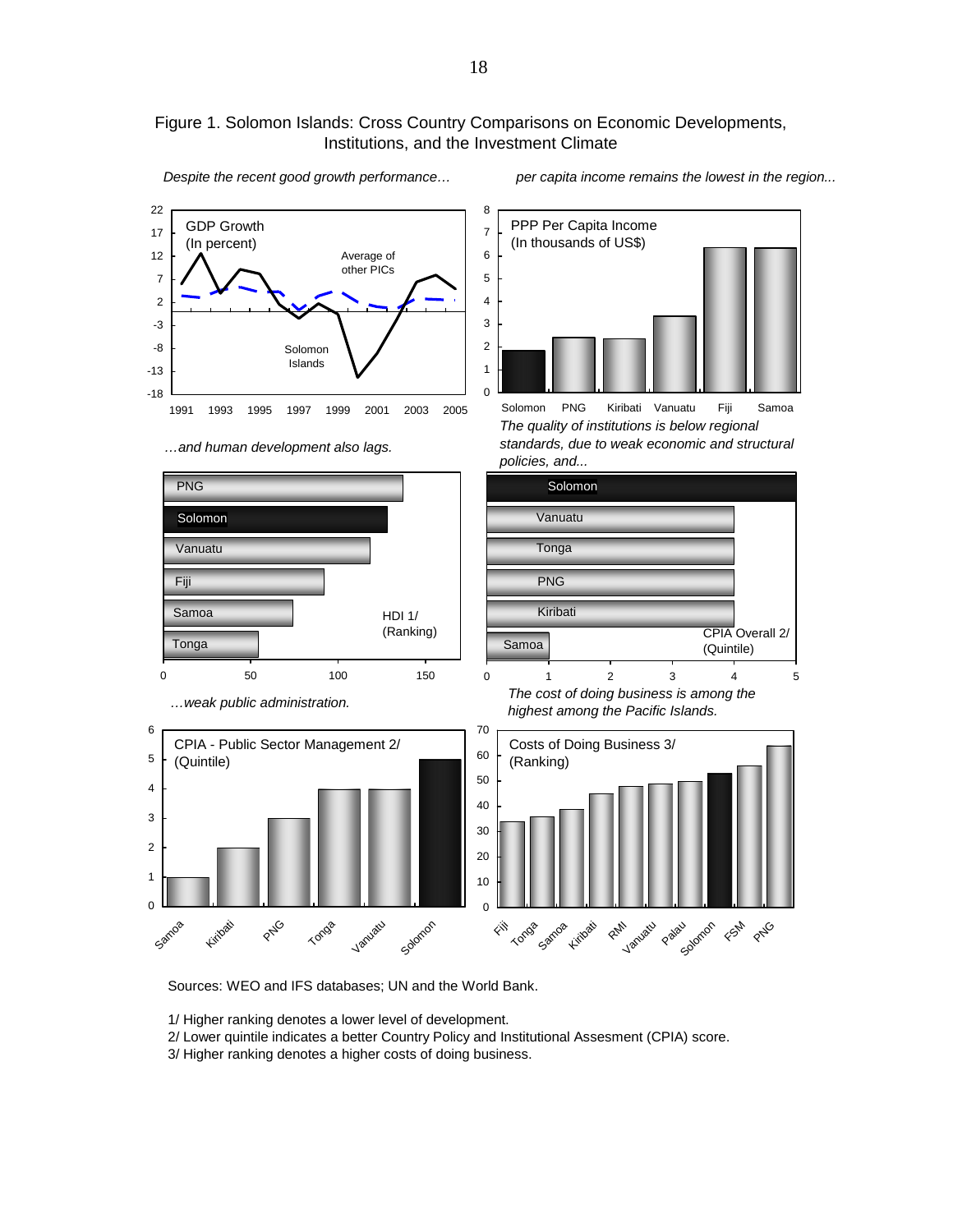# Figure 1. Solomon Islands: Cross Country Comparisons on Economic Developments, Institutions, and the Investment Climate

*Despite the recent good growth performance…*

GDP Growth (In percent)

Average of other PICs

Solomon Islands

*per capita income remains the lowest in the region...*

PPP Per Capita Income (In thousands of US$)

*…and human development also lags.*

HDI 1/ (Ranking)

*The quality of institutions is below regional standards, due to weak economic and structural policies, and...*

CPIA Overall 2/ (Quintile)

*…weak public administration.*

CPIA - Public Sector Management 2/ (Quintile)

*The cost of doing business is among the highest among the Pacific Islands.*

Costs of Doing Business 3/ (Ranking)

Sources: WEO and IFS databases; UN and the World Bank.

1/ Higher ranking denotes a lower level of development.
2/ Lower quintile indicates a better Country Policy and Institutional Assesment (CPIA) score.
3/ Higher ranking denotes a higher costs of doing business.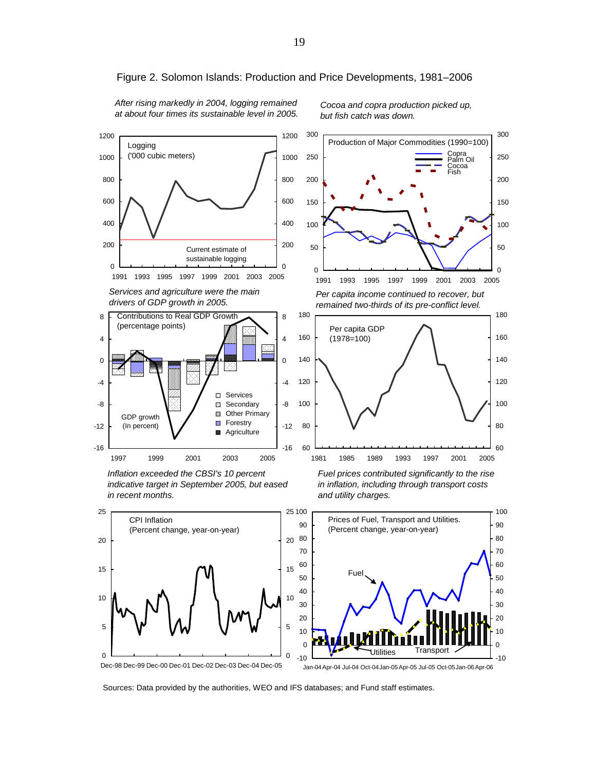# Figure 2. Solomon Islands: Production and Price Developments, 1981–2006

*After rising markedly in 2004, logging remained at about four times its sustainable level in 2005.*

Logging ('000 cubic meters)

Current estimate of sustainable logging

*Cocoa and copra production picked up, but fish catch was down.*

Production of Major Commodities (1990=100)

Copra
Palm Oil
Cocoa
Fish

*Services and agriculture were the main drivers of GDP growth in 2005.*

Contributions to Real GDP Growth (percentage points)

Services
Secondary
Other Primary
Forestry
Agriculture

GDP growth (In percent)

*Per capita income continued to recover, but remained two-thirds of its pre-conflict level.*

Per capita GDP (1978=100)

*Inflation exceeded the CBSI's 10 percent indicative target in September 2005, but eased in recent months.*

CPI Inflation (Percent change, year-on-year)

*Fuel prices contributed significantly to the rise in inflation, including through transport costs and utility charges.*

Prices of Fuel, Transport and Utilities. (Percent change, year-on-year)

Fuel
Utilities
Transport

Sources: Data provided by the authorities, WEO and IFS databases; and Fund staff estimates.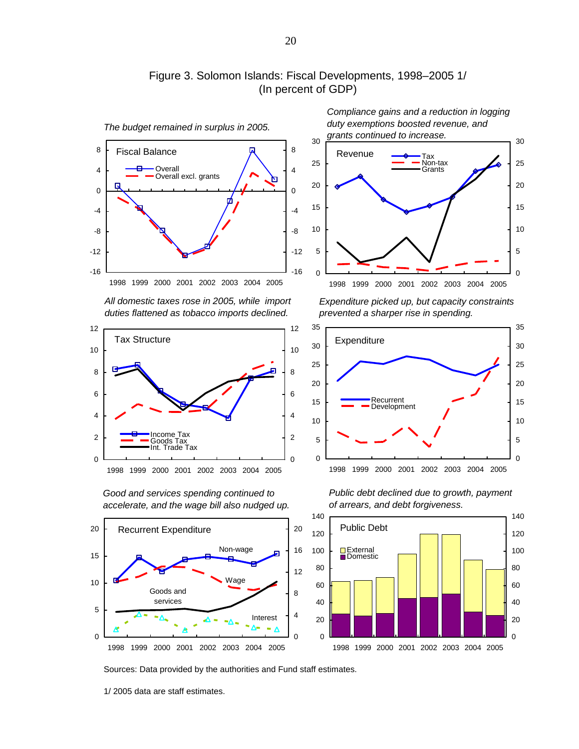# Figure 3. Solomon Islands: Fiscal Developments, 1998–2005 1/
(In percent of GDP)

*The budget remained in surplus in 2005.*

*Compliance gains and a reduction in logging duty exemptions boosted revenue, and grants continued to increase.*

*All domestic taxes rose in 2005, while import duties flattened as tobacco imports declined.*

*Expenditure picked up, but capacity constraints prevented a sharper rise in spending.*

*Good and services spending continued to accelerate, and the wage bill also nudged up.*

*Public debt declined due to growth, payment of arrears, and debt forgiveness.*

Sources: Data provided by the authorities and Fund staff estimates.

1/ 2005 data are staff estimates.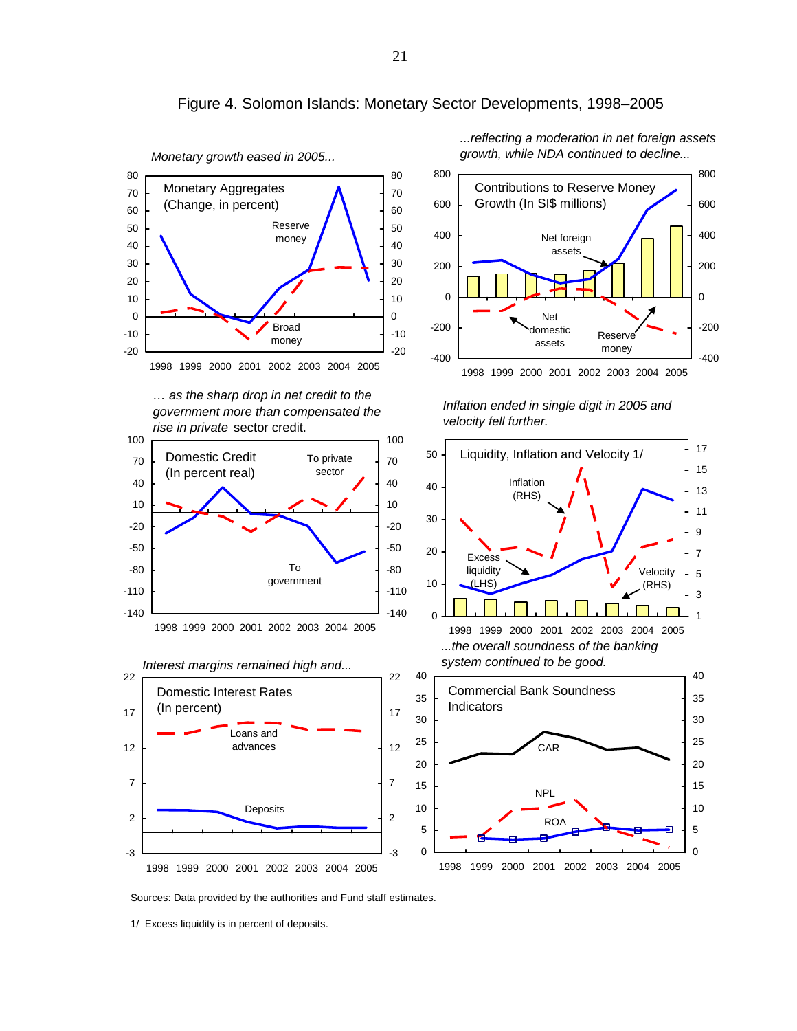# Figure 4. Solomon Islands: Monetary Sector Developments, 1998–2005

*Monetary growth eased in 2005...*

Monetary Aggregates (Change, in percent)

Reserve money

Broad money

*...reflecting a moderation in net foreign assets growth, while NDA continued to decline...*

Contributions to Reserve Money Growth (In SI$ millions)

Net foreign assets

Net domestic assets

Reserve money

*… as the sharp drop in net credit to the government more than compensated the rise in private sector credit.*

Domestic Credit (In percent real)

To private sector

To government

*Inflation ended in single digit in 2005 and velocity fell further.*

Liquidity, Inflation and Velocity 1/

Inflation (RHS)

Excess liquidity (LHS)

Velocity (RHS)

*Interest margins remained high and...*

Domestic Interest Rates (In percent)

Loans and advances

Deposits

*...the overall soundness of the banking system continued to be good.*

Commercial Bank Soundness Indicators

CAR

NPL

ROA

Sources: Data provided by the authorities and Fund staff estimates.

1/ Excess liquidity is in percent of deposits.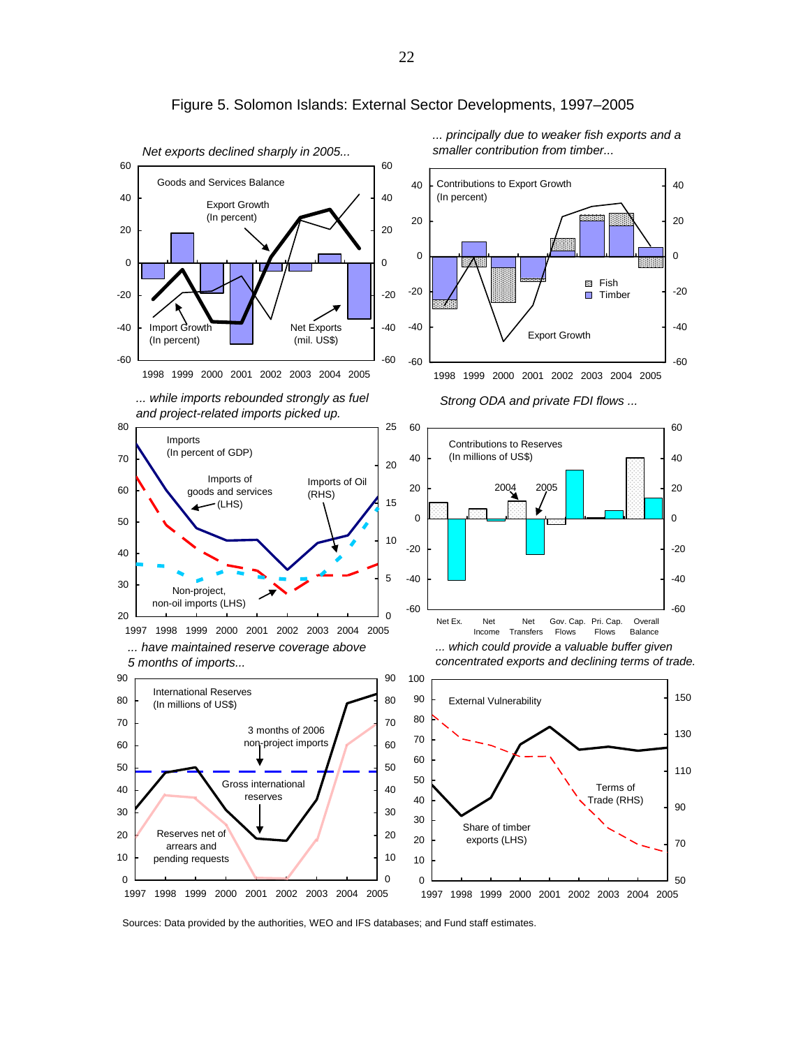# Figure 5. Solomon Islands: External Sector Developments, 1997–2005

*Net exports declined sharply in 2005...*

Goods and Services Balance

Export Growth (In percent)

Import Growth (In percent)

Net Exports (mil. US$)

*... principally due to weaker fish exports and a smaller contribution from timber...*

Contributions to Export Growth (In percent)

Fish

Timber

Export Growth

*... while imports rebounded strongly as fuel and project-related imports picked up.*

Imports (In percent of GDP)

Imports of goods and services (LHS)

Imports of Oil (RHS)

Non-project, non-oil imports (LHS)

*Strong ODA and private FDI flows ...*

Contributions to Reserves (In millions of US$)

2004

2005

Net Ex. | Net Income | Net Transfers | Gov. Cap. Flows | Pri. Cap. Flows | Overall Balance

*... have maintained reserve coverage above 5 months of imports...*

International Reserves (In millions of US$)

3 months of 2006 non-project imports

Gross international reserves

Reserves net of arrears and pending requests

*... which could provide a valuable buffer given concentrated exports and declining terms of trade.*

External Vulnerability

Terms of Trade (RHS)

Share of timber exports (LHS)

Sources: Data provided by the authorities, WEO and IFS databases; and Fund staff estimates.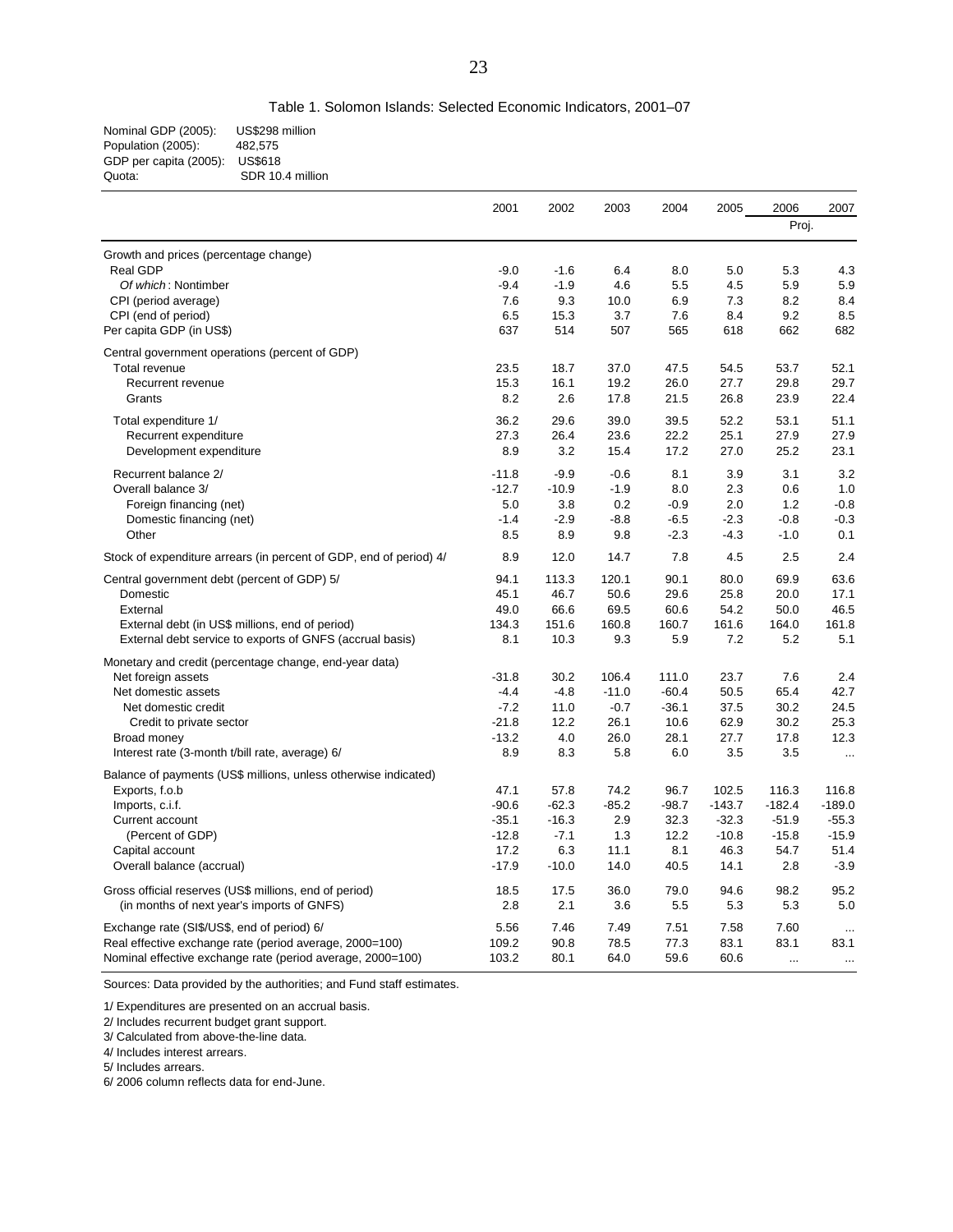Table 1. Solomon Islands: Selected Economic Indicators, 2001–07

Nominal GDP (2005): US$298 million
Population (2005): 482,575
GDP per capita (2005): US$618
Quota: SDR 10.4 million

| | 2001 | 2002 | 2003 | 2004 | 2005 | 2006 | 2007 |
|---|---|---|---|---|---|---|---|
| | | | | | | Proj. | |
| Growth and prices (percentage change) | | | | | | | |
| Real GDP | -9.0 | -1.6 | 6.4 | 8.0 | 5.0 | 5.3 | 4.3 |
| *Of which* : Nontimber | -9.4 | -1.9 | 4.6 | 5.5 | 4.5 | 5.9 | 5.9 |
| CPI (period average) | 7.6 | 9.3 | 10.0 | 6.9 | 7.3 | 8.2 | 8.4 |
| CPI (end of period) | 6.5 | 15.3 | 3.7 | 7.6 | 8.4 | 9.2 | 8.5 |
| Per capita GDP (in US$) | 637 | 514 | 507 | 565 | 618 | 662 | 682 |
| Central government operations (percent of GDP) | | | | | | | |
| Total revenue | 23.5 | 18.7 | 37.0 | 47.5 | 54.5 | 53.7 | 52.1 |
| Recurrent revenue | 15.3 | 16.1 | 19.2 | 26.0 | 27.7 | 29.8 | 29.7 |
| Grants | 8.2 | 2.6 | 17.8 | 21.5 | 26.8 | 23.9 | 22.4 |
| Total expenditure 1/ | 36.2 | 29.6 | 39.0 | 39.5 | 52.2 | 53.1 | 51.1 |
| Recurrent expenditure | 27.3 | 26.4 | 23.6 | 22.2 | 25.1 | 27.9 | 27.9 |
| Development expenditure | 8.9 | 3.2 | 15.4 | 17.2 | 27.0 | 25.2 | 23.1 |
| Recurrent balance 2/ | -11.8 | -9.9 | -0.6 | 8.1 | 3.9 | 3.1 | 3.2 |
| Overall balance 3/ | -12.7 | -10.9 | -1.9 | 8.0 | 2.3 | 0.6 | 1.0 |
| Foreign financing (net) | 5.0 | 3.8 | 0.2 | -0.9 | 2.0 | 1.2 | -0.8 |
| Domestic financing (net) | -1.4 | -2.9 | -8.8 | -6.5 | -2.3 | -0.8 | -0.3 |
| Other | 8.5 | 8.9 | 9.8 | -2.3 | -4.3 | -1.0 | 0.1 |
| Stock of expenditure arrears (in percent of GDP, end of period) 4/ | 8.9 | 12.0 | 14.7 | 7.8 | 4.5 | 2.5 | 2.4 |
| Central government debt (percent of GDP) 5/ | 94.1 | 113.3 | 120.1 | 90.1 | 80.0 | 69.9 | 63.6 |
| Domestic | 45.1 | 46.7 | 50.6 | 29.6 | 25.8 | 20.0 | 17.1 |
| External | 49.0 | 66.6 | 69.5 | 60.6 | 54.2 | 50.0 | 46.5 |
| External debt (in US$ millions, end of period) | 134.3 | 151.6 | 160.8 | 160.7 | 161.6 | 164.0 | 161.8 |
| External debt service to exports of GNFS (accrual basis) | 8.1 | 10.3 | 9.3 | 5.9 | 7.2 | 5.2 | 5.1 |
| Monetary and credit (percentage change, end-year data) | | | | | | | |
| Net foreign assets | -31.8 | 30.2 | 106.4 | 111.0 | 23.7 | 7.6 | 2.4 |
| Net domestic assets | -4.4 | -4.8 | -11.0 | -60.4 | 50.5 | 65.4 | 42.7 |
| Net domestic credit | -7.2 | 11.0 | -0.7 | -36.1 | 37.5 | 30.2 | 24.5 |
| Credit to private sector | -21.8 | 12.2 | 26.1 | 10.6 | 62.9 | 30.2 | 25.3 |
| Broad money | -13.2 | 4.0 | 26.0 | 28.1 | 27.7 | 17.8 | 12.3 |
| Interest rate (3-month t/bill rate, average) 6/ | 8.9 | 8.3 | 5.8 | 6.0 | 3.5 | 3.5 | ... |
| Balance of payments (US$ millions, unless otherwise indicated) | | | | | | | |
| Exports, f.o.b | 47.1 | 57.8 | 74.2 | 96.7 | 102.5 | 116.3 | 116.8 |
| Imports, c.i.f. | -90.6 | -62.3 | -85.2 | -98.7 | -143.7 | -182.4 | -189.0 |
| Current account | -35.1 | -16.3 | 2.9 | 32.3 | -32.3 | -51.9 | -55.3 |
| (Percent of GDP) | -12.8 | -7.1 | 1.3 | 12.2 | -10.8 | -15.8 | -15.9 |
| Capital account | 17.2 | 6.3 | 11.1 | 8.1 | 46.3 | 54.7 | 51.4 |
| Overall balance (accrual) | -17.9 | -10.0 | 14.0 | 40.5 | 14.1 | 2.8 | -3.9 |
| Gross official reserves (US$ millions, end of period) | 18.5 | 17.5 | 36.0 | 79.0 | 94.6 | 98.2 | 95.2 |
| (in months of next year's imports of GNFS) | 2.8 | 2.1 | 3.6 | 5.5 | 5.3 | 5.3 | 5.0 |
| Exchange rate (SI$/US$, end of period) 6/ | 5.56 | 7.46 | 7.49 | 7.51 | 7.58 | 7.60 | ... |
| Real effective exchange rate (period average, 2000=100) | 109.2 | 90.8 | 78.5 | 77.3 | 83.1 | 83.1 | 83.1 |
| Nominal effective exchange rate (period average, 2000=100) | 103.2 | 80.1 | 64.0 | 59.6 | 60.6 | ... | ... |

Sources: Data provided by the authorities; and Fund staff estimates.

1/ Expenditures are presented on an accrual basis.
2/ Includes recurrent budget grant support.
3/ Calculated from above-the-line data.
4/ Includes interest arrears.
5/ Includes arrears.
6/ 2006 column reflects data for end-June.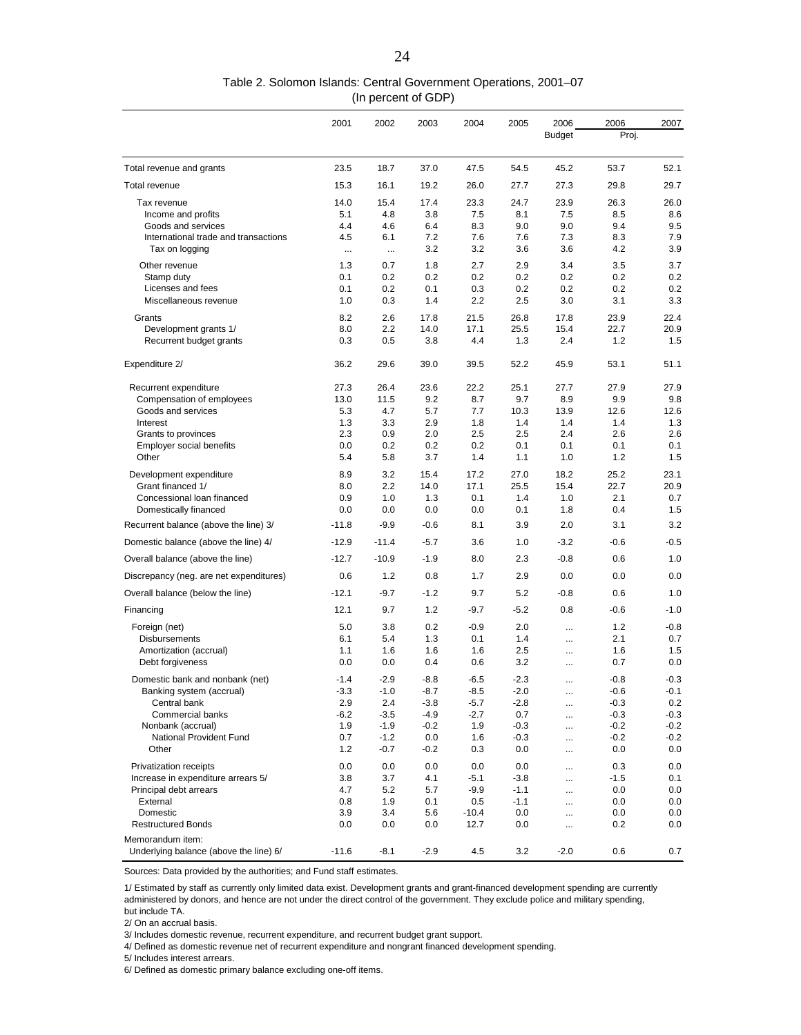Table 2. Solomon Islands: Central Government Operations, 2001–07
(In percent of GDP)

| | 2001 | 2002 | 2003 | 2004 | 2005 | 2006 Budget | 2006 Proj. | 2007 Proj. |
|---|---|---|---|---|---|---|---|---|
| Total revenue and grants | 23.5 | 18.7 | 37.0 | 47.5 | 54.5 | 45.2 | 53.7 | 52.1 |
| Total revenue | 15.3 | 16.1 | 19.2 | 26.0 | 27.7 | 27.3 | 29.8 | 29.7 |
| Tax revenue | 14.0 | 15.4 | 17.4 | 23.3 | 24.7 | 23.9 | 26.3 | 26.0 |
| Income and profits | 5.1 | 4.8 | 3.8 | 7.5 | 8.1 | 7.5 | 8.5 | 8.6 |
| Goods and services | 4.4 | 4.6 | 6.4 | 8.3 | 9.0 | 9.0 | 9.4 | 9.5 |
| International trade and transactions | 4.5 | 6.1 | 7.2 | 7.6 | 7.6 | 7.3 | 8.3 | 7.9 |
| Tax on logging | ... | ... | 3.2 | 3.2 | 3.6 | 3.6 | 4.2 | 3.9 |
| Other revenue | 1.3 | 0.7 | 1.8 | 2.7 | 2.9 | 3.4 | 3.5 | 3.7 |
| Stamp duty | 0.1 | 0.2 | 0.2 | 0.2 | 0.2 | 0.2 | 0.2 | 0.2 |
| Licenses and fees | 0.1 | 0.2 | 0.1 | 0.3 | 0.2 | 0.2 | 0.2 | 0.2 |
| Miscellaneous revenue | 1.0 | 0.3 | 1.4 | 2.2 | 2.5 | 3.0 | 3.1 | 3.3 |
| Grants | 8.2 | 2.6 | 17.8 | 21.5 | 26.8 | 17.8 | 23.9 | 22.4 |
| Development grants 1/ | 8.0 | 2.2 | 14.0 | 17.1 | 25.5 | 15.4 | 22.7 | 20.9 |
| Recurrent budget grants | 0.3 | 0.5 | 3.8 | 4.4 | 1.3 | 2.4 | 1.2 | 1.5 |
| Expenditure 2/ | 36.2 | 29.6 | 39.0 | 39.5 | 52.2 | 45.9 | 53.1 | 51.1 |
| Recurrent expenditure | 27.3 | 26.4 | 23.6 | 22.2 | 25.1 | 27.7 | 27.9 | 27.9 |
| Compensation of employees | 13.0 | 11.5 | 9.2 | 8.7 | 9.7 | 8.9 | 9.9 | 9.8 |
| Goods and services | 5.3 | 4.7 | 5.7 | 7.7 | 10.3 | 13.9 | 12.6 | 12.6 |
| Interest | 1.3 | 3.3 | 2.9 | 1.8 | 1.4 | 1.4 | 1.4 | 1.3 |
| Grants to provinces | 2.3 | 0.9 | 2.0 | 2.5 | 2.5 | 2.4 | 2.6 | 2.6 |
| Employer social benefits | 0.0 | 0.2 | 0.2 | 0.2 | 0.1 | 0.1 | 0.1 | 0.1 |
| Other | 5.4 | 5.8 | 3.7 | 1.4 | 1.1 | 1.0 | 1.2 | 1.5 |
| Development expenditure | 8.9 | 3.2 | 15.4 | 17.2 | 27.0 | 18.2 | 25.2 | 23.1 |
| Grant financed 1/ | 8.0 | 2.2 | 14.0 | 17.1 | 25.5 | 15.4 | 22.7 | 20.9 |
| Concessional loan financed | 0.9 | 1.0 | 1.3 | 0.1 | 1.4 | 1.0 | 2.1 | 0.7 |
| Domestically financed | 0.0 | 0.0 | 0.0 | 0.0 | 0.1 | 1.8 | 0.4 | 1.5 |
| Recurrent balance (above the line) 3/ | -11.8 | -9.9 | -0.6 | 8.1 | 3.9 | 2.0 | 3.1 | 3.2 |
| Domestic balance (above the line) 4/ | -12.9 | -11.4 | -5.7 | 3.6 | 1.0 | -3.2 | -0.6 | -0.5 |
| Overall balance (above the line) | -12.7 | -10.9 | -1.9 | 8.0 | 2.3 | -0.8 | 0.6 | 1.0 |
| Discrepancy (neg. are net expenditures) | 0.6 | 1.2 | 0.8 | 1.7 | 2.9 | 0.0 | 0.0 | 0.0 |
| Overall balance (below the line) | -12.1 | -9.7 | -1.2 | 9.7 | 5.2 | -0.8 | 0.6 | 1.0 |
| Financing | 12.1 | 9.7 | 1.2 | -9.7 | -5.2 | 0.8 | -0.6 | -1.0 |
| Foreign (net) | 5.0 | 3.8 | 0.2 | -0.9 | 2.0 | ... | 1.2 | -0.8 |
| Disbursements | 6.1 | 5.4 | 1.3 | 0.1 | 1.4 | ... | 2.1 | 0.7 |
| Amortization (accrual) | 1.1 | 1.6 | 1.6 | 1.6 | 2.5 | ... | 1.6 | 1.5 |
| Debt forgiveness | 0.0 | 0.0 | 0.4 | 0.6 | 3.2 | ... | 0.7 | 0.0 |
| Domestic bank and nonbank (net) | -1.4 | -2.9 | -8.8 | -6.5 | -2.3 | ... | -0.8 | -0.3 |
| Banking system (accrual) | -3.3 | -1.0 | -8.7 | -8.5 | -2.0 | ... | -0.6 | -0.1 |
| Central bank | 2.9 | 2.4 | -3.8 | -5.7 | -2.8 | ... | -0.3 | 0.2 |
| Commercial banks | -6.2 | -3.5 | -4.9 | -2.7 | 0.7 | ... | -0.3 | -0.3 |
| Nonbank (accrual) | 1.9 | -1.9 | -0.2 | 1.9 | -0.3 | ... | -0.2 | -0.2 |
| National Provident Fund | 0.7 | -1.2 | 0.0 | 1.6 | -0.3 | ... | -0.2 | -0.2 |
| Other | 1.2 | -0.7 | -0.2 | 0.3 | 0.0 | ... | 0.0 | 0.0 |
| Privatization receipts | 0.0 | 0.0 | 0.0 | 0.0 | 0.0 | ... | 0.3 | 0.0 |
| Increase in expenditure arrears 5/ | 3.8 | 3.7 | 4.1 | -5.1 | -3.8 | ... | -1.5 | 0.1 |
| Principal debt arrears | 4.7 | 5.2 | 5.7 | -9.9 | -1.1 | ... | 0.0 | 0.0 |
| External | 0.8 | 1.9 | 0.1 | 0.5 | -1.1 | ... | 0.0 | 0.0 |
| Domestic | 3.9 | 3.4 | 5.6 | -10.4 | 0.0 | ... | 0.0 | 0.0 |
| Restructured Bonds | 0.0 | 0.0 | 0.0 | 12.7 | 0.0 | ... | 0.2 | 0.0 |
| Memorandum item: | | | | | | | | |
| Underlying balance (above the line) 6/ | -11.6 | -8.1 | -2.9 | 4.5 | 3.2 | -2.0 | 0.6 | 0.7 |

Sources: Data provided by the authorities; and Fund staff estimates.

1/ Estimated by staff as currently only limited data exist. Development grants and grant-financed development spending are currently administered by donors, and hence are not under the direct control of the government. They exclude police and military spending, but include TA.

2/ On an accrual basis.

3/ Includes domestic revenue, recurrent expenditure, and recurrent budget grant support.

4/ Defined as domestic revenue net of recurrent expenditure and nongrant financed development spending.

5/ Includes interest arrears.

6/ Defined as domestic primary balance excluding one-off items.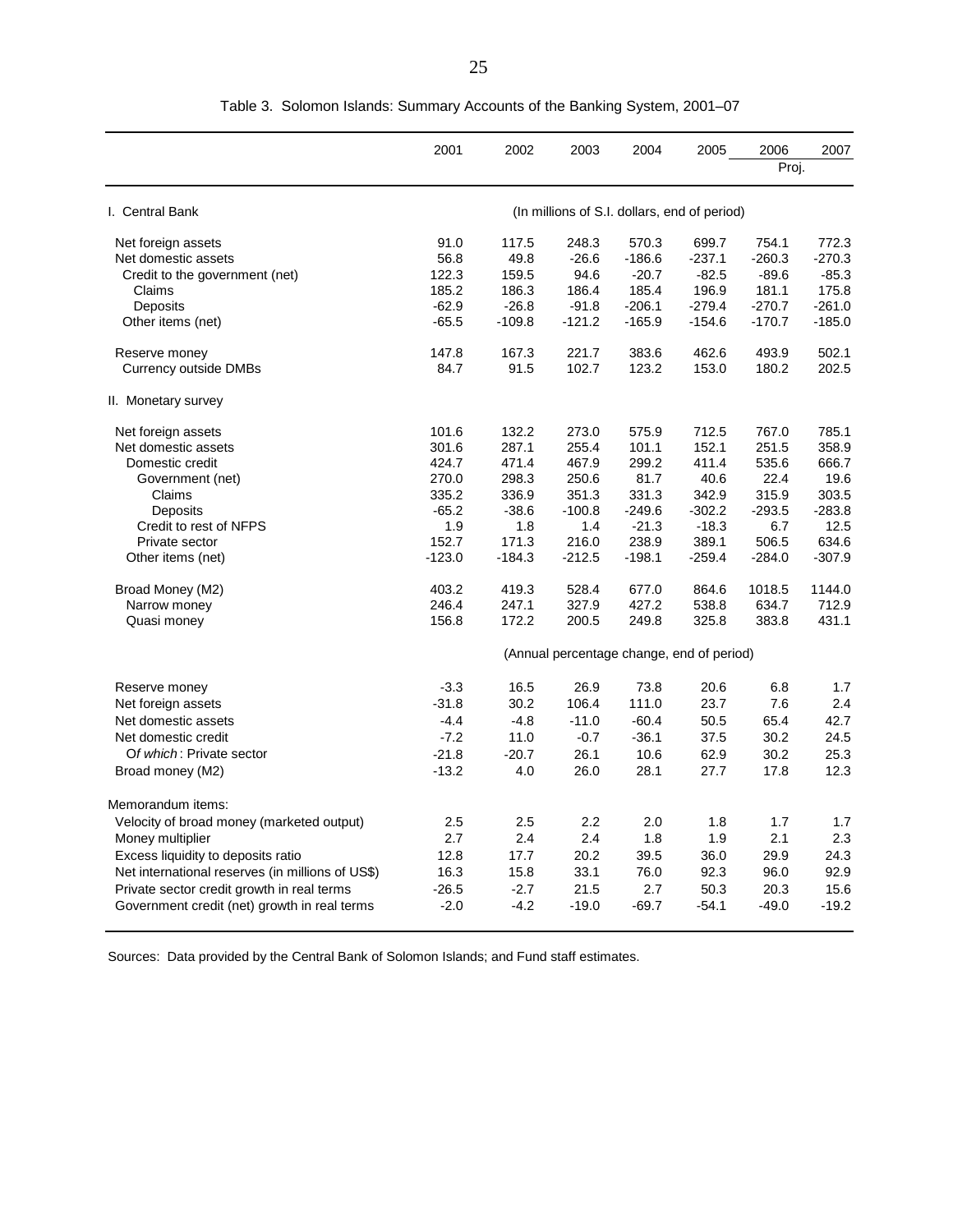Table 3. Solomon Islands: Summary Accounts of the Banking System, 2001–07

| | 2001 | 2002 | 2003 | 2004 | 2005 | 2006 | 2007 |
|---|---|---|---|---|---|---|---|
| | | | | | | Proj. | |
| I. Central Bank | (In millions of S.I. dollars, end of period) | | | | | | |
| Net foreign assets | 91.0 | 117.5 | 248.3 | 570.3 | 699.7 | 754.1 | 772.3 |
| Net domestic assets | 56.8 | 49.8 | -26.6 | -186.6 | -237.1 | -260.3 | -270.3 |
| Credit to the government (net) | 122.3 | 159.5 | 94.6 | -20.7 | -82.5 | -89.6 | -85.3 |
| Claims | 185.2 | 186.3 | 186.4 | 185.4 | 196.9 | 181.1 | 175.8 |
| Deposits | -62.9 | -26.8 | -91.8 | -206.1 | -279.4 | -270.7 | -261.0 |
| Other items (net) | -65.5 | -109.8 | -121.2 | -165.9 | -154.6 | -170.7 | -185.0 |
| Reserve money | 147.8 | 167.3 | 221.7 | 383.6 | 462.6 | 493.9 | 502.1 |
| Currency outside DMBs | 84.7 | 91.5 | 102.7 | 123.2 | 153.0 | 180.2 | 202.5 |
| II. Monetary survey | | | | | | | |
| Net foreign assets | 101.6 | 132.2 | 273.0 | 575.9 | 712.5 | 767.0 | 785.1 |
| Net domestic assets | 301.6 | 287.1 | 255.4 | 101.1 | 152.1 | 251.5 | 358.9 |
| Domestic credit | 424.7 | 471.4 | 467.9 | 299.2 | 411.4 | 535.6 | 666.7 |
| Government (net) | 270.0 | 298.3 | 250.6 | 81.7 | 40.6 | 22.4 | 19.6 |
| Claims | 335.2 | 336.9 | 351.3 | 331.3 | 342.9 | 315.9 | 303.5 |
| Deposits | -65.2 | -38.6 | -100.8 | -249.6 | -302.2 | -293.5 | -283.8 |
| Credit to rest of NFPS | 1.9 | 1.8 | 1.4 | -21.3 | -18.3 | 6.7 | 12.5 |
| Private sector | 152.7 | 171.3 | 216.0 | 238.9 | 389.1 | 506.5 | 634.6 |
| Other items (net) | -123.0 | -184.3 | -212.5 | -198.1 | -259.4 | -284.0 | -307.9 |
| Broad Money (M2) | 403.2 | 419.3 | 528.4 | 677.0 | 864.6 | 1018.5 | 1144.0 |
| Narrow money | 246.4 | 247.1 | 327.9 | 427.2 | 538.8 | 634.7 | 712.9 |
| Quasi money | 156.8 | 172.2 | 200.5 | 249.8 | 325.8 | 383.8 | 431.1 |
| | (Annual percentage change, end of period) | | | | | | |
| Reserve money | -3.3 | 16.5 | 26.9 | 73.8 | 20.6 | 6.8 | 1.7 |
| Net foreign assets | -31.8 | 30.2 | 106.4 | 111.0 | 23.7 | 7.6 | 2.4 |
| Net domestic assets | -4.4 | -4.8 | -11.0 | -60.4 | 50.5 | 65.4 | 42.7 |
| Net domestic credit | -7.2 | 11.0 | -0.7 | -36.1 | 37.5 | 30.2 | 24.5 |
| *Of which*: Private sector | -21.8 | -20.7 | 26.1 | 10.6 | 62.9 | 30.2 | 25.3 |
| Broad money (M2) | -13.2 | 4.0 | 26.0 | 28.1 | 27.7 | 17.8 | 12.3 |
| Memorandum items: | | | | | | | |
| Velocity of broad money (marketed output) | 2.5 | 2.5 | 2.2 | 2.0 | 1.8 | 1.7 | 1.7 |
| Money multiplier | 2.7 | 2.4 | 2.4 | 1.8 | 1.9 | 2.1 | 2.3 |
| Excess liquidity to deposits ratio | 12.8 | 17.7 | 20.2 | 39.5 | 36.0 | 29.9 | 24.3 |
| Net international reserves (in millions of US$) | 16.3 | 15.8 | 33.1 | 76.0 | 92.3 | 96.0 | 92.9 |
| Private sector credit growth in real terms | -26.5 | -2.7 | 21.5 | 2.7 | 50.3 | 20.3 | 15.6 |
| Government credit (net) growth in real terms | -2.0 | -4.2 | -19.0 | -69.7 | -54.1 | -49.0 | -19.2 |

Sources: Data provided by the Central Bank of Solomon Islands; and Fund staff estimates.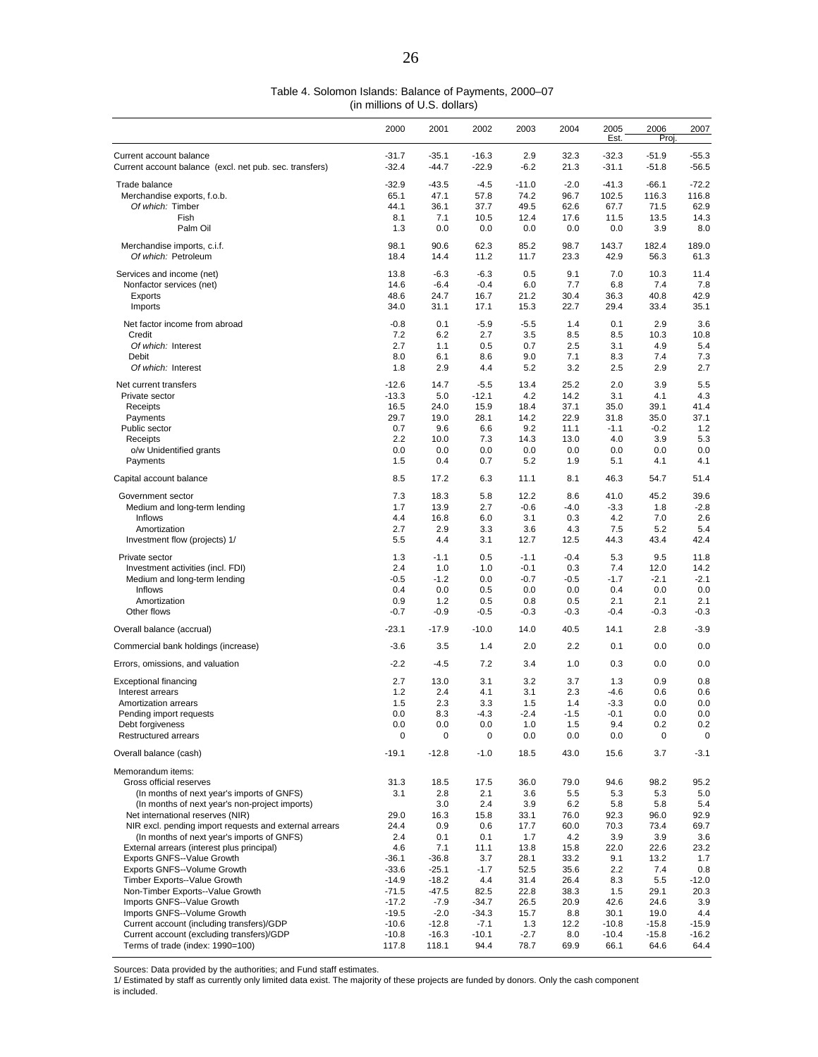Table 4. Solomon Islands: Balance of Payments, 2000–07
(in millions of U.S. dollars)

| | 2000 | 2001 | 2002 | 2003 | 2004 | 2005 Est. | 2006 Proj. | 2007 |
|---|---|---|---|---|---|---|---|---|
| Current account balance | -31.7 | -35.1 | -16.3 | 2.9 | 32.3 | -32.3 | -51.9 | -55.3 |
| Current account balance (excl. net pub. sec. transfers) | -32.4 | -44.7 | -22.9 | -6.2 | 21.3 | -31.1 | -51.8 | -56.5 |
| Trade balance | -32.9 | -43.5 | -4.5 | -11.0 | -2.0 | -41.3 | -66.1 | -72.2 |
| Merchandise exports, f.o.b. | 65.1 | 47.1 | 57.8 | 74.2 | 96.7 | 102.5 | 116.3 | 116.8 |
| *Of which:* Timber | 44.1 | 36.1 | 37.7 | 49.5 | 62.6 | 67.7 | 71.5 | 62.9 |
| Fish | 8.1 | 7.1 | 10.5 | 12.4 | 17.6 | 11.5 | 13.5 | 14.3 |
| Palm Oil | 1.3 | 0.0 | 0.0 | 0.0 | 0.0 | 0.0 | 3.9 | 8.0 |
| Merchandise imports, c.i.f. | 98.1 | 90.6 | 62.3 | 85.2 | 98.7 | 143.7 | 182.4 | 189.0 |
| *Of which:* Petroleum | 18.4 | 14.4 | 11.2 | 11.7 | 23.3 | 42.9 | 56.3 | 61.3 |
| Services and income (net) | 13.8 | -6.3 | -6.3 | 0.5 | 9.1 | 7.0 | 10.3 | 11.4 |
| Nonfactor services (net) | 14.6 | -6.4 | -0.4 | 6.0 | 7.7 | 6.8 | 7.4 | 7.8 |
| Exports | 48.6 | 24.7 | 16.7 | 21.2 | 30.4 | 36.3 | 40.8 | 42.9 |
| Imports | 34.0 | 31.1 | 17.1 | 15.3 | 22.7 | 29.4 | 33.4 | 35.1 |
| Net factor income from abroad | -0.8 | 0.1 | -5.9 | -5.5 | 1.4 | 0.1 | 2.9 | 3.6 |
| Credit | 7.2 | 6.2 | 2.7 | 3.5 | 8.5 | 8.5 | 10.3 | 10.8 |
| *Of which:* Interest | 2.7 | 1.1 | 0.5 | 0.7 | 2.5 | 3.1 | 4.9 | 5.4 |
| Debit | 8.0 | 6.1 | 8.6 | 9.0 | 7.1 | 8.3 | 7.4 | 7.3 |
| *Of which:* Interest | 1.8 | 2.9 | 4.4 | 5.2 | 3.2 | 2.5 | 2.9 | 2.7 |
| Net current transfers | -12.6 | 14.7 | -5.5 | 13.4 | 25.2 | 2.0 | 3.9 | 5.5 |
| Private sector | -13.3 | 5.0 | -12.1 | 4.2 | 14.2 | 3.1 | 4.1 | 4.3 |
| Receipts | 16.5 | 24.0 | 15.9 | 18.4 | 37.1 | 35.0 | 39.1 | 41.4 |
| Payments | 29.7 | 19.0 | 28.1 | 14.2 | 22.9 | 31.8 | 35.0 | 37.1 |
| Public sector | 0.7 | 9.6 | 6.6 | 9.2 | 11.1 | -1.1 | -0.2 | 1.2 |
| Receipts | 2.2 | 10.0 | 7.3 | 14.3 | 13.0 | 4.0 | 3.9 | 5.3 |
| o/w Unidentified grants | 0.0 | 0.0 | 0.0 | 0.0 | 0.0 | 0.0 | 0.0 | 0.0 |
| Payments | 1.5 | 0.4 | 0.7 | 5.2 | 1.9 | 5.1 | 4.1 | 4.1 |
| Capital account balance | 8.5 | 17.2 | 6.3 | 11.1 | 8.1 | 46.3 | 54.7 | 51.4 |
| Government sector | 7.3 | 18.3 | 5.8 | 12.2 | 8.6 | 41.0 | 45.2 | 39.6 |
| Medium and long-term lending | 1.7 | 13.9 | 2.7 | -0.6 | -4.0 | -3.3 | 1.8 | -2.8 |
| Inflows | 4.4 | 16.8 | 6.0 | 3.1 | 0.3 | 4.2 | 7.0 | 2.6 |
| Amortization | 2.7 | 2.9 | 3.3 | 3.6 | 4.3 | 7.5 | 5.2 | 5.4 |
| Investment flow (projects) 1/ | 5.5 | 4.4 | 3.1 | 12.7 | 12.5 | 44.3 | 43.4 | 42.4 |
| Private sector | 1.3 | -1.1 | 0.5 | -1.1 | -0.4 | 5.3 | 9.5 | 11.8 |
| Investment activities (incl. FDI) | 2.4 | 1.0 | 1.0 | -0.1 | 0.3 | 7.4 | 12.0 | 14.2 |
| Medium and long-term lending | -0.5 | -1.2 | 0.0 | -0.7 | -0.5 | -1.7 | -2.1 | -2.1 |
| Inflows | 0.4 | 0.0 | 0.5 | 0.0 | 0.0 | 0.4 | 0.0 | 0.0 |
| Amortization | 0.9 | 1.2 | 0.5 | 0.8 | 0.5 | 2.1 | 2.1 | 2.1 |
| Other flows | -0.7 | -0.9 | -0.5 | -0.3 | -0.3 | -0.4 | -0.3 | -0.3 |
| Overall balance (accrual) | -23.1 | -17.9 | -10.0 | 14.0 | 40.5 | 14.1 | 2.8 | -3.9 |
| Commercial bank holdings (increase) | -3.6 | 3.5 | 1.4 | 2.0 | 2.2 | 0.1 | 0.0 | 0.0 |
| Errors, omissions, and valuation | -2.2 | -4.5 | 7.2 | 3.4 | 1.0 | 0.3 | 0.0 | 0.0 |
| Exceptional financing | 2.7 | 13.0 | 3.1 | 3.2 | 3.7 | 1.3 | 0.9 | 0.8 |
| Interest arrears | 1.2 | 2.4 | 4.1 | 3.1 | 2.3 | -4.6 | 0.6 | 0.6 |
| Amortization arrears | 1.5 | 2.3 | 3.3 | 1.5 | 1.4 | -3.3 | 0.0 | 0.0 |
| Pending import requests | 0.0 | 8.3 | -4.3 | -2.4 | -1.5 | -0.1 | 0.0 | 0.0 |
| Debt forgiveness | 0.0 | 0.0 | 0.0 | 1.0 | 1.5 | 9.4 | 0.2 | 0.2 |
| Restructured arrears | 0 | 0 | 0 | 0.0 | 0.0 | 0.0 | 0 | 0 |
| Overall balance (cash) | -19.1 | -12.8 | -1.0 | 18.5 | 43.0 | 15.6 | 3.7 | -3.1 |
| Memorandum items: | | | | | | | | |
| Gross official reserves | 31.3 | 18.5 | 17.5 | 36.0 | 79.0 | 94.6 | 98.2 | 95.2 |
| (In months of next year's imports of GNFS) | 3.1 | 2.8 | 2.1 | 3.6 | 5.5 | 5.3 | 5.3 | 5.0 |
| (In months of next year's non-project imports) | | 3.0 | 2.4 | 3.9 | 6.2 | 5.8 | 5.8 | 5.4 |
| Net international reserves (NIR) | 29.0 | 16.3 | 15.8 | 33.1 | 76.0 | 92.3 | 96.0 | 92.9 |
| NIR excl. pending import requests and external arrears | 24.4 | 0.9 | 0.6 | 17.7 | 60.0 | 70.3 | 73.4 | 69.7 |
| (In months of next year's imports of GNFS) | 2.4 | 0.1 | 0.1 | 1.7 | 4.2 | 3.9 | 3.9 | 3.6 |
| External arrears (interest plus principal) | 4.6 | 7.1 | 11.1 | 13.8 | 15.8 | 22.0 | 22.6 | 23.2 |
| Exports GNFS--Value Growth | -36.1 | -36.8 | 3.7 | 28.1 | 33.2 | 9.1 | 13.2 | 1.7 |
| Exports GNFS--Volume Growth | -33.6 | -25.1 | -1.7 | 52.5 | 35.6 | 2.2 | 7.4 | 0.8 |
| Timber Exports--Value Growth | -14.9 | -18.2 | 4.4 | 31.4 | 26.4 | 8.3 | 5.5 | -12.0 |
| Non-Timber Exports--Value Growth | -71.5 | -47.5 | 82.5 | 22.8 | 38.3 | 1.5 | 29.1 | 20.3 |
| Imports GNFS--Value Growth | -17.2 | -7.9 | -34.7 | 26.5 | 20.9 | 42.6 | 24.6 | 3.9 |
| Imports GNFS--Volume Growth | -19.5 | -2.0 | -34.3 | 15.7 | 8.8 | 30.1 | 19.0 | 4.4 |
| Current account (including transfers)/GDP | -10.6 | -12.8 | -7.1 | 1.3 | 12.2 | -10.8 | -15.8 | -15.9 |
| Current account (excluding transfers)/GDP | -10.8 | -16.3 | -10.1 | -2.7 | 8.0 | -10.4 | -15.8 | -16.2 |
| Terms of trade (index: 1990=100) | 117.8 | 118.1 | 94.4 | 78.7 | 69.9 | 66.1 | 64.6 | 64.4 |

Sources: Data provided by the authorities; and Fund staff estimates.

1/ Estimated by staff as currently only limited data exist. The majority of these projects are funded by donors. Only the cash component is included.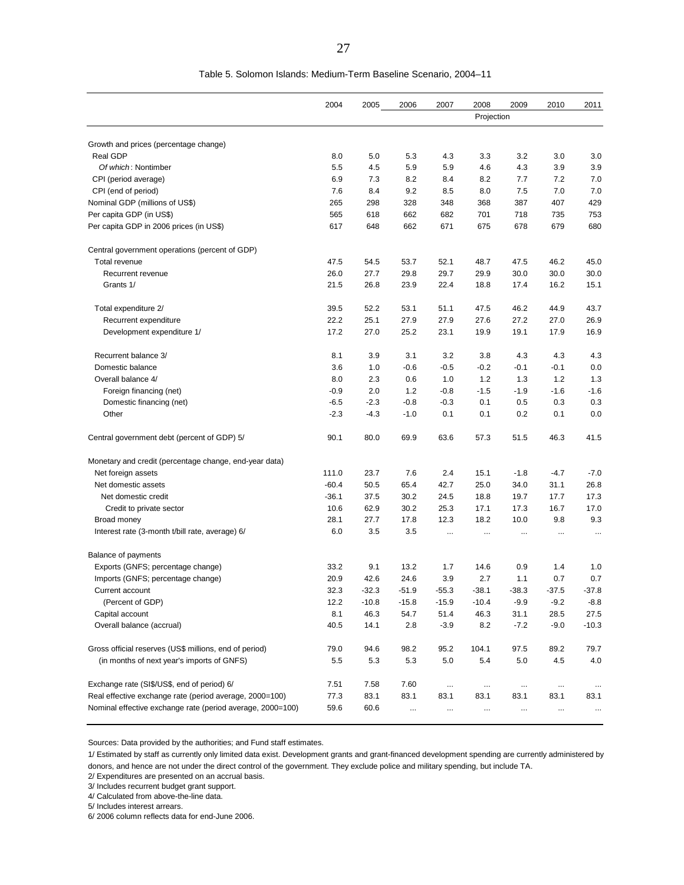Table 5. Solomon Islands: Medium-Term Baseline Scenario, 2004–11

| | 2004 | 2005 | 2006 | 2007 | 2008 | 2009 | 2010 | 2011 |
|---|---|---|---|---|---|---|---|---|
| | | | Projection | | | | | |
| Growth and prices (percentage change) | | | | | | | | |
| Real GDP | 8.0 | 5.0 | 5.3 | 4.3 | 3.3 | 3.2 | 3.0 | 3.0 |
| *Of which*: Nontimber | 5.5 | 4.5 | 5.9 | 5.9 | 4.6 | 4.3 | 3.9 | 3.9 |
| CPI (period average) | 6.9 | 7.3 | 8.2 | 8.4 | 8.2 | 7.7 | 7.2 | 7.0 |
| CPI (end of period) | 7.6 | 8.4 | 9.2 | 8.5 | 8.0 | 7.5 | 7.0 | 7.0 |
| Nominal GDP (millions of US$) | 265 | 298 | 328 | 348 | 368 | 387 | 407 | 429 |
| Per capita GDP (in US$) | 565 | 618 | 662 | 682 | 701 | 718 | 735 | 753 |
| Per capita GDP in 2006 prices (in US$) | 617 | 648 | 662 | 671 | 675 | 678 | 679 | 680 |
| Central government operations (percent of GDP) | | | | | | | | |
| Total revenue | 47.5 | 54.5 | 53.7 | 52.1 | 48.7 | 47.5 | 46.2 | 45.0 |
| Recurrent revenue | 26.0 | 27.7 | 29.8 | 29.7 | 29.9 | 30.0 | 30.0 | 30.0 |
| Grants 1/ | 21.5 | 26.8 | 23.9 | 22.4 | 18.8 | 17.4 | 16.2 | 15.1 |
| Total expenditure 2/ | 39.5 | 52.2 | 53.1 | 51.1 | 47.5 | 46.2 | 44.9 | 43.7 |
| Recurrent expenditure | 22.2 | 25.1 | 27.9 | 27.9 | 27.6 | 27.2 | 27.0 | 26.9 |
| Development expenditure 1/ | 17.2 | 27.0 | 25.2 | 23.1 | 19.9 | 19.1 | 17.9 | 16.9 |
| Recurrent balance 3/ | 8.1 | 3.9 | 3.1 | 3.2 | 3.8 | 4.3 | 4.3 | 4.3 |
| Domestic balance | 3.6 | 1.0 | -0.6 | -0.5 | -0.2 | -0.1 | -0.1 | 0.0 |
| Overall balance 4/ | 8.0 | 2.3 | 0.6 | 1.0 | 1.2 | 1.3 | 1.2 | 1.3 |
| Foreign financing (net) | -0.9 | 2.0 | 1.2 | -0.8 | -1.5 | -1.9 | -1.6 | -1.6 |
| Domestic financing (net) | -6.5 | -2.3 | -0.8 | -0.3 | 0.1 | 0.5 | 0.3 | 0.3 |
| Other | -2.3 | -4.3 | -1.0 | 0.1 | 0.1 | 0.2 | 0.1 | 0.0 |
| Central government debt (percent of GDP) 5/ | 90.1 | 80.0 | 69.9 | 63.6 | 57.3 | 51.5 | 46.3 | 41.5 |
| Monetary and credit (percentage change, end-year data) | | | | | | | | |
| Net foreign assets | 111.0 | 23.7 | 7.6 | 2.4 | 15.1 | -1.8 | -4.7 | -7.0 |
| Net domestic assets | -60.4 | 50.5 | 65.4 | 42.7 | 25.0 | 34.0 | 31.1 | 26.8 |
| Net domestic credit | -36.1 | 37.5 | 30.2 | 24.5 | 18.8 | 19.7 | 17.7 | 17.3 |
| Credit to private sector | 10.6 | 62.9 | 30.2 | 25.3 | 17.1 | 17.3 | 16.7 | 17.0 |
| Broad money | 28.1 | 27.7 | 17.8 | 12.3 | 18.2 | 10.0 | 9.8 | 9.3 |
| Interest rate (3-month t/bill rate, average) 6/ | 6.0 | 3.5 | 3.5 | ... | ... | ... | ... | ... |
| Balance of payments | | | | | | | | |
| Exports (GNFS; percentage change) | 33.2 | 9.1 | 13.2 | 1.7 | 14.6 | 0.9 | 1.4 | 1.0 |
| Imports (GNFS; percentage change) | 20.9 | 42.6 | 24.6 | 3.9 | 2.7 | 1.1 | 0.7 | 0.7 |
| Current account | 32.3 | -32.3 | -51.9 | -55.3 | -38.1 | -38.3 | -37.5 | -37.8 |
| (Percent of GDP) | 12.2 | -10.8 | -15.8 | -15.9 | -10.4 | -9.9 | -9.2 | -8.8 |
| Capital account | 8.1 | 46.3 | 54.7 | 51.4 | 46.3 | 31.1 | 28.5 | 27.5 |
| Overall balance (accrual) | 40.5 | 14.1 | 2.8 | -3.9 | 8.2 | -7.2 | -9.0 | -10.3 |
| Gross official reserves (US$ millions, end of period) | 79.0 | 94.6 | 98.2 | 95.2 | 104.1 | 97.5 | 89.2 | 79.7 |
| (in months of next year's imports of GNFS) | 5.5 | 5.3 | 5.3 | 5.0 | 5.4 | 5.0 | 4.5 | 4.0 |
| Exchange rate (SI$/US$, end of period) 6/ | 7.51 | 7.58 | 7.60 | ... | ... | ... | ... | ... |
| Real effective exchange rate (period average, 2000=100) | 77.3 | 83.1 | 83.1 | 83.1 | 83.1 | 83.1 | 83.1 | 83.1 |
| Nominal effective exchange rate (period average, 2000=100) | 59.6 | 60.6 | ... | ... | ... | ... | ... | ... |

Sources: Data provided by the authorities; and Fund staff estimates.

1/ Estimated by staff as currently only limited data exist. Development grants and grant-financed development spending are currently administered by donors, and hence are not under the direct control of the government. They exclude police and military spending, but include TA.

2/ Expenditures are presented on an accrual basis.

3/ Includes recurrent budget grant support.

4/ Calculated from above-the-line data.

5/ Includes interest arrears.

6/ 2006 column reflects data for end-June 2006.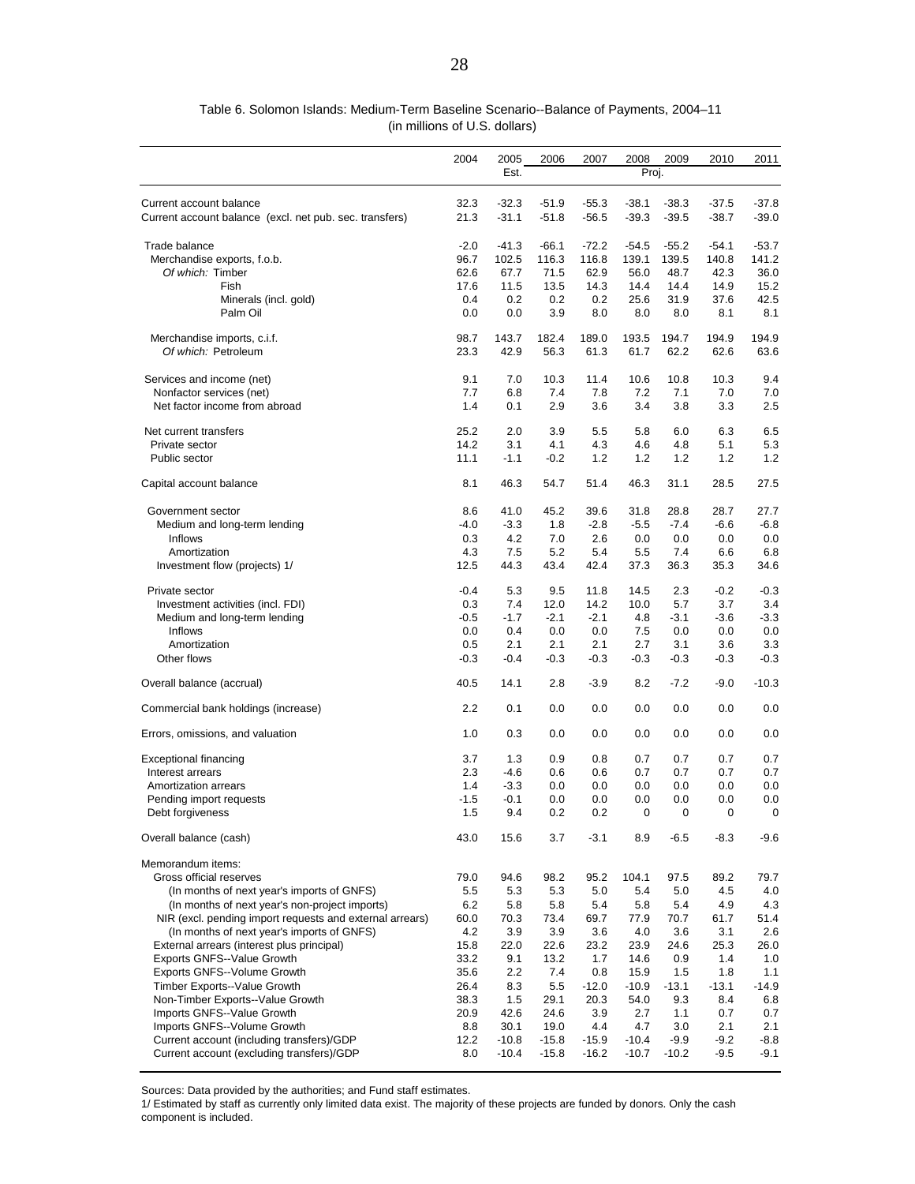Table 6. Solomon Islands: Medium-Term Baseline Scenario--Balance of Payments, 2004–11
(in millions of U.S. dollars)

| | 2004 | 2005 | 2006 | 2007 | 2008 | 2009 | 2010 | 2011 |
|---|---|---|---|---|---|---|---|---|
| | | Est. | | | Proj. | | | |
| Current account balance | 32.3 | -32.3 | -51.9 | -55.3 | -38.1 | -38.3 | -37.5 | -37.8 |
| Current account balance (excl. net pub. sec. transfers) | 21.3 | -31.1 | -51.8 | -56.5 | -39.3 | -39.5 | -38.7 | -39.0 |
| Trade balance | -2.0 | -41.3 | -66.1 | -72.2 | -54.5 | -55.2 | -54.1 | -53.7 |
| Merchandise exports, f.o.b. | 96.7 | 102.5 | 116.3 | 116.8 | 139.1 | 139.5 | 140.8 | 141.2 |
| *Of which:* Timber | 62.6 | 67.7 | 71.5 | 62.9 | 56.0 | 48.7 | 42.3 | 36.0 |
| Fish | 17.6 | 11.5 | 13.5 | 14.3 | 14.4 | 14.4 | 14.9 | 15.2 |
| Minerals (incl. gold) | 0.4 | 0.2 | 0.2 | 0.2 | 25.6 | 31.9 | 37.6 | 42.5 |
| Palm Oil | 0.0 | 0.0 | 3.9 | 8.0 | 8.0 | 8.0 | 8.1 | 8.1 |
| Merchandise imports, c.i.f. | 98.7 | 143.7 | 182.4 | 189.0 | 193.5 | 194.7 | 194.9 | 194.9 |
| *Of which:* Petroleum | 23.3 | 42.9 | 56.3 | 61.3 | 61.7 | 62.2 | 62.6 | 63.6 |
| Services and income (net) | 9.1 | 7.0 | 10.3 | 11.4 | 10.6 | 10.8 | 10.3 | 9.4 |
| Nonfactor services (net) | 7.7 | 6.8 | 7.4 | 7.8 | 7.2 | 7.1 | 7.0 | 7.0 |
| Net factor income from abroad | 1.4 | 0.1 | 2.9 | 3.6 | 3.4 | 3.8 | 3.3 | 2.5 |
| Net current transfers | 25.2 | 2.0 | 3.9 | 5.5 | 5.8 | 6.0 | 6.3 | 6.5 |
| Private sector | 14.2 | 3.1 | 4.1 | 4.3 | 4.6 | 4.8 | 5.1 | 5.3 |
| Public sector | 11.1 | -1.1 | -0.2 | 1.2 | 1.2 | 1.2 | 1.2 | 1.2 |
| Capital account balance | 8.1 | 46.3 | 54.7 | 51.4 | 46.3 | 31.1 | 28.5 | 27.5 |
| Government sector | 8.6 | 41.0 | 45.2 | 39.6 | 31.8 | 28.8 | 28.7 | 27.7 |
| Medium and long-term lending | -4.0 | -3.3 | 1.8 | -2.8 | -5.5 | -7.4 | -6.6 | -6.8 |
| Inflows | 0.3 | 4.2 | 7.0 | 2.6 | 0.0 | 0.0 | 0.0 | 0.0 |
| Amortization | 4.3 | 7.5 | 5.2 | 5.4 | 5.5 | 7.4 | 6.6 | 6.8 |
| Investment flow (projects) 1/ | 12.5 | 44.3 | 43.4 | 42.4 | 37.3 | 36.3 | 35.3 | 34.6 |
| Private sector | -0.4 | 5.3 | 9.5 | 11.8 | 14.5 | 2.3 | -0.2 | -0.3 |
| Investment activities (incl. FDI) | 0.3 | 7.4 | 12.0 | 14.2 | 10.0 | 5.7 | 3.7 | 3.4 |
| Medium and long-term lending | -0.5 | -1.7 | -2.1 | -2.1 | 4.8 | -3.1 | -3.6 | -3.3 |
| Inflows | 0.0 | 0.4 | 0.0 | 0.0 | 7.5 | 0.0 | 0.0 | 0.0 |
| Amortization | 0.5 | 2.1 | 2.1 | 2.1 | 2.7 | 3.1 | 3.6 | 3.3 |
| Other flows | -0.3 | -0.4 | -0.3 | -0.3 | -0.3 | -0.3 | -0.3 | -0.3 |
| Overall balance (accrual) | 40.5 | 14.1 | 2.8 | -3.9 | 8.2 | -7.2 | -9.0 | -10.3 |
| Commercial bank holdings (increase) | 2.2 | 0.1 | 0.0 | 0.0 | 0.0 | 0.0 | 0.0 | 0.0 |
| Errors, omissions, and valuation | 1.0 | 0.3 | 0.0 | 0.0 | 0.0 | 0.0 | 0.0 | 0.0 |
| Exceptional financing | 3.7 | 1.3 | 0.9 | 0.8 | 0.7 | 0.7 | 0.7 | 0.7 |
| Interest arrears | 2.3 | -4.6 | 0.6 | 0.6 | 0.7 | 0.7 | 0.7 | 0.7 |
| Amortization arrears | 1.4 | -3.3 | 0.0 | 0.0 | 0.0 | 0.0 | 0.0 | 0.0 |
| Pending import requests | -1.5 | -0.1 | 0.0 | 0.0 | 0.0 | 0.0 | 0.0 | 0.0 |
| Debt forgiveness | 1.5 | 9.4 | 0.2 | 0.2 | 0 | 0 | 0 | 0 |
| Overall balance (cash) | 43.0 | 15.6 | 3.7 | -3.1 | 8.9 | -6.5 | -8.3 | -9.6 |
| Memorandum items: | | | | | | | | |
| Gross official reserves | 79.0 | 94.6 | 98.2 | 95.2 | 104.1 | 97.5 | 89.2 | 79.7 |
| (In months of next year's imports of GNFS) | 5.5 | 5.3 | 5.3 | 5.0 | 5.4 | 5.0 | 4.5 | 4.0 |
| (In months of next year's non-project imports) | 6.2 | 5.8 | 5.8 | 5.4 | 5.8 | 5.4 | 4.9 | 4.3 |
| NIR (excl. pending import requests and external arrears) | 60.0 | 70.3 | 73.4 | 69.7 | 77.9 | 70.7 | 61.7 | 51.4 |
| (In months of next year's imports of GNFS) | 4.2 | 3.9 | 3.9 | 3.6 | 4.0 | 3.6 | 3.1 | 2.6 |
| External arrears (interest plus principal) | 15.8 | 22.0 | 22.6 | 23.2 | 23.9 | 24.6 | 25.3 | 26.0 |
| Exports GNFS--Value Growth | 33.2 | 9.1 | 13.2 | 1.7 | 14.6 | 0.9 | 1.4 | 1.0 |
| Exports GNFS--Volume Growth | 35.6 | 2.2 | 7.4 | 0.8 | 15.9 | 1.5 | 1.8 | 1.1 |
| Timber Exports--Value Growth | 26.4 | 8.3 | 5.5 | -12.0 | -10.9 | -13.1 | -13.1 | -14.9 |
| Non-Timber Exports--Value Growth | 38.3 | 1.5 | 29.1 | 20.3 | 54.0 | 9.3 | 8.4 | 6.8 |
| Imports GNFS--Value Growth | 20.9 | 42.6 | 24.6 | 3.9 | 2.7 | 1.1 | 0.7 | 0.7 |
| Imports GNFS--Volume Growth | 8.8 | 30.1 | 19.0 | 4.4 | 4.7 | 3.0 | 2.1 | 2.1 |
| Current account (including transfers)/GDP | 12.2 | -10.8 | -15.8 | -15.9 | -10.4 | -9.9 | -9.2 | -8.8 |
| Current account (excluding transfers)/GDP | 8.0 | -10.4 | -15.8 | -16.2 | -10.7 | -10.2 | -9.5 | -9.1 |

Sources: Data provided by the authorities; and Fund staff estimates.

1/ Estimated by staff as currently only limited data exist. The majority of these projects are funded by donors. Only the cash component is included.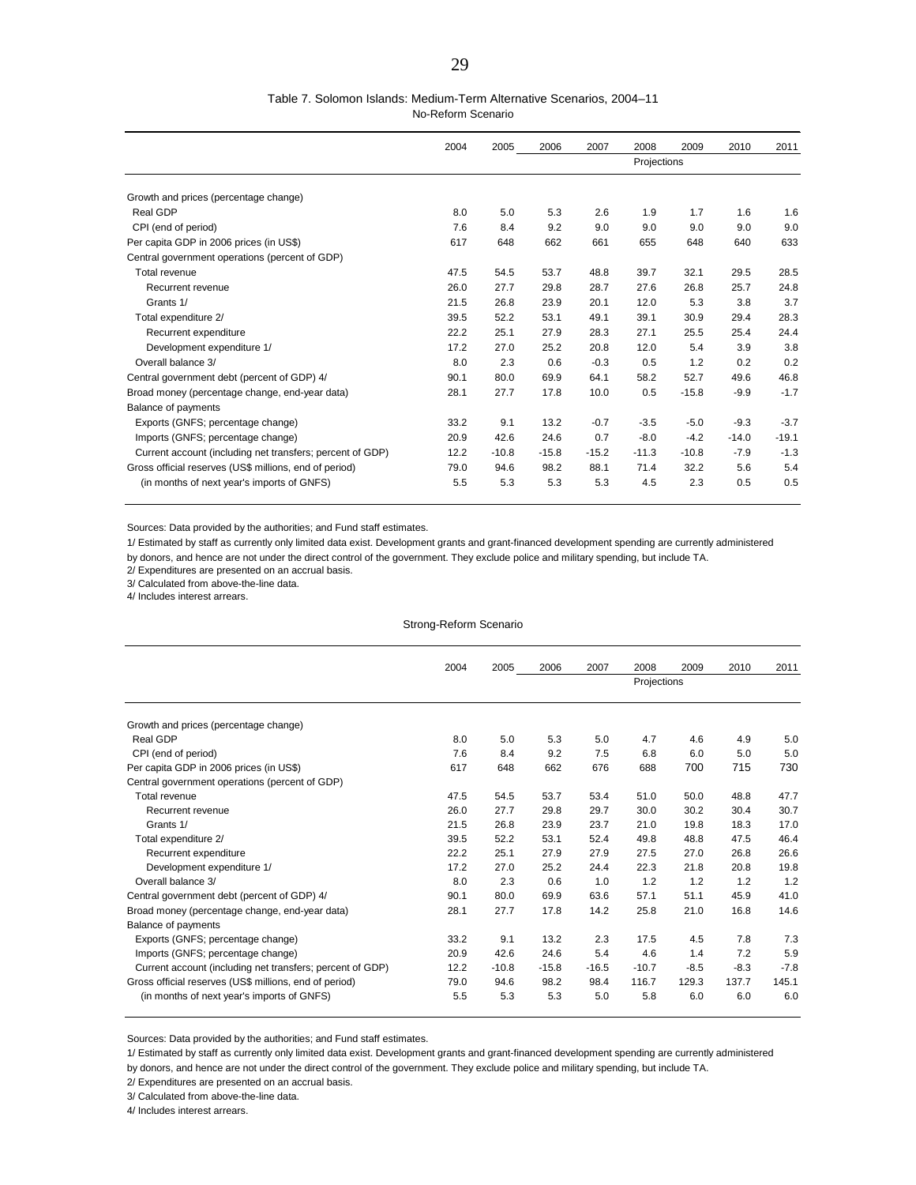Table 7. Solomon Islands: Medium-Term Alternative Scenarios, 2004–11

No-Reform Scenario

| | 2004 | 2005 | 2006 | 2007 | 2008 | 2009 | 2010 | 2011 |
|---|---|---|---|---|---|---|---|---|
| | | | Projections | | | | | |
| Growth and prices (percentage change) | | | | | | | | |
| Real GDP | 8.0 | 5.0 | 5.3 | 2.6 | 1.9 | 1.7 | 1.6 | 1.6 |
| CPI (end of period) | 7.6 | 8.4 | 9.2 | 9.0 | 9.0 | 9.0 | 9.0 | 9.0 |
| Per capita GDP in 2006 prices (in US$) | 617 | 648 | 662 | 661 | 655 | 648 | 640 | 633 |
| Central government operations (percent of GDP) | | | | | | | | |
| Total revenue | 47.5 | 54.5 | 53.7 | 48.8 | 39.7 | 32.1 | 29.5 | 28.5 |
| Recurrent revenue | 26.0 | 27.7 | 29.8 | 28.7 | 27.6 | 26.8 | 25.7 | 24.8 |
| Grants 1/ | 21.5 | 26.8 | 23.9 | 20.1 | 12.0 | 5.3 | 3.8 | 3.7 |
| Total expenditure 2/ | 39.5 | 52.2 | 53.1 | 49.1 | 39.1 | 30.9 | 29.4 | 28.3 |
| Recurrent expenditure | 22.2 | 25.1 | 27.9 | 28.3 | 27.1 | 25.5 | 25.4 | 24.4 |
| Development expenditure 1/ | 17.2 | 27.0 | 25.2 | 20.8 | 12.0 | 5.4 | 3.9 | 3.8 |
| Overall balance 3/ | 8.0 | 2.3 | 0.6 | -0.3 | 0.5 | 1.2 | 0.2 | 0.2 |
| Central government debt (percent of GDP) 4/ | 90.1 | 80.0 | 69.9 | 64.1 | 58.2 | 52.7 | 49.6 | 46.8 |
| Broad money (percentage change, end-year data) | 28.1 | 27.7 | 17.8 | 10.0 | 0.5 | -15.8 | -9.9 | -1.7 |
| Balance of payments | | | | | | | | |
| Exports (GNFS; percentage change) | 33.2 | 9.1 | 13.2 | -0.7 | -3.5 | -5.0 | -9.3 | -3.7 |
| Imports (GNFS; percentage change) | 20.9 | 42.6 | 24.6 | 0.7 | -8.0 | -4.2 | -14.0 | -19.1 |
| Current account (including net transfers; percent of GDP) | 12.2 | -10.8 | -15.8 | -15.2 | -11.3 | -10.8 | -7.9 | -1.3 |
| Gross official reserves (US$ millions, end of period) | 79.0 | 94.6 | 98.2 | 88.1 | 71.4 | 32.2 | 5.6 | 5.4 |
| (in months of next year's imports of GNFS) | 5.5 | 5.3 | 5.3 | 5.3 | 4.5 | 2.3 | 0.5 | 0.5 |

Sources: Data provided by the authorities; and Fund staff estimates.

1/ Estimated by staff as currently only limited data exist. Development grants and grant-financed development spending are currently administered by donors, and hence are not under the direct control of the government. They exclude police and military spending, but include TA.

2/ Expenditures are presented on an accrual basis.

3/ Calculated from above-the-line data.

4/ Includes interest arrears.

Strong-Reform Scenario

| | 2004 | 2005 | 2006 | 2007 | 2008 | 2009 | 2010 | 2011 |
|---|---|---|---|---|---|---|---|---|
| | | | Projections | | | | | |
| Growth and prices (percentage change) | | | | | | | | |
| Real GDP | 8.0 | 5.0 | 5.3 | 5.0 | 4.7 | 4.6 | 4.9 | 5.0 |
| CPI (end of period) | 7.6 | 8.4 | 9.2 | 7.5 | 6.8 | 6.0 | 5.0 | 5.0 |
| Per capita GDP in 2006 prices (in US$) | 617 | 648 | 662 | 676 | 688 | 700 | 715 | 730 |
| Central government operations (percent of GDP) | | | | | | | | |
| Total revenue | 47.5 | 54.5 | 53.7 | 53.4 | 51.0 | 50.0 | 48.8 | 47.7 |
| Recurrent revenue | 26.0 | 27.7 | 29.8 | 29.7 | 30.0 | 30.2 | 30.4 | 30.7 |
| Grants 1/ | 21.5 | 26.8 | 23.9 | 23.7 | 21.0 | 19.8 | 18.3 | 17.0 |
| Total expenditure 2/ | 39.5 | 52.2 | 53.1 | 52.4 | 49.8 | 48.8 | 47.5 | 46.4 |
| Recurrent expenditure | 22.2 | 25.1 | 27.9 | 27.9 | 27.5 | 27.0 | 26.8 | 26.6 |
| Development expenditure 1/ | 17.2 | 27.0 | 25.2 | 24.4 | 22.3 | 21.8 | 20.8 | 19.8 |
| Overall balance 3/ | 8.0 | 2.3 | 0.6 | 1.0 | 1.2 | 1.2 | 1.2 | 1.2 |
| Central government debt (percent of GDP) 4/ | 90.1 | 80.0 | 69.9 | 63.6 | 57.1 | 51.1 | 45.9 | 41.0 |
| Broad money (percentage change, end-year data) | 28.1 | 27.7 | 17.8 | 14.2 | 25.8 | 21.0 | 16.8 | 14.6 |
| Balance of payments | | | | | | | | |
| Exports (GNFS; percentage change) | 33.2 | 9.1 | 13.2 | 2.3 | 17.5 | 4.5 | 7.8 | 7.3 |
| Imports (GNFS; percentage change) | 20.9 | 42.6 | 24.6 | 5.4 | 4.6 | 1.4 | 7.2 | 5.9 |
| Current account (including net transfers; percent of GDP) | 12.2 | -10.8 | -15.8 | -16.5 | -10.7 | -8.5 | -8.3 | -7.8 |
| Gross official reserves (US$ millions, end of period) | 79.0 | 94.6 | 98.2 | 98.4 | 116.7 | 129.3 | 137.7 | 145.1 |
| (in months of next year's imports of GNFS) | 5.5 | 5.3 | 5.3 | 5.0 | 5.8 | 6.0 | 6.0 | 6.0 |

Sources: Data provided by the authorities; and Fund staff estimates.

1/ Estimated by staff as currently only limited data exist. Development grants and grant-financed development spending are currently administered by donors, and hence are not under the direct control of the government. They exclude police and military spending, but include TA.

2/ Expenditures are presented on an accrual basis.

3/ Calculated from above-the-line data.

4/ Includes interest arrears.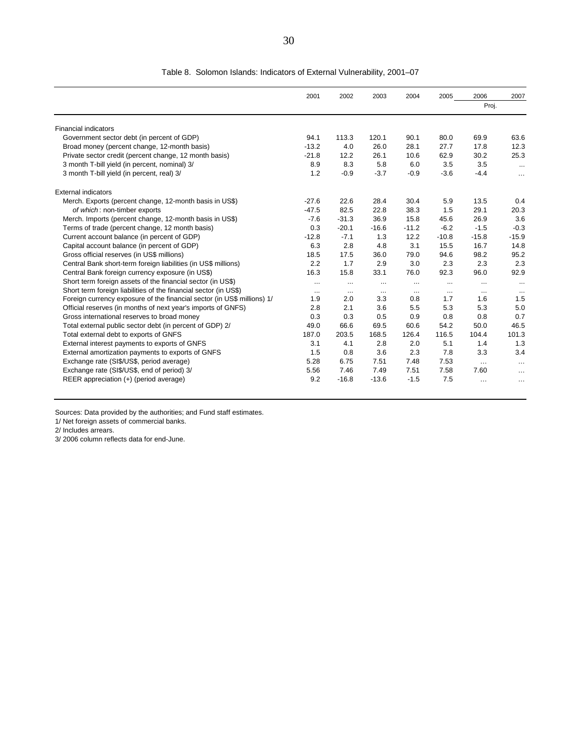Table 8. Solomon Islands: Indicators of External Vulnerability, 2001–07

| | 2001 | 2002 | 2003 | 2004 | 2005 | 2006 | 2007 |
|---|---|---|---|---|---|---|---|
| | | | | | | Proj. | |
| Financial indicators | | | | | | | |
| Government sector debt (in percent of GDP) | 94.1 | 113.3 | 120.1 | 90.1 | 80.0 | 69.9 | 63.6 |
| Broad money (percent change, 12-month basis) | -13.2 | 4.0 | 26.0 | 28.1 | 27.7 | 17.8 | 12.3 |
| Private sector credit (percent change, 12 month basis) | -21.8 | 12.2 | 26.1 | 10.6 | 62.9 | 30.2 | 25.3 |
| 3 month T-bill yield (in percent, nominal) 3/ | 8.9 | 8.3 | 5.8 | 6.0 | 3.5 | 3.5 | ... |
| 3 month T-bill yield (in percent, real) 3/ | 1.2 | -0.9 | -3.7 | -0.9 | -3.6 | -4.4 | ... |
| External indicators | | | | | | | |
| Merch. Exports (percent change, 12-month basis in US$) | -27.6 | 22.6 | 28.4 | 30.4 | 5.9 | 13.5 | 0.4 |
| *of which*: non-timber exports | -47.5 | 82.5 | 22.8 | 38.3 | 1.5 | 29.1 | 20.3 |
| Merch. Imports (percent change, 12-month basis in US$) | -7.6 | -31.3 | 36.9 | 15.8 | 45.6 | 26.9 | 3.6 |
| Terms of trade (percent change, 12 month basis) | 0.3 | -20.1 | -16.6 | -11.2 | -6.2 | -1.5 | -0.3 |
| Current account balance (in percent of GDP) | -12.8 | -7.1 | 1.3 | 12.2 | -10.8 | -15.8 | -15.9 |
| Capital account balance (in percent of GDP) | 6.3 | 2.8 | 4.8 | 3.1 | 15.5 | 16.7 | 14.8 |
| Gross official reserves (in US$ millions) | 18.5 | 17.5 | 36.0 | 79.0 | 94.6 | 98.2 | 95.2 |
| Central Bank short-term foreign liabilities (in US$ millions) | 2.2 | 1.7 | 2.9 | 3.0 | 2.3 | 2.3 | 2.3 |
| Central Bank foreign currency exposure (in US$) | 16.3 | 15.8 | 33.1 | 76.0 | 92.3 | 96.0 | 92.9 |
| Short term foreign assets of the financial sector (in US$) | ... | ... | ... | ... | ... | ... | ... |
| Short term foreign liabilities of the financial sector (in US$) | ... | ... | ... | ... | ... | ... | ... |
| Foreign currency exposure of the financial sector (in US$ millions) 1/ | 1.9 | 2.0 | 3.3 | 0.8 | 1.7 | 1.6 | 1.5 |
| Official reserves (in months of next year's imports of GNFS) | 2.8 | 2.1 | 3.6 | 5.5 | 5.3 | 5.3 | 5.0 |
| Gross international reserves to broad money | 0.3 | 0.3 | 0.5 | 0.9 | 0.8 | 0.8 | 0.7 |
| Total external public sector debt (in percent of GDP) 2/ | 49.0 | 66.6 | 69.5 | 60.6 | 54.2 | 50.0 | 46.5 |
| Total external debt to exports of GNFS | 187.0 | 203.5 | 168.5 | 126.4 | 116.5 | 104.4 | 101.3 |
| External interest payments to exports of GNFS | 3.1 | 4.1 | 2.8 | 2.0 | 5.1 | 1.4 | 1.3 |
| External amortization payments to exports of GNFS | 1.5 | 0.8 | 3.6 | 2.3 | 7.8 | 3.3 | 3.4 |
| Exchange rate (SI$/US$, period average) | 5.28 | 6.75 | 7.51 | 7.48 | 7.53 | ... | ... |
| Exchange rate (SI$/US$, end of period) 3/ | 5.56 | 7.46 | 7.49 | 7.51 | 7.58 | 7.60 | ... |
| REER appreciation (+) (period average) | 9.2 | -16.8 | -13.6 | -1.5 | 7.5 | ... | ... |

Sources: Data provided by the authorities; and Fund staff estimates.

1/ Net foreign assets of commercial banks.

2/ Includes arrears.

3/ 2006 column reflects data for end-June.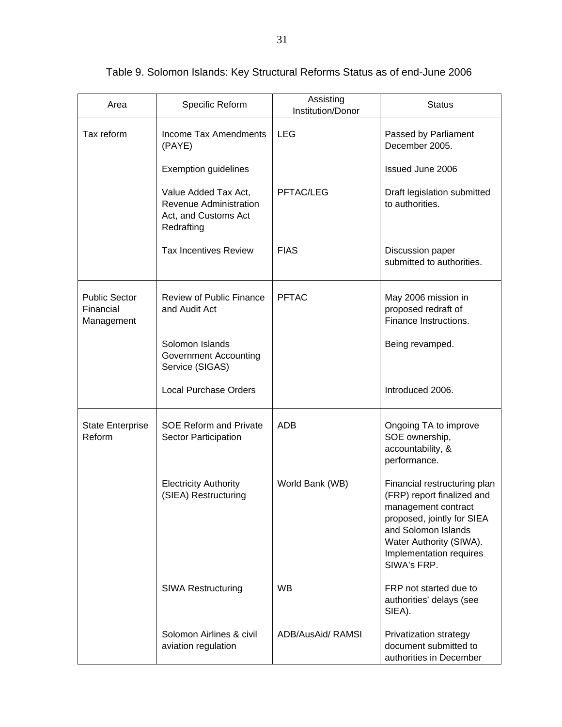Table 9. Solomon Islands: Key Structural Reforms Status as of end-June 2006

| Area | Specific Reform | Assisting Institution/Donor | Status |
|---|---|---|---|
| Tax reform | Income Tax Amendments (PAYE) | LEG | Passed by Parliament December 2005. |
| | Exemption guidelines | | Issued June 2006 |
| | Value Added Tax Act, Revenue Administration Act, and Customs Act Redrafting | PFTAC/LEG | Draft legislation submitted to authorities. |
| | Tax Incentives Review | FIAS | Discussion paper submitted to authorities. |
| Public Sector Financial Management | Review of Public Finance and Audit Act | PFTAC | May 2006 mission in proposed redraft of Finance Instructions. |
| | Solomon Islands Government Accounting Service (SIGAS) | | Being revamped. |
| | Local Purchase Orders | | Introduced 2006. |
| State Enterprise Reform | SOE Reform and Private Sector Participation | ADB | Ongoing TA to improve SOE ownership, accountability, & performance. |
| | Electricity Authority (SIEA) Restructuring | World Bank (WB) | Financial restructuring plan (FRP) report finalized and management contract proposed, jointly for SIEA and Solomon Islands Water Authority (SIWA). Implementation requires SIWA's FRP. |
| | SIWA Restructuring | WB | FRP not started due to authorities' delays (see SIEA). |
| | Solomon Airlines & civil aviation regulation | ADB/AusAid/ RAMSI | Privatization strategy document submitted to authorities in December |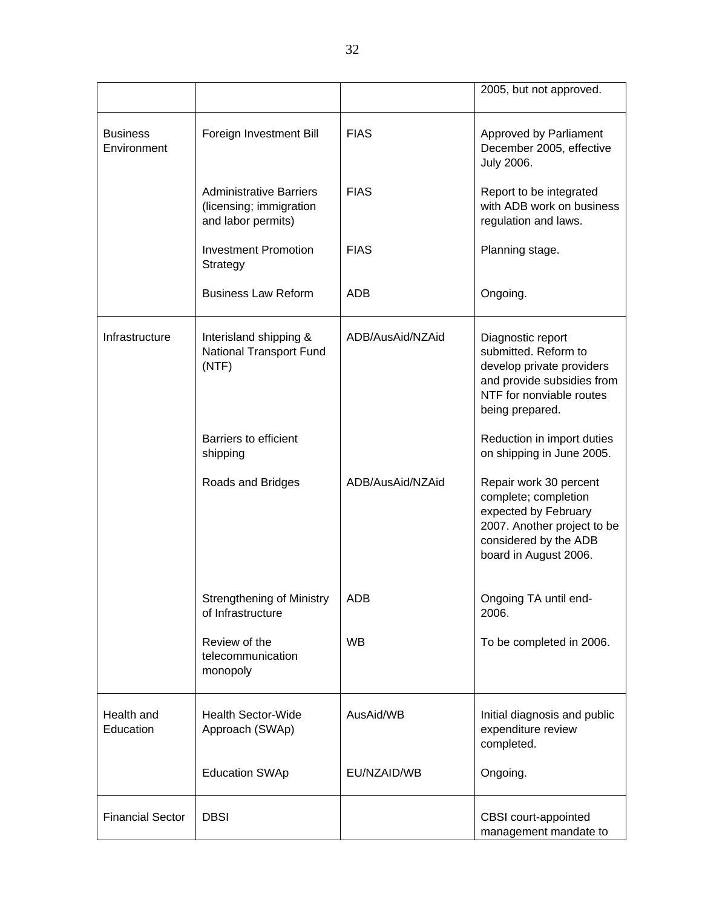| | | | |
|---|---|---|---|
| | | | 2005, but not approved. |
| Business Environment | Foreign Investment Bill | FIAS | Approved by Parliament December 2005, effective July 2006. |
| | Administrative Barriers (licensing; immigration and labor permits) | FIAS | Report to be integrated with ADB work on business regulation and laws. |
| | Investment Promotion Strategy | FIAS | Planning stage. |
| | Business Law Reform | ADB | Ongoing. |
| Infrastructure | Interisland shipping & National Transport Fund (NTF) | ADB/AusAid/NZAid | Diagnostic report submitted. Reform to develop private providers and provide subsidies from NTF for nonviable routes being prepared. |
| | Barriers to efficient shipping | | Reduction in import duties on shipping in June 2005. |
| | Roads and Bridges | ADB/AusAid/NZAid | Repair work 30 percent complete; completion expected by February 2007. Another project to be considered by the ADB board in August 2006. |
| | Strengthening of Ministry of Infrastructure | ADB | Ongoing TA until end-2006. |
| | Review of the telecommunication monopoly | WB | To be completed in 2006. |
| Health and Education | Health Sector-Wide Approach (SWAp) | AusAid/WB | Initial diagnosis and public expenditure review completed. |
| | Education SWAp | EU/NZAID/WB | Ongoing. |
| Financial Sector | DBSI | | CBSI court-appointed management mandate to |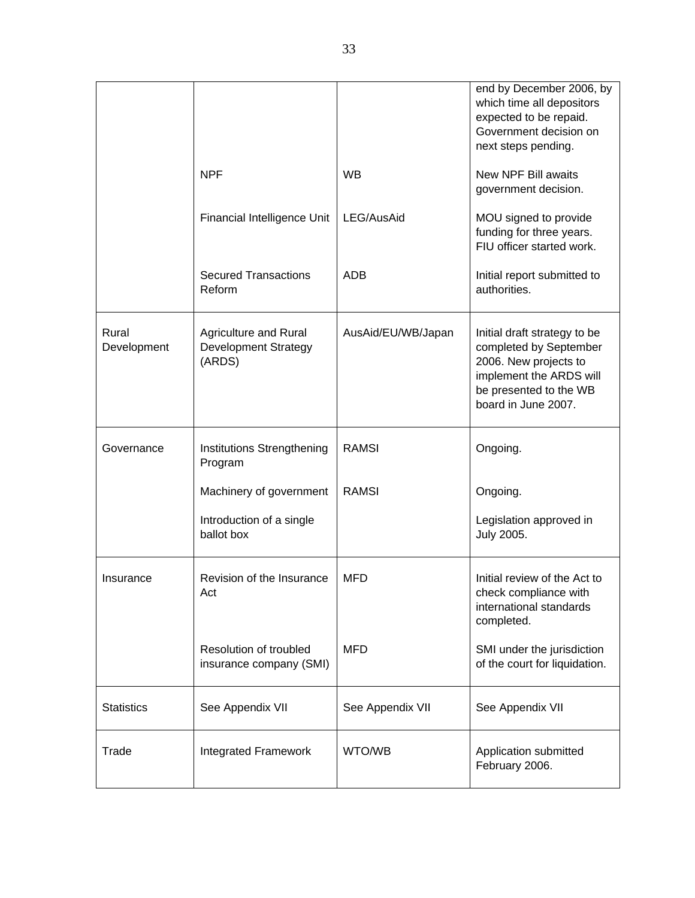| | | | end by December 2006, by which time all depositors expected to be repaid. Government decision on next steps pending. |
|---|---|---|---|
| | NPF | WB | New NPF Bill awaits government decision. |
| | Financial Intelligence Unit | LEG/AusAid | MOU signed to provide funding for three years. FIU officer started work. |
| | Secured Transactions Reform | ADB | Initial report submitted to authorities. |
| Rural Development | Agriculture and Rural Development Strategy (ARDS) | AusAid/EU/WB/Japan | Initial draft strategy to be completed by September 2006. New projects to implement the ARDS will be presented to the WB board in June 2007. |
| Governance | Institutions Strengthening Program | RAMSI | Ongoing. |
| | Machinery of government | RAMSI | Ongoing. |
| | Introduction of a single ballot box | | Legislation approved in July 2005. |
| Insurance | Revision of the Insurance Act | MFD | Initial review of the Act to check compliance with international standards completed. |
| | Resolution of troubled insurance company (SMI) | MFD | SMI under the jurisdiction of the court for liquidation. |
| Statistics | See Appendix VII | See Appendix VII | See Appendix VII |
| Trade | Integrated Framework | WTO/WB | Application submitted February 2006. |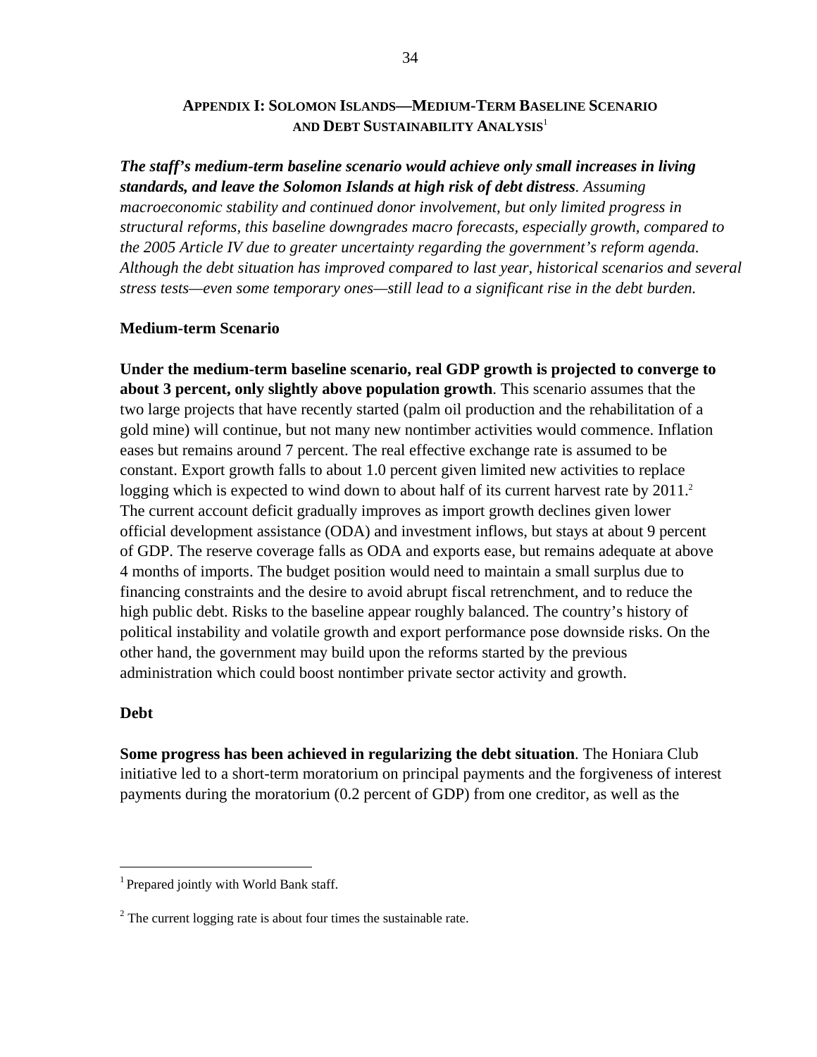## APPENDIX I: SOLOMON ISLANDS—MEDIUM-TERM BASELINE SCENARIO AND DEBT SUSTAINABILITY ANALYSIS[1]

***The staff's medium-term baseline scenario would achieve only small increases in living standards, and leave the Solomon Islands at high risk of debt distress****. Assuming macroeconomic stability and continued donor involvement, but only limited progress in structural reforms, this baseline downgrades macro forecasts, especially growth, compared to the 2005 Article IV due to greater uncertainty regarding the government's reform agenda. Although the debt situation has improved compared to last year, historical scenarios and several stress tests—even some temporary ones—still lead to a significant rise in the debt burden.*

### Medium-term Scenario

**Under the medium-term baseline scenario, real GDP growth is projected to converge to about 3 percent, only slightly above population growth**. This scenario assumes that the two large projects that have recently started (palm oil production and the rehabilitation of a gold mine) will continue, but not many new nontimber activities would commence. Inflation eases but remains around 7 percent. The real effective exchange rate is assumed to be constant. Export growth falls to about 1.0 percent given limited new activities to replace logging which is expected to wind down to about half of its current harvest rate by 2011.[2] The current account deficit gradually improves as import growth declines given lower official development assistance (ODA) and investment inflows, but stays at about 9 percent of GDP. The reserve coverage falls as ODA and exports ease, but remains adequate at above 4 months of imports. The budget position would need to maintain a small surplus due to financing constraints and the desire to avoid abrupt fiscal retrenchment, and to reduce the high public debt. Risks to the baseline appear roughly balanced. The country's history of political instability and volatile growth and export performance pose downside risks. On the other hand, the government may build upon the reforms started by the previous administration which could boost nontimber private sector activity and growth.

### Debt

**Some progress has been achieved in regularizing the debt situation**. The Honiara Club initiative led to a short-term moratorium on principal payments and the forgiveness of interest payments during the moratorium (0.2 percent of GDP) from one creditor, as well as the

---

[1] Prepared jointly with World Bank staff.

[2] The current logging rate is about four times the sustainable rate.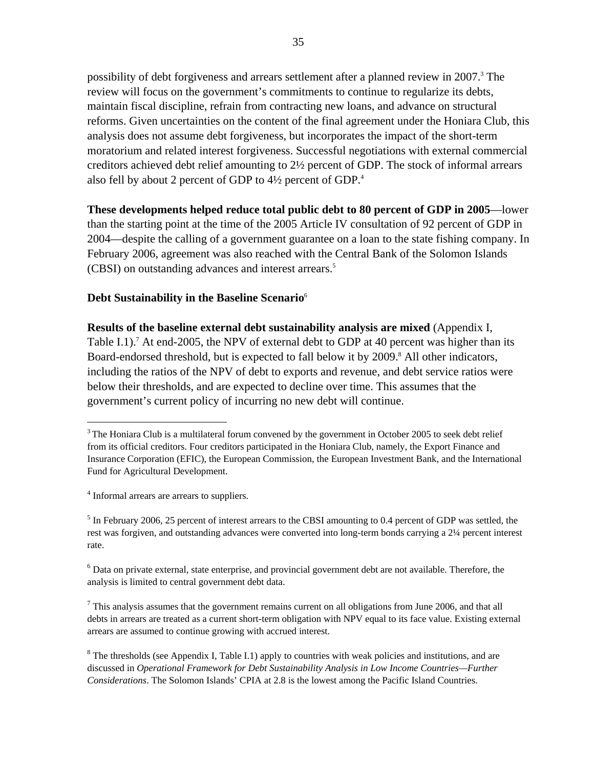possibility of debt forgiveness and arrears settlement after a planned review in 2007.[3] The review will focus on the government's commitments to continue to regularize its debts, maintain fiscal discipline, refrain from contracting new loans, and advance on structural reforms. Given uncertainties on the content of the final agreement under the Honiara Club, this analysis does not assume debt forgiveness, but incorporates the impact of the short-term moratorium and related interest forgiveness. Successful negotiations with external commercial creditors achieved debt relief amounting to 2½ percent of GDP. The stock of informal arrears also fell by about 2 percent of GDP to 4½ percent of GDP.[4]

**These developments helped reduce total public debt to 80 percent of GDP in 2005**—lower than the starting point at the time of the 2005 Article IV consultation of 92 percent of GDP in 2004—despite the calling of a government guarantee on a loan to the state fishing company. In February 2006, agreement was also reached with the Central Bank of the Solomon Islands (CBSI) on outstanding advances and interest arrears.[5]

**Debt Sustainability in the Baseline Scenario**[6]

**Results of the baseline external debt sustainability analysis are mixed** (Appendix I, Table I.1).[7] At end-2005, the NPV of external debt to GDP at 40 percent was higher than its Board-endorsed threshold, but is expected to fall below it by 2009.[8] All other indicators, including the ratios of the NPV of debt to exports and revenue, and debt service ratios were below their thresholds, and are expected to decline over time. This assumes that the government's current policy of incurring no new debt will continue.

---

[3] The Honiara Club is a multilateral forum convened by the government in October 2005 to seek debt relief from its official creditors. Four creditors participated in the Honiara Club, namely, the Export Finance and Insurance Corporation (EFIC), the European Commission, the European Investment Bank, and the International Fund for Agricultural Development.

[4] Informal arrears are arrears to suppliers.

[5] In February 2006, 25 percent of interest arrears to the CBSI amounting to 0.4 percent of GDP was settled, the rest was forgiven, and outstanding advances were converted into long-term bonds carrying a 2¼ percent interest rate.

[6] Data on private external, state enterprise, and provincial government debt are not available. Therefore, the analysis is limited to central government debt data.

[7] This analysis assumes that the government remains current on all obligations from June 2006, and that all debts in arrears are treated as a current short-term obligation with NPV equal to its face value. Existing external arrears are assumed to continue growing with accrued interest.

[8] The thresholds (see Appendix I, Table I.1) apply to countries with weak policies and institutions, and are discussed in *Operational Framework for Debt Sustainability Analysis in Low Income Countries—Further Considerations*. The Solomon Islands' CPIA at 2.8 is the lowest among the Pacific Island Countries.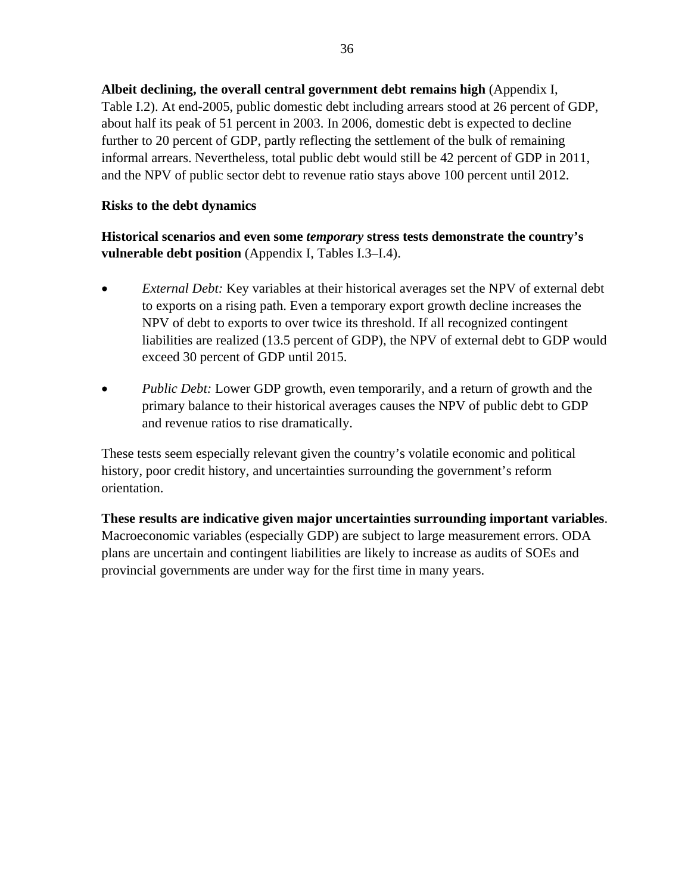**Albeit declining, the overall central government debt remains high** (Appendix I, Table I.2). At end-2005, public domestic debt including arrears stood at 26 percent of GDP, about half its peak of 51 percent in 2003. In 2006, domestic debt is expected to decline further to 20 percent of GDP, partly reflecting the settlement of the bulk of remaining informal arrears. Nevertheless, total public debt would still be 42 percent of GDP in 2011, and the NPV of public sector debt to revenue ratio stays above 100 percent until 2012.

**Risks to the debt dynamics**

**Historical scenarios and even some *temporary* stress tests demonstrate the country's vulnerable debt position** (Appendix I, Tables I.3–I.4).

- *External Debt:* Key variables at their historical averages set the NPV of external debt to exports on a rising path. Even a temporary export growth decline increases the NPV of debt to exports to over twice its threshold. If all recognized contingent liabilities are realized (13.5 percent of GDP), the NPV of external debt to GDP would exceed 30 percent of GDP until 2015.

- *Public Debt:* Lower GDP growth, even temporarily, and a return of growth and the primary balance to their historical averages causes the NPV of public debt to GDP and revenue ratios to rise dramatically.

These tests seem especially relevant given the country's volatile economic and political history, poor credit history, and uncertainties surrounding the government's reform orientation.

**These results are indicative given major uncertainties surrounding important variables**. Macroeconomic variables (especially GDP) are subject to large measurement errors. ODA plans are uncertain and contingent liabilities are likely to increase as audits of SOEs and provincial governments are under way for the first time in many years.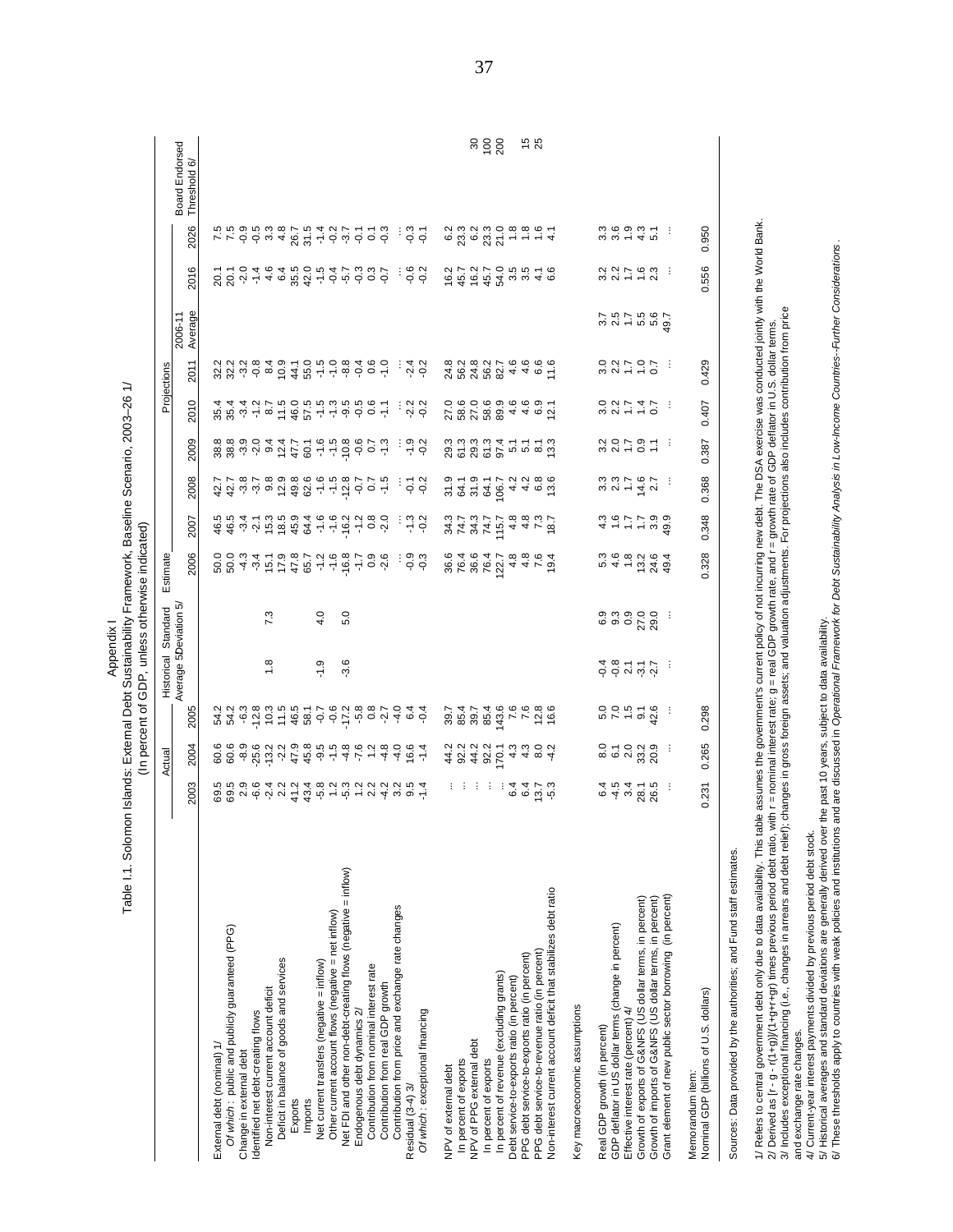Appendix I

# Table I.1. Solomon Islands: External Debt Sustainability Framework, Baseline Scenario, 2003–26 1/

(In percent of GDP, unless otherwise indicated)

| | Actual | | | Historical Average 5/ | Standard Deviation 5/ | Estimate | Projections | | | | | | | | | Board Endorsed Threshold 6/ |
|---|---|---|---|---|---|---|---|---|---|---|---|---|---|---|---|---|
| | 2003 | 2004 | 2005 | | | 2006 | 2007 | 2008 | 2009 | 2010 | 2011 | 2006-11 Average | 2016 | 2026 | | |
| External debt (nominal) 1/ | 69.5 | 60.6 | 54.2 | | | 50.0 | 46.5 | 42.7 | 38.8 | 35.4 | 32.2 | | 20.1 | 7.5 | | |
| *Of which* : public and publicly guaranteed (PPG) | 69.5 | 60.6 | 54.2 | | | 50.0 | 46.5 | 42.7 | 38.8 | 35.4 | 32.2 | | 20.1 | 7.5 | | |
| Change in external debt | 2.9 | -8.9 | -6.3 | | | -4.3 | -3.4 | -3.8 | -3.9 | -3.4 | -3.2 | | -2.0 | -0.9 | | |
| Identified net debt-creating flows | -6.6 | -25.6 | -12.8 | | | -3.4 | -2.1 | -3.7 | -2.0 | -1.2 | -0.8 | | -1.4 | -0.5 | | |
| Non-interest current account deficit | -2.4 | -13.2 | 10.3 | 1.8 | 7.3 | 15.1 | 15.3 | 9.8 | 9.4 | 8.7 | 8.4 | | 4.6 | 3.3 | | |
| Deficit in balance of goods and services | 2.2 | -2.2 | 11.5 | | | 17.9 | 18.5 | 12.9 | 12.4 | 11.5 | 10.9 | | 6.4 | 4.8 | | |
| Exports | 41.2 | 47.9 | 46.5 | | | 47.8 | 45.9 | 49.8 | 47.7 | 46.0 | 44.1 | | 35.5 | 26.7 | | |
| Imports | 43.4 | 45.8 | 58.1 | | | 65.7 | 64.4 | 62.6 | 60.1 | 57.5 | 55.0 | | 42.0 | 31.5 | | |
| Net current transfers (negative = inflow) | -5.8 | -9.5 | -0.7 | -1.9 | 4.0 | -1.2 | -1.6 | -1.6 | -1.6 | -1.5 | -1.5 | | -1.5 | -1.4 | | |
| Other current account flows (negative = net inflow) | 1.2 | -1.5 | -0.6 | | | -1.6 | -1.6 | -1.5 | -1.5 | -1.3 | -1.0 | | -0.4 | -0.2 | | |
| Net FDI and other non-debt-creating flows (negative = inflow) | -5.3 | -4.8 | -17.2 | -3.6 | 5.0 | -16.8 | -16.2 | -12.8 | -10.8 | -9.5 | -8.8 | | -5.7 | -3.7 | | |
| Endogenous debt dynamics 2/ | 1.2 | -7.6 | -5.8 | | | -1.7 | -1.2 | -0.7 | -0.6 | -0.5 | -0.4 | | -0.3 | -0.1 | | |
| Contribution from nominal interest rate | 2.2 | 1.2 | 0.8 | | | 0.9 | 0.8 | 0.7 | 0.7 | 0.6 | 0.6 | | 0.3 | 0.1 | | |
| Contribution from real GDP growth | -4.2 | -4.8 | -2.7 | | | -2.6 | -2.0 | -1.5 | -1.3 | -1.1 | -1.0 | | -0.7 | -0.3 | | |
| Contribution from price and exchange rate changes | 3.2 | -4.0 | -4.0 | | | ... | ... | ... | ... | ... | ... | | ... | ... | | |
| Residual (3-4) 3/ | 9.5 | 16.6 | 6.4 | | | -0.9 | -1.3 | -0.1 | -1.9 | -2.2 | -2.4 | | -0.6 | -0.3 | | |
| *Of which* : exceptional financing | -1.4 | -1.4 | -0.4 | | | -0.3 | -0.2 | -0.2 | -0.2 | -0.2 | -0.2 | | -0.2 | -0.1 | | |
| | | | | | | | | | | | | | | | | |
| NPV of external debt | ... | 44.2 | 39.7 | | | 36.6 | 34.3 | 31.9 | 29.3 | 27.0 | 24.8 | | 16.2 | 6.2 | | |
| In percent of exports | ... | 92.2 | 85.4 | | | 76.4 | 74.7 | 64.1 | 61.3 | 58.6 | 56.2 | | 45.7 | 23.3 | | |
| NPV of PPG external debt | ... | 44.2 | 39.7 | | | 36.6 | 34.3 | 31.9 | 29.3 | 27.0 | 24.8 | | 16.2 | 6.2 | | 30 |
| In percent of exports | ... | 92.2 | 85.4 | | | 76.4 | 74.7 | 64.1 | 61.3 | 58.6 | 56.2 | | 45.7 | 23.3 | | 100 |
| In percent of revenue (excluding grants) | ... | 170.1 | 143.6 | | | 122.7 | 115.7 | 106.7 | 97.4 | 89.9 | 82.7 | | 54.0 | 21.0 | | 200 |
| Debt service-to-exports ratio (in percent) | 6.4 | 4.3 | 7.6 | | | 4.8 | 4.8 | 4.2 | 5.1 | 4.6 | 4.6 | | 3.5 | 1.8 | | |
| PPG debt service-to-exports ratio (in percent) | 6.4 | 4.3 | 7.6 | | | 4.8 | 4.8 | 4.2 | 5.1 | 4.6 | 4.6 | | 3.5 | 1.8 | | 15 |
| PPG debt service-to-revenue ratio (in percent) | 13.7 | 8.0 | 12.8 | | | 7.6 | 7.3 | 6.8 | 8.1 | 6.9 | 6.6 | | 4.1 | 1.6 | | 25 |
| Non-interest current account deficit that stabilizes debt ratio | -5.3 | -4.2 | 16.6 | | | 19.4 | 18.7 | 13.6 | 13.3 | 12.1 | 11.6 | | 6.6 | 4.1 | | |
| | | | | | | | | | | | | | | | | |
| Key macroeconomic assumptions | | | | | | | | | | | | | | | | |
| | | | | | | | | | | | | | | | | |
| Real GDP growth (in percent) | 6.4 | 8.0 | 5.0 | -0.4 | 6.9 | 5.3 | 4.3 | 3.3 | 3.2 | 3.0 | 3.0 | 3.7 | 3.2 | 3.3 | | |
| GDP deflator in US dollar terms (change in percent) | -4.5 | 6.1 | 7.0 | -0.8 | 9.3 | 4.6 | 1.6 | 2.3 | 2.0 | 2.2 | 2.2 | 2.5 | 2.2 | 3.6 | | |
| Effective interest rate (percent) 4/ | 3.4 | 2.0 | 1.5 | 2.1 | 0.9 | 1.8 | 1.7 | 1.7 | 1.7 | 1.7 | 1.7 | 1.7 | 1.7 | 1.9 | | |
| Growth of exports of G&NFS (US dollar terms, in percent) | 28.1 | 33.2 | 9.1 | -3.1 | 27.0 | 13.2 | 1.7 | 14.6 | 0.9 | 1.4 | 1.0 | 5.5 | 1.6 | 4.3 | | |
| Growth of imports of G&NFS (US dollar terms, in percent) | 26.5 | 20.9 | 42.6 | -2.7 | 29.0 | 24.6 | 3.9 | 2.7 | 1.1 | 0.7 | 0.7 | 5.6 | 2.3 | 5.1 | | |
| Grant element of new public sector borrowing (in percent) | ... | ... | ... | ... | ... | 49.4 | 49.9 | ... | ... | ... | ... | 49.7 | ... | ... | | |
| | | | | | | | | | | | | | | | | |
| Memorandum item: | | | | | | | | | | | | | | | | |
| Nominal GDP (billions of U.S. dollars) | 0.231 | 0.265 | 0.298 | | | 0.328 | 0.348 | 0.368 | 0.387 | 0.407 | 0.429 | | 0.556 | 0.950 | | |

Sources: Data provided by the authorities; and Fund staff estimates.

1/ Refers to central government debt only due to data availability. This table assumes the government's current policy of not incurring new debt. The DSA exercise was conducted jointly with the World Bank.
2/ Derived as [r - g - r(1+g)]/(1+g+r+gr) times previous period debt ratio, with r = nominal interest rate; g = real GDP growth rate, and r = growth rate of GDP deflator in U.S. dollar terms.
3/ Includes exceptional financing (i.e., changes in arrears and debt relief); changes in gross foreign assets; and valuation adjustments. For projections also includes contribution from price and exchange rate changes.
4/ Current-year interest payments divided by previous period debt stock.
5/ Historical averages and standard deviations are generally derived over the past 10 years, subject to data availability.
6/ These thresholds apply to countries with weak policies and institutions and are discussed in *Operational Framework for Debt Sustainability Analysis in Low-Income Countries--Further Considerations* .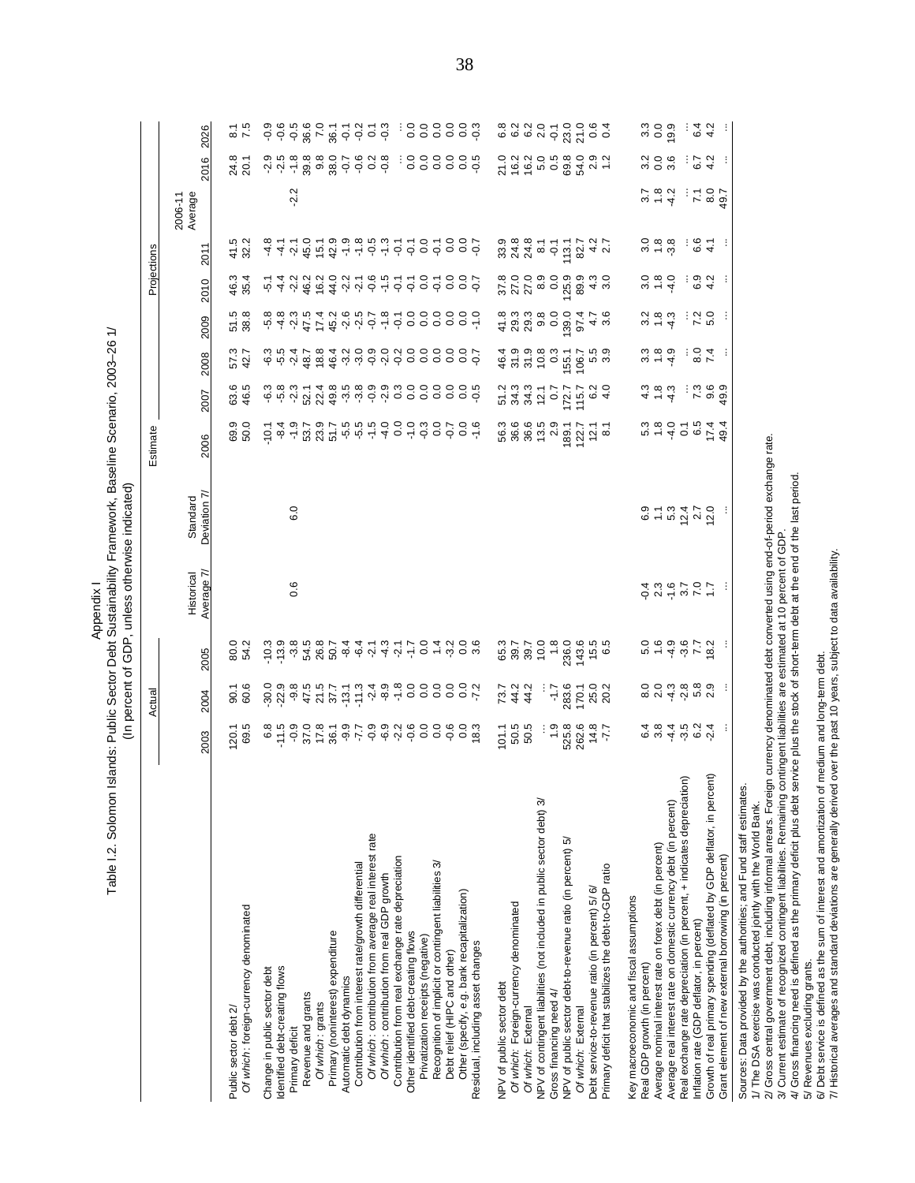Appendix I

Table I.2. Solomon Islands: Public Sector Debt Sustainability Framework, Baseline Scenario, 2003–26 1/

(In percent of GDP, unless otherwise indicated)

| | Actual | | | Historical Average 7/ | Standard Deviation 7/ | Estimate | Projections | | | | | | | |
|---|---|---|---|---|---|---|---|---|---|---|---|---|---|---|
| | 2003 | 2004 | 2005 | | | 2006 | 2007 | 2008 | 2009 | 2010 | 2011 | 2006-11 Average | 2016 | 2026 |
| Public sector debt 2/ | 120.1 | 90.1 | 80.0 | | | 69.9 | 63.6 | 57.3 | 51.5 | 46.3 | 41.5 | | 24.8 | 8.1 |
| *Of which*: foreign-currency denominated | 69.5 | 60.6 | 54.2 | | | 50.0 | 46.5 | 42.7 | 38.8 | 35.4 | 32.2 | | 20.1 | 7.5 |
| Change in public sector debt | 6.8 | -30.0 | -10.3 | | | -10.1 | -6.3 | -6.3 | -5.8 | -5.1 | -4.8 | | -2.9 | -0.9 |
| Identified debt-creating flows | -11.5 | -22.9 | -13.9 | | | -8.4 | -5.8 | -5.5 | -4.8 | -4.4 | -4.1 | | -2.5 | -0.6 |
| Primary deficit | -0.9 | -9.8 | -3.8 | 0.6 | 6.0 | -1.9 | -2.3 | -2.4 | -2.3 | -2.2 | -2.1 | -2.2 | -1.8 | -0.5 |
| Revenue and grants | 37.0 | 47.5 | 54.5 | | | 53.7 | 52.1 | 48.7 | 47.5 | 46.2 | 45.0 | | 39.8 | 36.6 |
| *Of which*: grants | 17.8 | 21.5 | 26.8 | | | 23.9 | 22.4 | 18.8 | 17.4 | 16.2 | 15.1 | | 9.8 | 7.0 |
| Primary (noninterest) expenditure | 36.1 | 37.7 | 50.7 | | | 51.7 | 49.8 | 46.4 | 45.2 | 44.0 | 42.9 | | 38.0 | 36.1 |
| Automatic debt dynamics | -9.9 | -13.1 | -8.4 | | | -5.5 | -3.5 | -3.2 | -2.6 | -2.2 | -1.9 | | -0.7 | -0.1 |
| Contribution from interest rate/growth differential | -7.7 | -11.3 | -6.4 | | | -5.5 | -3.8 | -3.0 | -2.5 | -2.1 | -1.8 | | -0.6 | -0.2 |
| *Of which*: contribution from average real interest rate | -0.9 | -2.4 | -2.1 | | | -1.5 | -0.9 | -0.9 | -0.7 | -0.6 | -0.5 | | 0.2 | 0.1 |
| *Of which*: contribution from real GDP growth | -6.9 | -8.9 | -4.3 | | | -4.0 | -2.9 | -2.0 | -1.8 | -1.5 | -1.3 | | -0.8 | -0.3 |
| Contribution from real exchange rate depreciation | -2.2 | -1.8 | -2.1 | | | 0.0 | 0.3 | -0.2 | -0.1 | -0.1 | -0.1 | | ... | ... |
| Other identified debt-creating flows | -0.6 | 0.0 | -1.7 | | | -1.0 | 0.0 | 0.0 | 0.0 | -0.1 | -0.1 | | 0.0 | 0.0 |
| Privatization receipts (negative) | 0.0 | 0.0 | 0.0 | | | -0.3 | 0.0 | 0.0 | 0.0 | 0.0 | 0.0 | | 0.0 | 0.0 |
| Recognition of implicit or contingent liabilities 3/ | 0.0 | 0.0 | 1.4 | | | 0.0 | 0.0 | 0.0 | 0.0 | -0.1 | -0.1 | | 0.0 | 0.0 |
| Debt relief (HIPC and other) | -0.6 | 0.0 | -3.2 | | | -0.7 | 0.0 | 0.0 | 0.0 | 0.0 | 0.0 | | 0.0 | 0.0 |
| Other (specify, e.g. bank recapitalization) | 0.0 | 0.0 | 0.0 | | | 0.0 | 0.0 | 0.0 | 0.0 | 0.0 | 0.0 | | 0.0 | 0.0 |
| Residual, including asset changes | 18.3 | -7.2 | 3.6 | | | -1.6 | -0.5 | -0.7 | -1.0 | -0.7 | -0.7 | | -0.5 | -0.3 |
| NPV of public sector debt | 101.1 | 73.7 | 65.3 | | | 56.3 | 51.2 | 46.4 | 41.8 | 37.8 | 33.9 | | 21.0 | 6.8 |
| *Of which*: Foreign-currency denominated | 50.5 | 44.2 | 39.7 | | | 36.6 | 34.3 | 31.9 | 29.3 | 27.0 | 24.8 | | 16.2 | 6.2 |
| *Of which*: External | 50.5 | 44.2 | 39.7 | | | 36.6 | 34.3 | 31.9 | 29.3 | 27.0 | 24.8 | | 16.2 | 6.2 |
| NPV of contingent liabilities (not included in public sector debt) 3/ | ... | ... | 10.0 | | | 13.5 | 12.1 | 10.8 | 9.8 | 8.9 | 8.1 | | 5.0 | 2.0 |
| Gross financing need 4/ | 1.9 | -1.7 | 1.8 | | | 2.9 | 0.7 | 0.3 | 0.0 | 0.0 | -0.1 | | 0.5 | -0.1 |
| NPV of public sector debt-to-revenue ratio (in percent) 5/ | 525.8 | 283.6 | 236.0 | | | 189.1 | 172.7 | 155.1 | 139.0 | 125.9 | 113.1 | | 69.8 | 23.0 |
| *Of which*: External | 262.6 | 170.1 | 143.6 | | | 122.7 | 115.7 | 106.7 | 97.4 | 89.9 | 82.7 | | 54.0 | 21.0 |
| Debt service-to-revenue ratio (in percent) 5/ 6/ | 14.8 | 25.0 | 15.5 | | | 12.1 | 6.2 | 5.5 | 4.7 | 4.3 | 4.2 | | 2.9 | 0.6 |
| Primary deficit that stabilizes the debt-to-GDP ratio | -7.7 | 20.2 | 6.5 | | | 8.1 | 4.0 | 3.9 | 3.6 | 3.0 | 2.7 | | 1.2 | 0.4 |
| Key macroeconomic and fiscal assumptions | | | | | | | | | | | | | | |
| Real GDP growth (in percent) | 6.4 | 8.0 | 5.0 | -0.4 | 6.9 | 5.3 | 4.3 | 3.3 | 3.2 | 3.0 | 3.0 | 3.7 | 3.2 | 3.3 |
| Average nominal interest rate on forex debt (in percent) | 3.8 | 2.0 | 1.6 | 2.3 | 1.1 | 1.8 | 1.8 | 1.8 | 1.8 | 1.8 | 1.8 | 1.8 | 0.0 | 0.0 |
| Average real interest rate on domestic currency debt (in percent) | -4.4 | -4.3 | -4.9 | -1.6 | 5.3 | -4.0 | -4.3 | -4.9 | -4.3 | -4.0 | -3.8 | -4.2 | 3.6 | 19.9 |
| Real exchange rate depreciation (in percent, + indicates depreciation) | -3.5 | -2.8 | -3.6 | 3.7 | 12.4 | 0.1 | ... | ... | ... | ... | ... | ... | ... | ... |
| Inflation rate (GDP deflator, in percent) | 6.2 | 5.8 | 7.7 | 7.0 | 2.7 | 6.5 | 7.3 | 8.0 | 7.2 | 6.9 | 6.6 | 7.1 | 6.7 | 6.4 |
| Growth of real primary spending (deflated by GDP deflator, in percent) | -2.4 | 2.9 | 18.2 | 1.7 | 12.0 | 17.4 | 9.6 | 7.4 | 5.0 | 4.2 | 4.1 | 8.0 | 4.2 | 4.2 |
| Grant element of new external borrowing (in percent) | ... | ... | ... | ... | ... | 49.4 | 49.9 | ... | ... | ... | ... | 49.7 | ... | ... |

Sources: Data provided by the authorities; and Fund staff estimates.

1/ The DSA exercise was conducted jointly with the World Bank.

2/ Gross central government debt, including informal arrears. Foreign currency denominated debt converted using end-of-period exchange rate.

3/ Current estimate of recognized contingent liabilities. Remaining contingent liabilities are estimated at 10 percent of GDP.

4/ Gross financing need is defined as the primary deficit plus debt service plus the stock of short-term debt at the end of the last period.

5/ Revenues excluding grants.

6/ Debt service is defined as the sum of interest and amortization of medium and long-term debt.

7/ Historical averages and standard deviations are generally derived over the past 10 years, subject to data availability.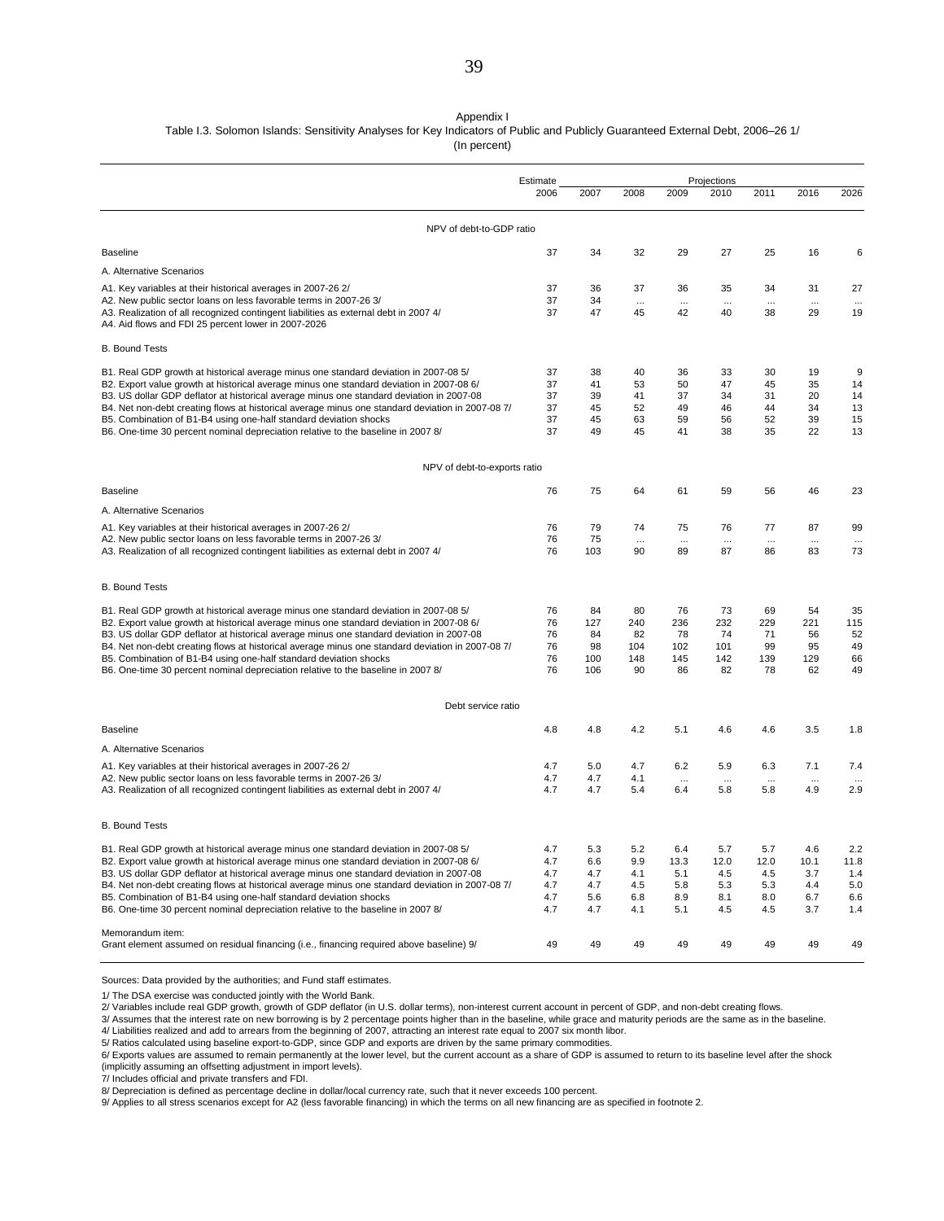Appendix I

Table I.3. Solomon Islands: Sensitivity Analyses for Key Indicators of Public and Publicly Guaranteed External Debt, 2006–26 1/

(In percent)

| | Estimate | Projections | | | | | | |
|---|---|---|---|---|---|---|---|---|
| | 2006 | 2007 | 2008 | 2009 | 2010 | 2011 | 2016 | 2026 |
| **NPV of debt-to-GDP ratio** | | | | | | | | |
| Baseline | 37 | 34 | 32 | 29 | 27 | 25 | 16 | 6 |
| A. Alternative Scenarios | | | | | | | | |
| A1. Key variables at their historical averages in 2007-26 2/ | 37 | 36 | 37 | 36 | 35 | 34 | 31 | 27 |
| A2. New public sector loans on less favorable terms in 2007-26 3/ | 37 | 34 | ... | ... | ... | ... | ... | ... |
| A3. Realization of all recognized contingent liabilities as external debt in 2007 4/ | 37 | 47 | 45 | 42 | 40 | 38 | 29 | 19 |
| A4. Aid flows and FDI 25 percent lower in 2007-2026 | | | | | | | | |
| B. Bound Tests | | | | | | | | |
| B1. Real GDP growth at historical average minus one standard deviation in 2007-08 5/ | 37 | 38 | 40 | 36 | 33 | 30 | 19 | 9 |
| B2. Export value growth at historical average minus one standard deviation in 2007-08 6/ | 37 | 41 | 53 | 50 | 47 | 45 | 35 | 14 |
| B3. US dollar GDP deflator at historical average minus one standard deviation in 2007-08 | 37 | 39 | 41 | 37 | 34 | 31 | 20 | 14 |
| B4. Net non-debt creating flows at historical average minus one standard deviation in 2007-08 7/ | 37 | 45 | 52 | 49 | 46 | 44 | 34 | 13 |
| B5. Combination of B1-B4 using one-half standard deviation shocks | 37 | 45 | 63 | 59 | 56 | 52 | 39 | 15 |
| B6. One-time 30 percent nominal depreciation relative to the baseline in 2007 8/ | 37 | 49 | 45 | 41 | 38 | 35 | 22 | 13 |
| **NPV of debt-to-exports ratio** | | | | | | | | |
| Baseline | 76 | 75 | 64 | 61 | 59 | 56 | 46 | 23 |
| A. Alternative Scenarios | | | | | | | | |
| A1. Key variables at their historical averages in 2007-26 2/ | 76 | 79 | 74 | 75 | 76 | 77 | 87 | 99 |
| A2. New public sector loans on less favorable terms in 2007-26 3/ | 76 | 75 | ... | ... | ... | ... | ... | ... |
| A3. Realization of all recognized contingent liabilities as external debt in 2007 4/ | 76 | 103 | 90 | 89 | 87 | 86 | 83 | 73 |
| B. Bound Tests | | | | | | | | |
| B1. Real GDP growth at historical average minus one standard deviation in 2007-08 5/ | 76 | 84 | 80 | 76 | 73 | 69 | 54 | 35 |
| B2. Export value growth at historical average minus one standard deviation in 2007-08 6/ | 76 | 127 | 240 | 236 | 232 | 229 | 221 | 115 |
| B3. US dollar GDP deflator at historical average minus one standard deviation in 2007-08 | 76 | 84 | 82 | 78 | 74 | 71 | 56 | 52 |
| B4. Net non-debt creating flows at historical average minus one standard deviation in 2007-08 7/ | 76 | 98 | 104 | 102 | 101 | 99 | 95 | 49 |
| B5. Combination of B1-B4 using one-half standard deviation shocks | 76 | 100 | 148 | 145 | 142 | 139 | 129 | 66 |
| B6. One-time 30 percent nominal depreciation relative to the baseline in 2007 8/ | 76 | 106 | 90 | 86 | 82 | 78 | 62 | 49 |
| **Debt service ratio** | | | | | | | | |
| Baseline | 4.8 | 4.8 | 4.2 | 5.1 | 4.6 | 4.6 | 3.5 | 1.8 |
| A. Alternative Scenarios | | | | | | | | |
| A1. Key variables at their historical averages in 2007-26 2/ | 4.7 | 5.0 | 4.7 | 6.2 | 5.9 | 6.3 | 7.1 | 7.4 |
| A2. New public sector loans on less favorable terms in 2007-26 3/ | 4.7 | 4.7 | 4.1 | ... | ... | ... | ... | ... |
| A3. Realization of all recognized contingent liabilities as external debt in 2007 4/ | 4.7 | 4.7 | 5.4 | 6.4 | 5.8 | 5.8 | 4.9 | 2.9 |
| B. Bound Tests | | | | | | | | |
| B1. Real GDP growth at historical average minus one standard deviation in 2007-08 5/ | 4.7 | 5.3 | 5.2 | 6.4 | 5.7 | 5.7 | 4.6 | 2.2 |
| B2. Export value growth at historical average minus one standard deviation in 2007-08 6/ | 4.7 | 6.6 | 9.9 | 13.3 | 12.0 | 12.0 | 10.1 | 11.8 |
| B3. US dollar GDP deflator at historical average minus one standard deviation in 2007-08 | 4.7 | 4.7 | 4.1 | 5.1 | 4.5 | 4.5 | 3.7 | 1.4 |
| B4. Net non-debt creating flows at historical average minus one standard deviation in 2007-08 7/ | 4.7 | 4.7 | 4.5 | 5.8 | 5.3 | 5.3 | 4.4 | 5.0 |
| B5. Combination of B1-B4 using one-half standard deviation shocks | 4.7 | 5.6 | 6.8 | 8.9 | 8.1 | 8.0 | 6.7 | 6.6 |
| B6. One-time 30 percent nominal depreciation relative to the baseline in 2007 8/ | 4.7 | 4.7 | 4.1 | 5.1 | 4.5 | 4.5 | 3.7 | 1.4 |
| Memorandum item: | | | | | | | | |
| Grant element assumed on residual financing (i.e., financing required above baseline) 9/ | 49 | 49 | 49 | 49 | 49 | 49 | 49 | 49 |

Sources: Data provided by the authorities; and Fund staff estimates.

1/ The DSA exercise was conducted jointly with the World Bank.

2/ Variables include real GDP growth, growth of GDP deflator (in U.S. dollar terms), non-interest current account in percent of GDP, and non-debt creating flows.

3/ Assumes that the interest rate on new borrowing is by 2 percentage points higher than in the baseline, while grace and maturity periods are the same as in the baseline.

4/ Liabilities realized and add to arrears from the beginning of 2007, attracting an interest rate equal to 2007 six month libor.

5/ Ratios calculated using baseline export-to-GDP, since GDP and exports are driven by the same primary commodities.

6/ Exports values are assumed to remain permanently at the lower level, but the current account as a share of GDP is assumed to return to its baseline level after the shock (implicitly assuming an offsetting adjustment in import levels).

7/ Includes official and private transfers and FDI.

8/ Depreciation is defined as percentage decline in dollar/local currency rate, such that it never exceeds 100 percent.

9/ Applies to all stress scenarios except for A2 (less favorable financing) in which the terms on all new financing are as specified in footnote 2.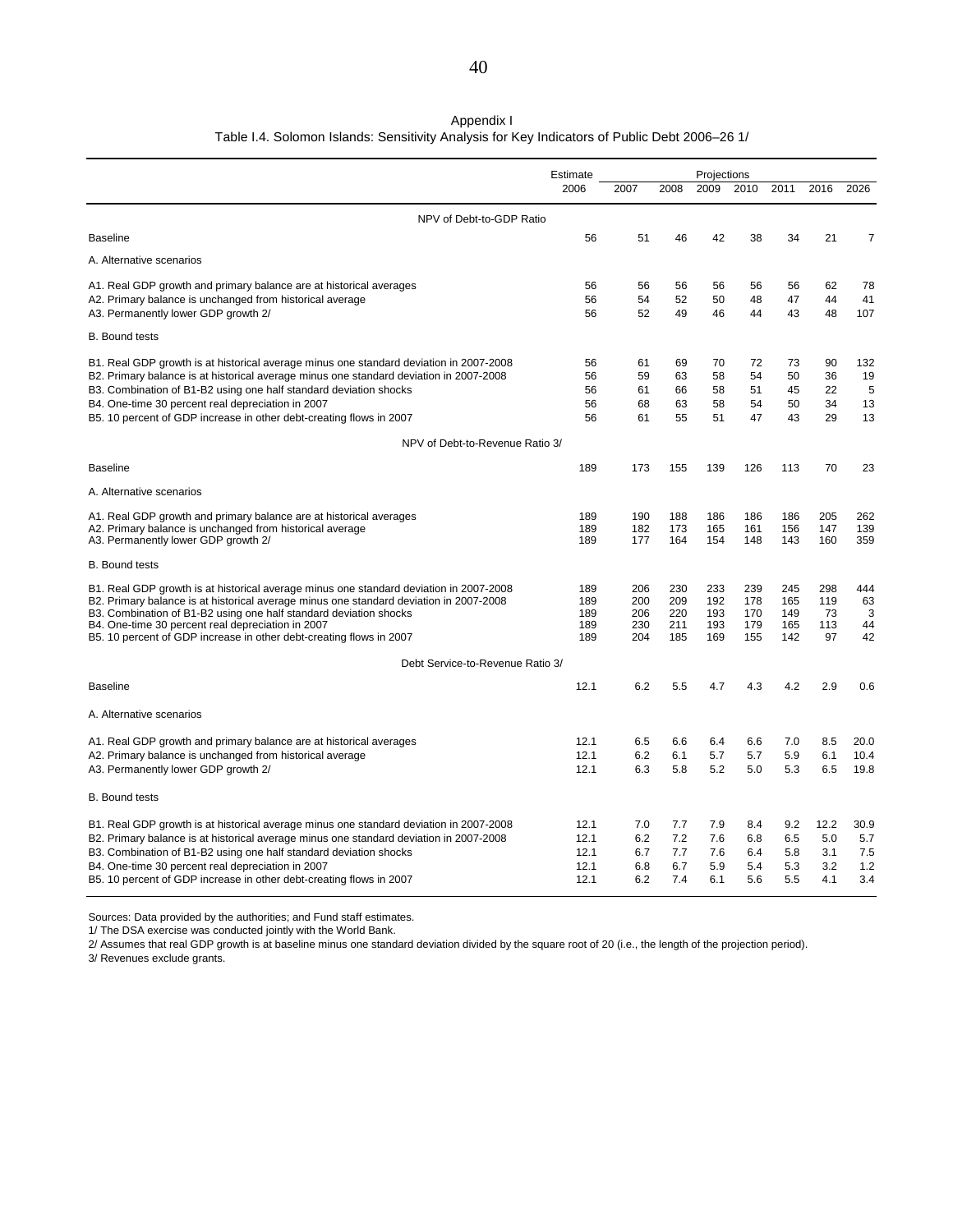Appendix I

Table I.4. Solomon Islands: Sensitivity Analysis for Key Indicators of Public Debt 2006–26 1/

| | Estimate | Projections | | | | | | |
|---|---|---|---|---|---|---|---|---|
| | 2006 | 2007 | 2008 | 2009 | 2010 | 2011 | 2016 | 2026 |
| **NPV of Debt-to-GDP Ratio** | | | | | | | | |
| Baseline | 56 | 51 | 46 | 42 | 38 | 34 | 21 | 7 |
| A. Alternative scenarios | | | | | | | | |
| A1. Real GDP growth and primary balance are at historical averages | 56 | 56 | 56 | 56 | 56 | 56 | 62 | 78 |
| A2. Primary balance is unchanged from historical average | 56 | 54 | 52 | 50 | 48 | 47 | 44 | 41 |
| A3. Permanently lower GDP growth 2/ | 56 | 52 | 49 | 46 | 44 | 43 | 48 | 107 |
| B. Bound tests | | | | | | | | |
| B1. Real GDP growth is at historical average minus one standard deviation in 2007-2008 | 56 | 61 | 69 | 70 | 72 | 73 | 90 | 132 |
| B2. Primary balance is at historical average minus one standard deviation in 2007-2008 | 56 | 59 | 63 | 58 | 54 | 50 | 36 | 19 |
| B3. Combination of B1-B2 using one half standard deviation shocks | 56 | 61 | 66 | 58 | 51 | 45 | 22 | 5 |
| B4. One-time 30 percent real depreciation in 2007 | 56 | 68 | 63 | 58 | 54 | 50 | 34 | 13 |
| B5. 10 percent of GDP increase in other debt-creating flows in 2007 | 56 | 61 | 55 | 51 | 47 | 43 | 29 | 13 |
| **NPV of Debt-to-Revenue Ratio 3/** | | | | | | | | |
| Baseline | 189 | 173 | 155 | 139 | 126 | 113 | 70 | 23 |
| A. Alternative scenarios | | | | | | | | |
| A1. Real GDP growth and primary balance are at historical averages | 189 | 190 | 188 | 186 | 186 | 186 | 205 | 262 |
| A2. Primary balance is unchanged from historical average | 189 | 182 | 173 | 165 | 161 | 156 | 147 | 139 |
| A3. Permanently lower GDP growth 2/ | 189 | 177 | 164 | 154 | 148 | 143 | 160 | 359 |
| B. Bound tests | | | | | | | | |
| B1. Real GDP growth is at historical average minus one standard deviation in 2007-2008 | 189 | 206 | 230 | 233 | 239 | 245 | 298 | 444 |
| B2. Primary balance is at historical average minus one standard deviation in 2007-2008 | 189 | 200 | 209 | 192 | 178 | 165 | 119 | 63 |
| B3. Combination of B1-B2 using one half standard deviation shocks | 189 | 206 | 220 | 193 | 170 | 149 | 73 | 3 |
| B4. One-time 30 percent real depreciation in 2007 | 189 | 230 | 211 | 193 | 179 | 165 | 113 | 44 |
| B5. 10 percent of GDP increase in other debt-creating flows in 2007 | 189 | 204 | 185 | 169 | 155 | 142 | 97 | 42 |
| **Debt Service-to-Revenue Ratio 3/** | | | | | | | | |
| Baseline | 12.1 | 6.2 | 5.5 | 4.7 | 4.3 | 4.2 | 2.9 | 0.6 |
| A. Alternative scenarios | | | | | | | | |
| A1. Real GDP growth and primary balance are at historical averages | 12.1 | 6.5 | 6.6 | 6.4 | 6.6 | 7.0 | 8.5 | 20.0 |
| A2. Primary balance is unchanged from historical average | 12.1 | 6.2 | 6.1 | 5.7 | 5.7 | 5.9 | 6.1 | 10.4 |
| A3. Permanently lower GDP growth 2/ | 12.1 | 6.3 | 5.8 | 5.2 | 5.0 | 5.3 | 6.5 | 19.8 |
| B. Bound tests | | | | | | | | |
| B1. Real GDP growth is at historical average minus one standard deviation in 2007-2008 | 12.1 | 7.0 | 7.7 | 7.9 | 8.4 | 9.2 | 12.2 | 30.9 |
| B2. Primary balance is at historical average minus one standard deviation in 2007-2008 | 12.1 | 6.2 | 7.2 | 7.6 | 6.8 | 6.5 | 5.0 | 5.7 |
| B3. Combination of B1-B2 using one half standard deviation shocks | 12.1 | 6.7 | 7.7 | 7.6 | 6.4 | 5.8 | 3.1 | 7.5 |
| B4. One-time 30 percent real depreciation in 2007 | 12.1 | 6.8 | 6.7 | 5.9 | 5.4 | 5.3 | 3.2 | 1.2 |
| B5. 10 percent of GDP increase in other debt-creating flows in 2007 | 12.1 | 6.2 | 7.4 | 6.1 | 5.6 | 5.5 | 4.1 | 3.4 |

Sources: Data provided by the authorities; and Fund staff estimates.

1/ The DSA exercise was conducted jointly with the World Bank.

2/ Assumes that real GDP growth is at baseline minus one standard deviation divided by the square root of 20 (i.e., the length of the projection period).

3/ Revenues exclude grants.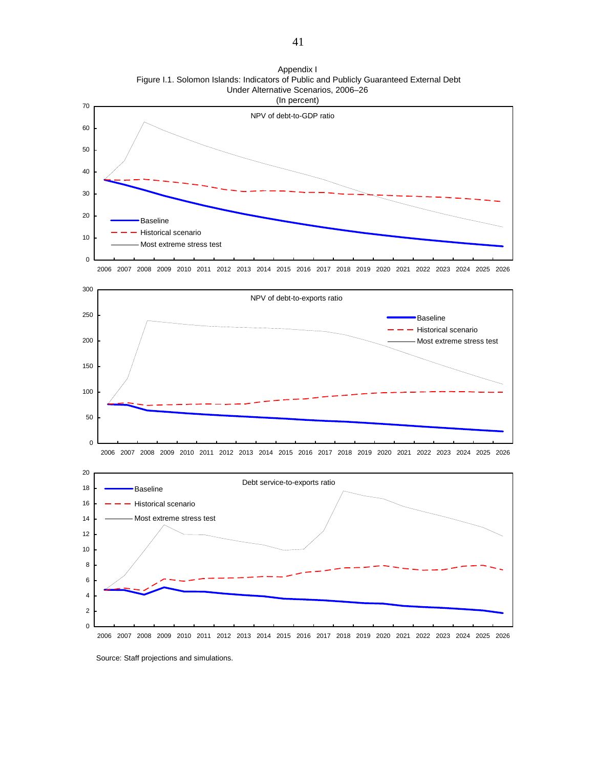Appendix I

Figure I.1. Solomon Islands: Indicators of Public and Publicly Guaranteed External Debt Under Alternative Scenarios, 2006–26

(In percent)

NPV of debt-to-GDP ratio

NPV of debt-to-exports ratio

Debt service-to-exports ratio

Source: Staff projections and simulations.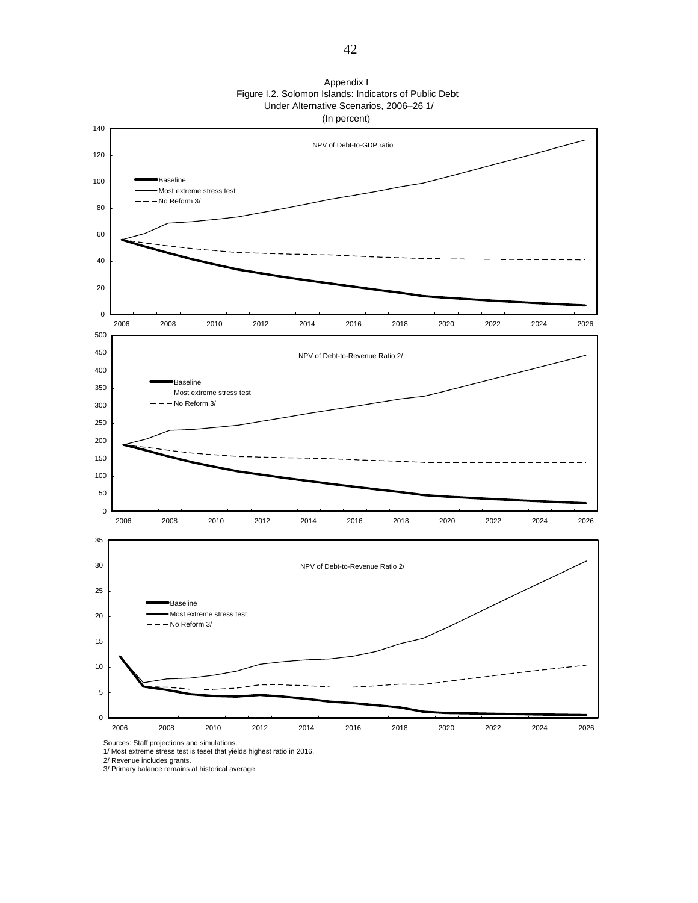Appendix I

Figure I.2. Solomon Islands: Indicators of Public Debt Under Alternative Scenarios, 2006–26 1/

(In percent)

NPV of Debt-to-GDP ratio

Baseline
Most extreme stress test
No Reform 3/

NPV of Debt-to-Revenue Ratio 2/

Baseline
Most extreme stress test
No Reform 3/

NPV of Debt-to-Revenue Ratio 2/

Baseline
Most extreme stress test
No Reform 3/

Sources: Staff projections and simulations.
1/ Most extreme stress test is teset that yields highest ratio in 2016.
2/ Revenue includes grants.
3/ Primary balance remains at historical average.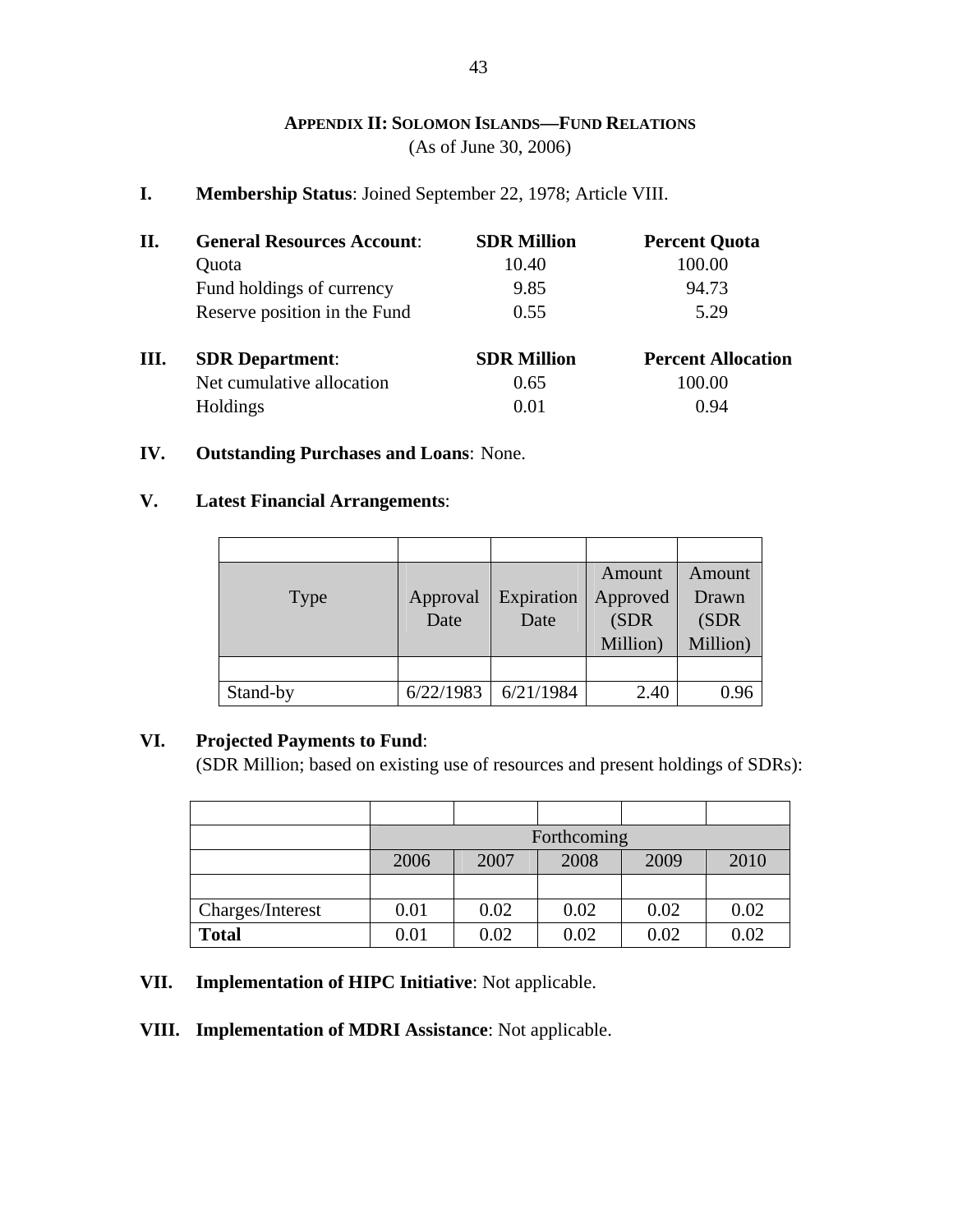## APPENDIX II: SOLOMON ISLANDS—FUND RELATIONS

(As of June 30, 2006)

**I. Membership Status**: Joined September 22, 1978; Article VIII.

| **II. General Resources Account**: | **SDR Million** | **Percent Quota** |
|---|---|---|
| Quota | 10.40 | 100.00 |
| Fund holdings of currency | 9.85 | 94.73 |
| Reserve position in the Fund | 0.55 | 5.29 |

| **III. SDR Department**: | **SDR Million** | **Percent Allocation** |
|---|---|---|
| Net cumulative allocation | 0.65 | 100.00 |
| Holdings | 0.01 | 0.94 |

**IV. Outstanding Purchases and Loans**: None.

**V. Latest Financial Arrangements**:

| Type | Approval Date | Expiration Date | Amount Approved (SDR Million) | Amount Drawn (SDR Million) |
|---|---|---|---|---|
| Stand-by | 6/22/1983 | 6/21/1984 | 2.40 | 0.96 |

**VI. Projected Payments to Fund**:

(SDR Million; based on existing use of resources and present holdings of SDRs):

| | Forthcoming | | | | |
|---|---|---|---|---|---|
| | 2006 | 2007 | 2008 | 2009 | 2010 |
| Charges/Interest | 0.01 | 0.02 | 0.02 | 0.02 | 0.02 |
| **Total** | 0.01 | 0.02 | 0.02 | 0.02 | 0.02 |

**VII. Implementation of HIPC Initiative**: Not applicable.

**VIII. Implementation of MDRI Assistance**: Not applicable.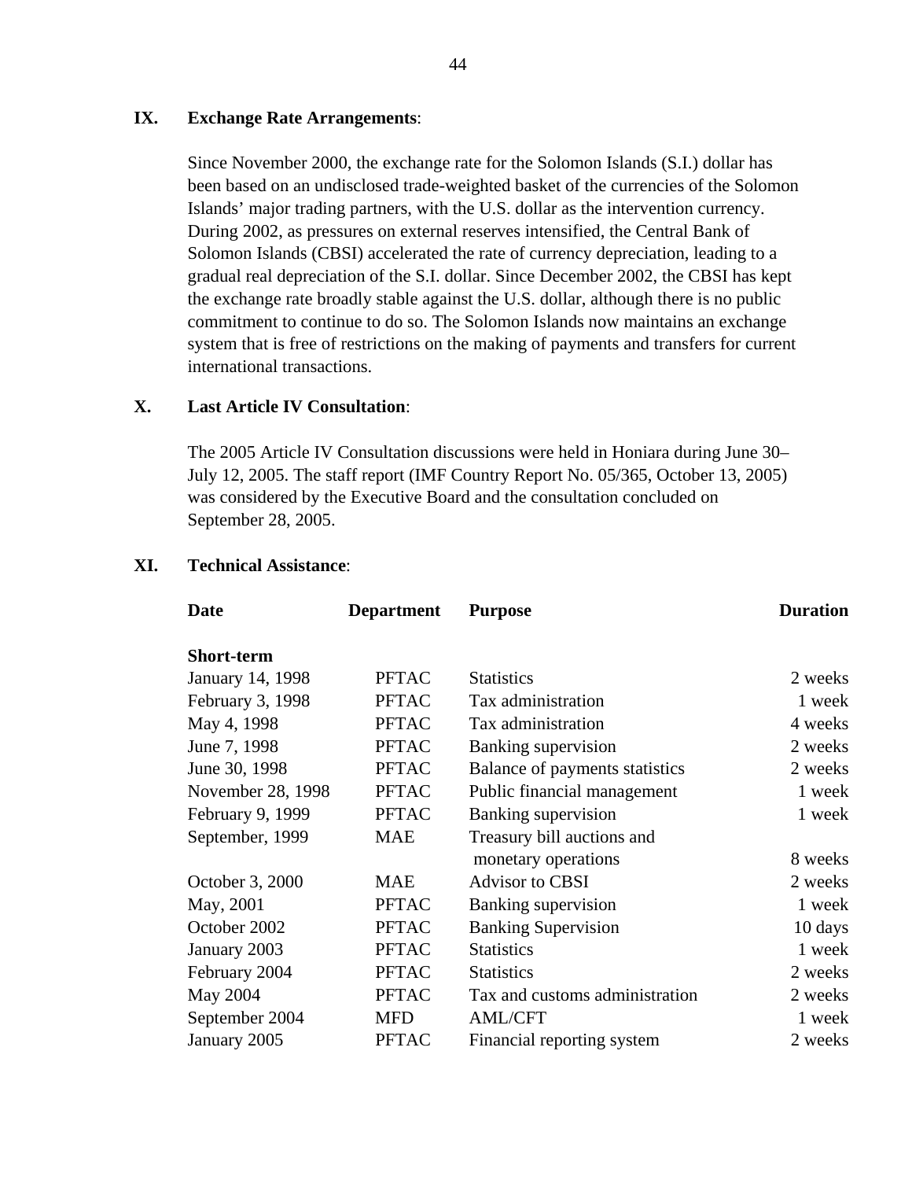**IX. Exchange Rate Arrangements**:

Since November 2000, the exchange rate for the Solomon Islands (S.I.) dollar has been based on an undisclosed trade-weighted basket of the currencies of the Solomon Islands' major trading partners, with the U.S. dollar as the intervention currency. During 2002, as pressures on external reserves intensified, the Central Bank of Solomon Islands (CBSI) accelerated the rate of currency depreciation, leading to a gradual real depreciation of the S.I. dollar. Since December 2002, the CBSI has kept the exchange rate broadly stable against the U.S. dollar, although there is no public commitment to continue to do so. The Solomon Islands now maintains an exchange system that is free of restrictions on the making of payments and transfers for current international transactions.

**X. Last Article IV Consultation**:

The 2005 Article IV Consultation discussions were held in Honiara during June 30–July 12, 2005. The staff report (IMF Country Report No. 05/365, October 13, 2005) was considered by the Executive Board and the consultation concluded on September 28, 2005.

**XI. Technical Assistance**:

| Date | Department | Purpose | Duration |
|---|---|---|---|
| **Short-term** | | | |
| January 14, 1998 | PFTAC | Statistics | 2 weeks |
| February 3, 1998 | PFTAC | Tax administration | 1 week |
| May 4, 1998 | PFTAC | Tax administration | 4 weeks |
| June 7, 1998 | PFTAC | Banking supervision | 2 weeks |
| June 30, 1998 | PFTAC | Balance of payments statistics | 2 weeks |
| November 28, 1998 | PFTAC | Public financial management | 1 week |
| February 9, 1999 | PFTAC | Banking supervision | 1 week |
| September, 1999 | MAE | Treasury bill auctions and monetary operations | 8 weeks |
| October 3, 2000 | MAE | Advisor to CBSI | 2 weeks |
| May, 2001 | PFTAC | Banking supervision | 1 week |
| October 2002 | PFTAC | Banking Supervision | 10 days |
| January 2003 | PFTAC | Statistics | 1 week |
| February 2004 | PFTAC | Statistics | 2 weeks |
| May 2004 | PFTAC | Tax and customs administration | 2 weeks |
| September 2004 | MFD | AML/CFT | 1 week |
| January 2005 | PFTAC | Financial reporting system | 2 weeks |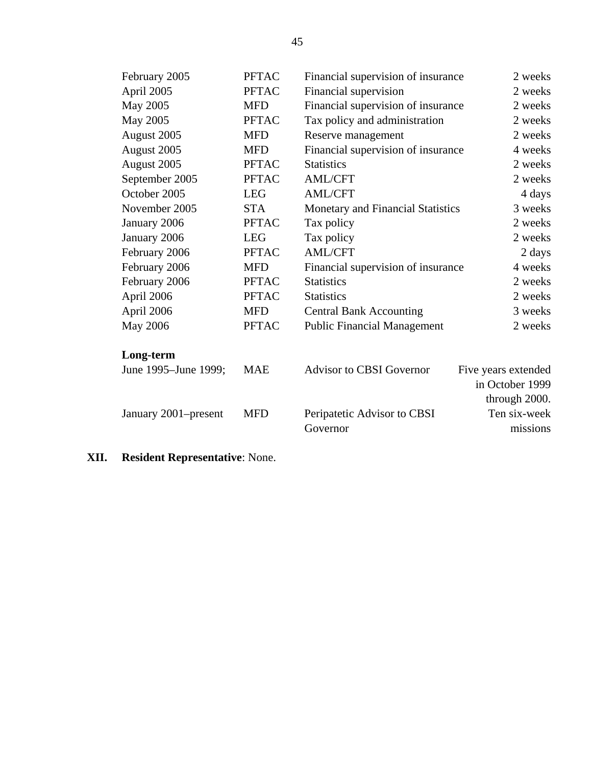| | | | |
|---|---|---|---|
| February 2005 | PFTAC | Financial supervision of insurance | 2 weeks |
| April 2005 | PFTAC | Financial supervision | 2 weeks |
| May 2005 | MFD | Financial supervision of insurance | 2 weeks |
| May 2005 | PFTAC | Tax policy and administration | 2 weeks |
| August 2005 | MFD | Reserve management | 2 weeks |
| August 2005 | MFD | Financial supervision of insurance | 4 weeks |
| August 2005 | PFTAC | Statistics | 2 weeks |
| September 2005 | PFTAC | AML/CFT | 2 weeks |
| October 2005 | LEG | AML/CFT | 4 days |
| November 2005 | STA | Monetary and Financial Statistics | 3 weeks |
| January 2006 | PFTAC | Tax policy | 2 weeks |
| January 2006 | LEG | Tax policy | 2 weeks |
| February 2006 | PFTAC | AML/CFT | 2 days |
| February 2006 | MFD | Financial supervision of insurance | 4 weeks |
| February 2006 | PFTAC | Statistics | 2 weeks |
| April 2006 | PFTAC | Statistics | 2 weeks |
| April 2006 | MFD | Central Bank Accounting | 3 weeks |
| May 2006 | PFTAC | Public Financial Management | 2 weeks |
| **Long-term** | | | |
| June 1995–June 1999; | MAE | Advisor to CBSI Governor | Five years extended in October 1999 through 2000. |
| January 2001–present | MFD | Peripatetic Advisor to CBSI Governor | Ten six-week missions |

**XII. Resident Representative**: None.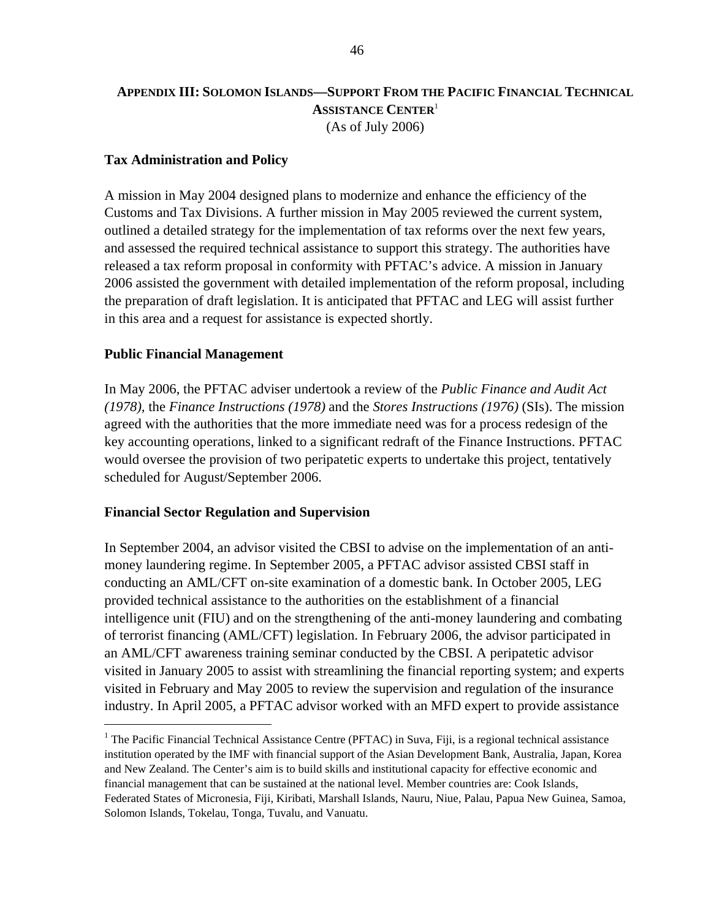## APPENDIX III: SOLOMON ISLANDS—SUPPORT FROM THE PACIFIC FINANCIAL TECHNICAL ASSISTANCE CENTER[1]

(As of July 2006)

### Tax Administration and Policy

A mission in May 2004 designed plans to modernize and enhance the efficiency of the Customs and Tax Divisions. A further mission in May 2005 reviewed the current system, outlined a detailed strategy for the implementation of tax reforms over the next few years, and assessed the required technical assistance to support this strategy. The authorities have released a tax reform proposal in conformity with PFTAC's advice. A mission in January 2006 assisted the government with detailed implementation of the reform proposal, including the preparation of draft legislation. It is anticipated that PFTAC and LEG will assist further in this area and a request for assistance is expected shortly.

### Public Financial Management

In May 2006, the PFTAC adviser undertook a review of the *Public Finance and Audit Act (1978)*, the *Finance Instructions (1978)* and the *Stores Instructions (1976)* (SIs). The mission agreed with the authorities that the more immediate need was for a process redesign of the key accounting operations, linked to a significant redraft of the Finance Instructions. PFTAC would oversee the provision of two peripatetic experts to undertake this project, tentatively scheduled for August/September 2006.

### Financial Sector Regulation and Supervision

In September 2004, an advisor visited the CBSI to advise on the implementation of an anti-money laundering regime. In September 2005, a PFTAC advisor assisted CBSI staff in conducting an AML/CFT on-site examination of a domestic bank. In October 2005, LEG provided technical assistance to the authorities on the establishment of a financial intelligence unit (FIU) and on the strengthening of the anti-money laundering and combating of terrorist financing (AML/CFT) legislation. In February 2006, the advisor participated in an AML/CFT awareness training seminar conducted by the CBSI. A peripatetic advisor visited in January 2005 to assist with streamlining the financial reporting system; and experts visited in February and May 2005 to review the supervision and regulation of the insurance industry. In April 2005, a PFTAC advisor worked with an MFD expert to provide assistance

[1] The Pacific Financial Technical Assistance Centre (PFTAC) in Suva, Fiji, is a regional technical assistance institution operated by the IMF with financial support of the Asian Development Bank, Australia, Japan, Korea and New Zealand. The Center's aim is to build skills and institutional capacity for effective economic and financial management that can be sustained at the national level. Member countries are: Cook Islands, Federated States of Micronesia, Fiji, Kiribati, Marshall Islands, Nauru, Niue, Palau, Papua New Guinea, Samoa, Solomon Islands, Tokelau, Tonga, Tuvalu, and Vanuatu.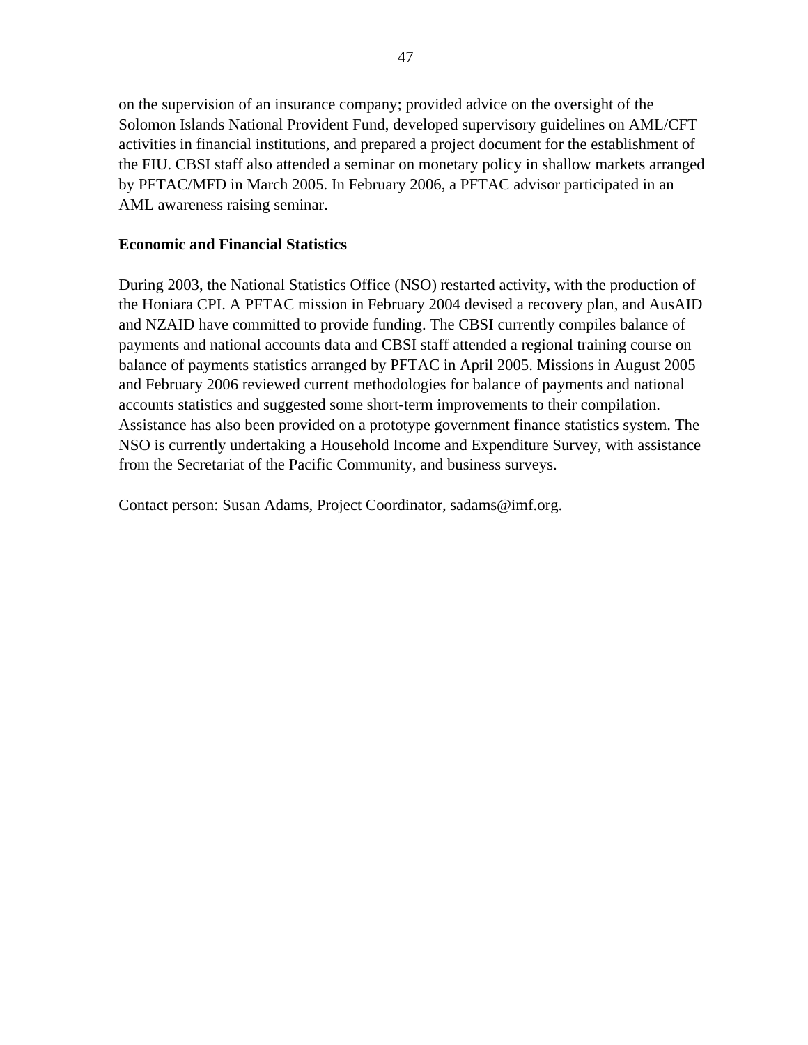on the supervision of an insurance company; provided advice on the oversight of the Solomon Islands National Provident Fund, developed supervisory guidelines on AML/CFT activities in financial institutions, and prepared a project document for the establishment of the FIU. CBSI staff also attended a seminar on monetary policy in shallow markets arranged by PFTAC/MFD in March 2005. In February 2006, a PFTAC advisor participated in an AML awareness raising seminar.

**Economic and Financial Statistics**

During 2003, the National Statistics Office (NSO) restarted activity, with the production of the Honiara CPI. A PFTAC mission in February 2004 devised a recovery plan, and AusAID and NZAID have committed to provide funding. The CBSI currently compiles balance of payments and national accounts data and CBSI staff attended a regional training course on balance of payments statistics arranged by PFTAC in April 2005. Missions in August 2005 and February 2006 reviewed current methodologies for balance of payments and national accounts statistics and suggested some short-term improvements to their compilation. Assistance has also been provided on a prototype government finance statistics system. The NSO is currently undertaking a Household Income and Expenditure Survey, with assistance from the Secretariat of the Pacific Community, and business surveys.

Contact person: Susan Adams, Project Coordinator, sadams@imf.org.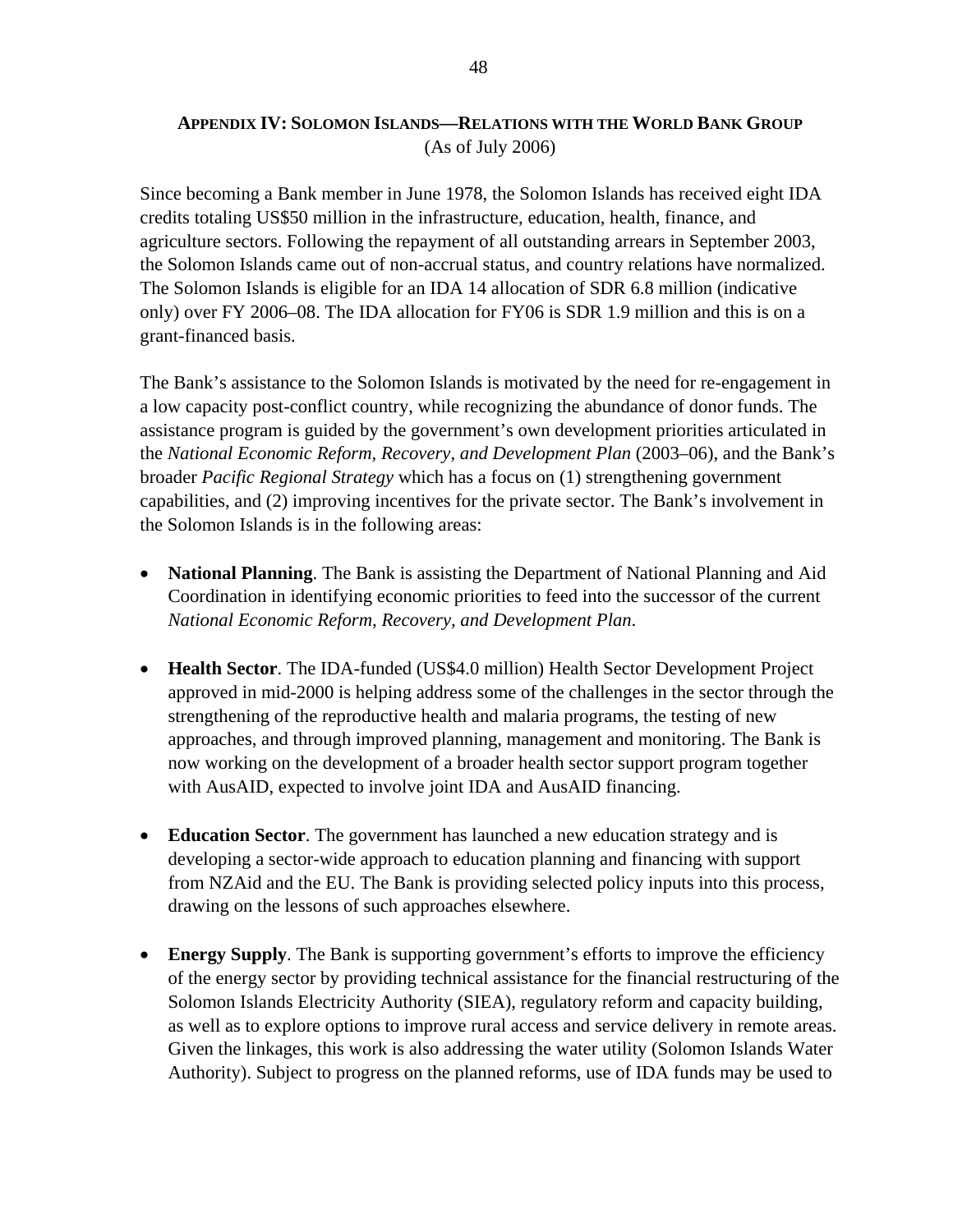## APPENDIX IV: SOLOMON ISLANDS—RELATIONS WITH THE WORLD BANK GROUP

(As of July 2006)

Since becoming a Bank member in June 1978, the Solomon Islands has received eight IDA credits totaling US$50 million in the infrastructure, education, health, finance, and agriculture sectors. Following the repayment of all outstanding arrears in September 2003, the Solomon Islands came out of non-accrual status, and country relations have normalized. The Solomon Islands is eligible for an IDA 14 allocation of SDR 6.8 million (indicative only) over FY 2006–08. The IDA allocation for FY06 is SDR 1.9 million and this is on a grant-financed basis.

The Bank's assistance to the Solomon Islands is motivated by the need for re-engagement in a low capacity post-conflict country, while recognizing the abundance of donor funds. The assistance program is guided by the government's own development priorities articulated in the *National Economic Reform, Recovery, and Development Plan* (2003–06), and the Bank's broader *Pacific Regional Strategy* which has a focus on (1) strengthening government capabilities, and (2) improving incentives for the private sector. The Bank's involvement in the Solomon Islands is in the following areas:

- **National Planning**. The Bank is assisting the Department of National Planning and Aid Coordination in identifying economic priorities to feed into the successor of the current *National Economic Reform, Recovery, and Development Plan*.

- **Health Sector**. The IDA-funded (US$4.0 million) Health Sector Development Project approved in mid-2000 is helping address some of the challenges in the sector through the strengthening of the reproductive health and malaria programs, the testing of new approaches, and through improved planning, management and monitoring. The Bank is now working on the development of a broader health sector support program together with AusAID, expected to involve joint IDA and AusAID financing.

- **Education Sector**. The government has launched a new education strategy and is developing a sector-wide approach to education planning and financing with support from NZAid and the EU. The Bank is providing selected policy inputs into this process, drawing on the lessons of such approaches elsewhere.

- **Energy Supply**. The Bank is supporting government's efforts to improve the efficiency of the energy sector by providing technical assistance for the financial restructuring of the Solomon Islands Electricity Authority (SIEA), regulatory reform and capacity building, as well as to explore options to improve rural access and service delivery in remote areas. Given the linkages, this work is also addressing the water utility (Solomon Islands Water Authority). Subject to progress on the planned reforms, use of IDA funds may be used to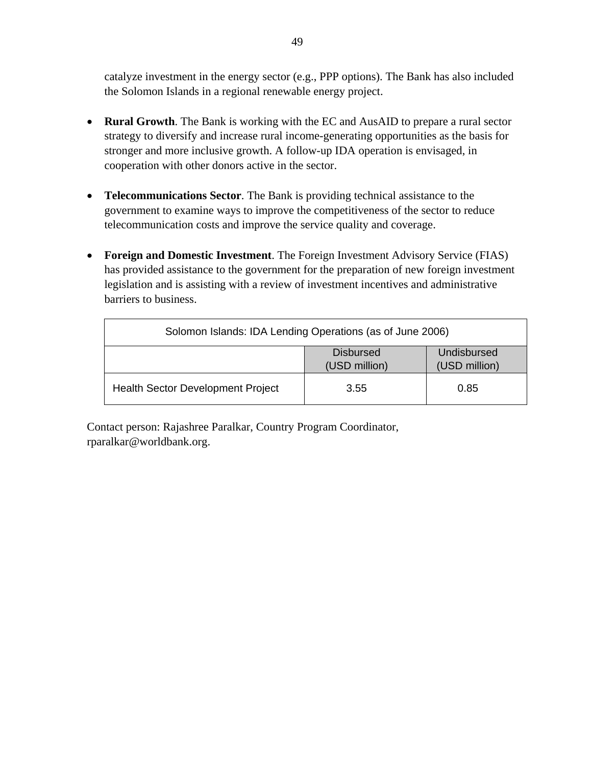catalyze investment in the energy sector (e.g., PPP options). The Bank has also included the Solomon Islands in a regional renewable energy project.

- **Rural Growth**. The Bank is working with the EC and AusAID to prepare a rural sector strategy to diversify and increase rural income-generating opportunities as the basis for stronger and more inclusive growth. A follow-up IDA operation is envisaged, in cooperation with other donors active in the sector.

- **Telecommunications Sector**. The Bank is providing technical assistance to the government to examine ways to improve the competitiveness of the sector to reduce telecommunication costs and improve the service quality and coverage.

- **Foreign and Domestic Investment**. The Foreign Investment Advisory Service (FIAS) has provided assistance to the government for the preparation of new foreign investment legislation and is assisting with a review of investment incentives and administrative barriers to business.

| Solomon Islands: IDA Lending Operations (as of June 2006) | | |
|---|---|---|
| | Disbursed (USD million) | Undisbursed (USD million) |
| Health Sector Development Project | 3.55 | 0.85 |

Contact person: Rajashree Paralkar, Country Program Coordinator, rparalkar@worldbank.org.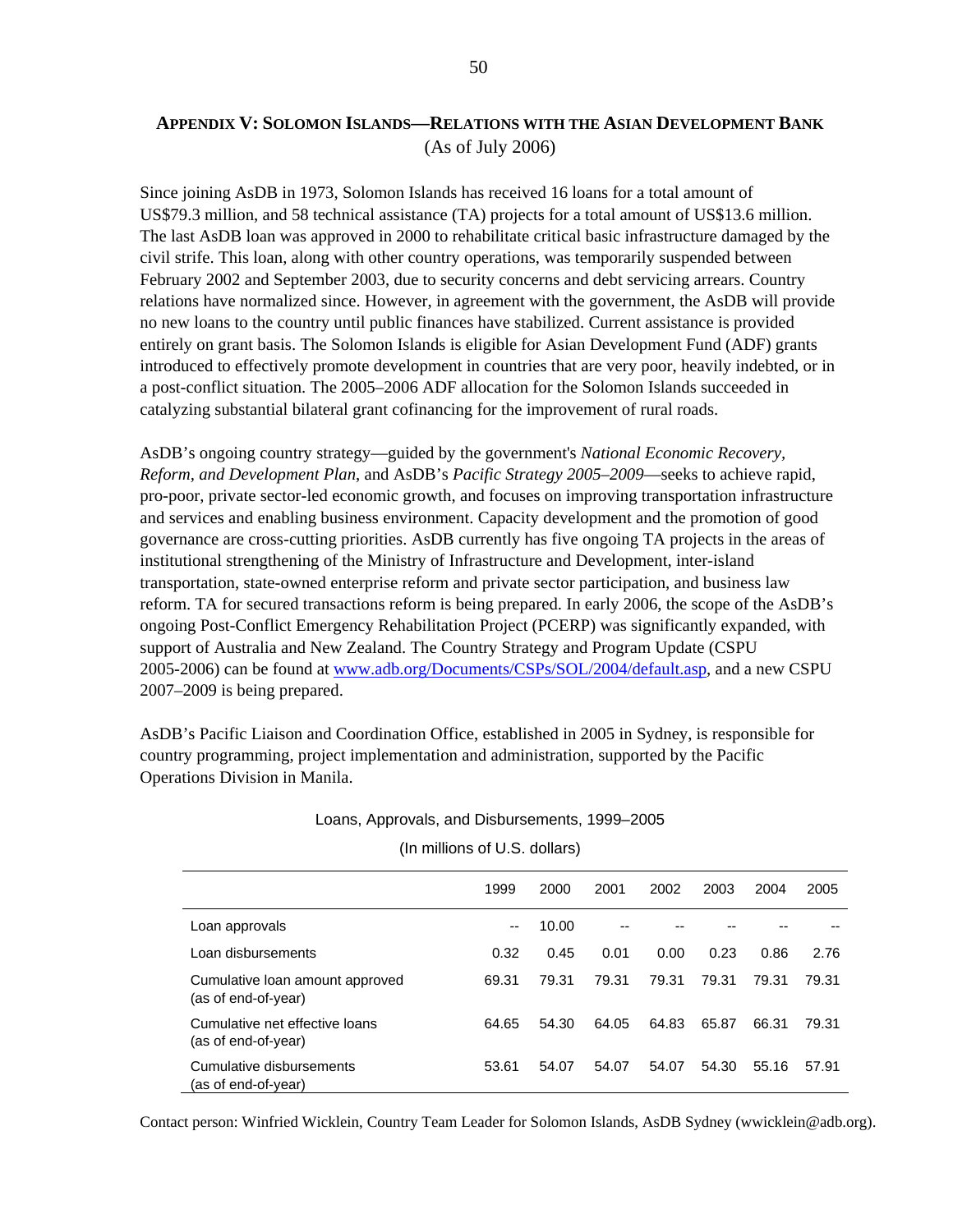## APPENDIX V: SOLOMON ISLANDS—RELATIONS WITH THE ASIAN DEVELOPMENT BANK

(As of July 2006)

Since joining AsDB in 1973, Solomon Islands has received 16 loans for a total amount of US$79.3 million, and 58 technical assistance (TA) projects for a total amount of US$13.6 million. The last AsDB loan was approved in 2000 to rehabilitate critical basic infrastructure damaged by the civil strife. This loan, along with other country operations, was temporarily suspended between February 2002 and September 2003, due to security concerns and debt servicing arrears. Country relations have normalized since. However, in agreement with the government, the AsDB will provide no new loans to the country until public finances have stabilized. Current assistance is provided entirely on grant basis. The Solomon Islands is eligible for Asian Development Fund (ADF) grants introduced to effectively promote development in countries that are very poor, heavily indebted, or in a post-conflict situation. The 2005–2006 ADF allocation for the Solomon Islands succeeded in catalyzing substantial bilateral grant cofinancing for the improvement of rural roads.

AsDB's ongoing country strategy—guided by the government's *National Economic Recovery, Reform, and Development Plan*, and AsDB's *Pacific Strategy 2005–2009*—seeks to achieve rapid, pro-poor, private sector-led economic growth, and focuses on improving transportation infrastructure and services and enabling business environment. Capacity development and the promotion of good governance are cross-cutting priorities. AsDB currently has five ongoing TA projects in the areas of institutional strengthening of the Ministry of Infrastructure and Development, inter-island transportation, state-owned enterprise reform and private sector participation, and business law reform. TA for secured transactions reform is being prepared. In early 2006, the scope of the AsDB's ongoing Post-Conflict Emergency Rehabilitation Project (PCERP) was significantly expanded, with support of Australia and New Zealand. The Country Strategy and Program Update (CSPU 2005-2006) can be found at www.adb.org/Documents/CSPs/SOL/2004/default.asp, and a new CSPU 2007–2009 is being prepared.

AsDB's Pacific Liaison and Coordination Office, established in 2005 in Sydney, is responsible for country programming, project implementation and administration, supported by the Pacific Operations Division in Manila.

Loans, Approvals, and Disbursements, 1999–2005

(In millions of U.S. dollars)

| | 1999 | 2000 | 2001 | 2002 | 2003 | 2004 | 2005 |
|---|---|---|---|---|---|---|---|
| Loan approvals | -- | 10.00 | -- | -- | -- | -- | -- |
| Loan disbursements | 0.32 | 0.45 | 0.01 | 0.00 | 0.23 | 0.86 | 2.76 |
| Cumulative loan amount approved (as of end-of-year) | 69.31 | 79.31 | 79.31 | 79.31 | 79.31 | 79.31 | 79.31 |
| Cumulative net effective loans (as of end-of-year) | 64.65 | 54.30 | 64.05 | 64.83 | 65.87 | 66.31 | 79.31 |
| Cumulative disbursements (as of end-of-year) | 53.61 | 54.07 | 54.07 | 54.07 | 54.30 | 55.16 | 57.91 |

Contact person: Winfried Wicklein, Country Team Leader for Solomon Islands, AsDB Sydney (wwicklein@adb.org).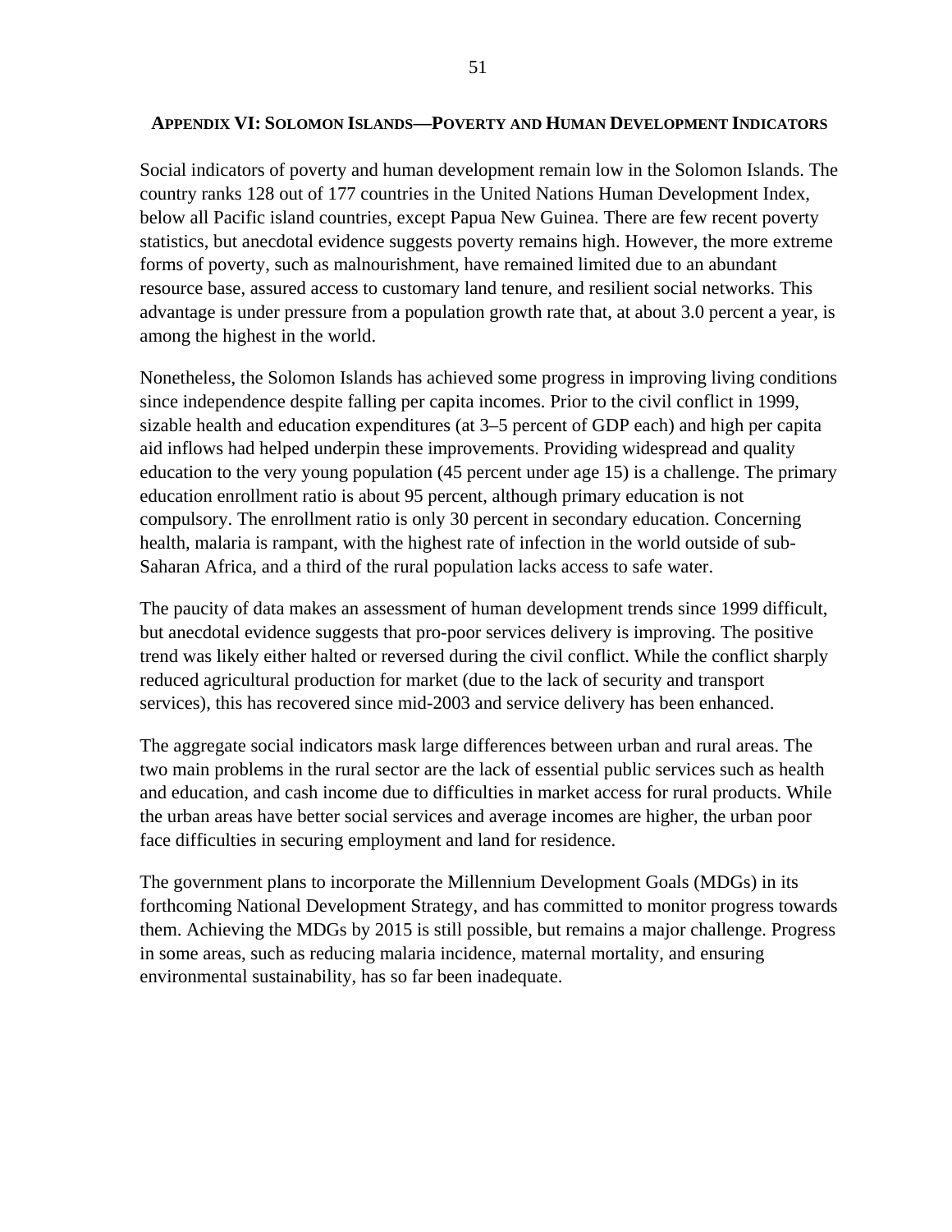## APPENDIX VI: SOLOMON ISLANDS—POVERTY AND HUMAN DEVELOPMENT INDICATORS

Social indicators of poverty and human development remain low in the Solomon Islands. The country ranks 128 out of 177 countries in the United Nations Human Development Index, below all Pacific island countries, except Papua New Guinea. There are few recent poverty statistics, but anecdotal evidence suggests poverty remains high. However, the more extreme forms of poverty, such as malnourishment, have remained limited due to an abundant resource base, assured access to customary land tenure, and resilient social networks. This advantage is under pressure from a population growth rate that, at about 3.0 percent a year, is among the highest in the world.

Nonetheless, the Solomon Islands has achieved some progress in improving living conditions since independence despite falling per capita incomes. Prior to the civil conflict in 1999, sizable health and education expenditures (at 3–5 percent of GDP each) and high per capita aid inflows had helped underpin these improvements. Providing widespread and quality education to the very young population (45 percent under age 15) is a challenge. The primary education enrollment ratio is about 95 percent, although primary education is not compulsory. The enrollment ratio is only 30 percent in secondary education. Concerning health, malaria is rampant, with the highest rate of infection in the world outside of sub-Saharan Africa, and a third of the rural population lacks access to safe water.

The paucity of data makes an assessment of human development trends since 1999 difficult, but anecdotal evidence suggests that pro-poor services delivery is improving. The positive trend was likely either halted or reversed during the civil conflict. While the conflict sharply reduced agricultural production for market (due to the lack of security and transport services), this has recovered since mid-2003 and service delivery has been enhanced.

The aggregate social indicators mask large differences between urban and rural areas. The two main problems in the rural sector are the lack of essential public services such as health and education, and cash income due to difficulties in market access for rural products. While the urban areas have better social services and average incomes are higher, the urban poor face difficulties in securing employment and land for residence.

The government plans to incorporate the Millennium Development Goals (MDGs) in its forthcoming National Development Strategy, and has committed to monitor progress towards them. Achieving the MDGs by 2015 is still possible, but remains a major challenge. Progress in some areas, such as reducing malaria incidence, maternal mortality, and ensuring environmental sustainability, has so far been inadequate.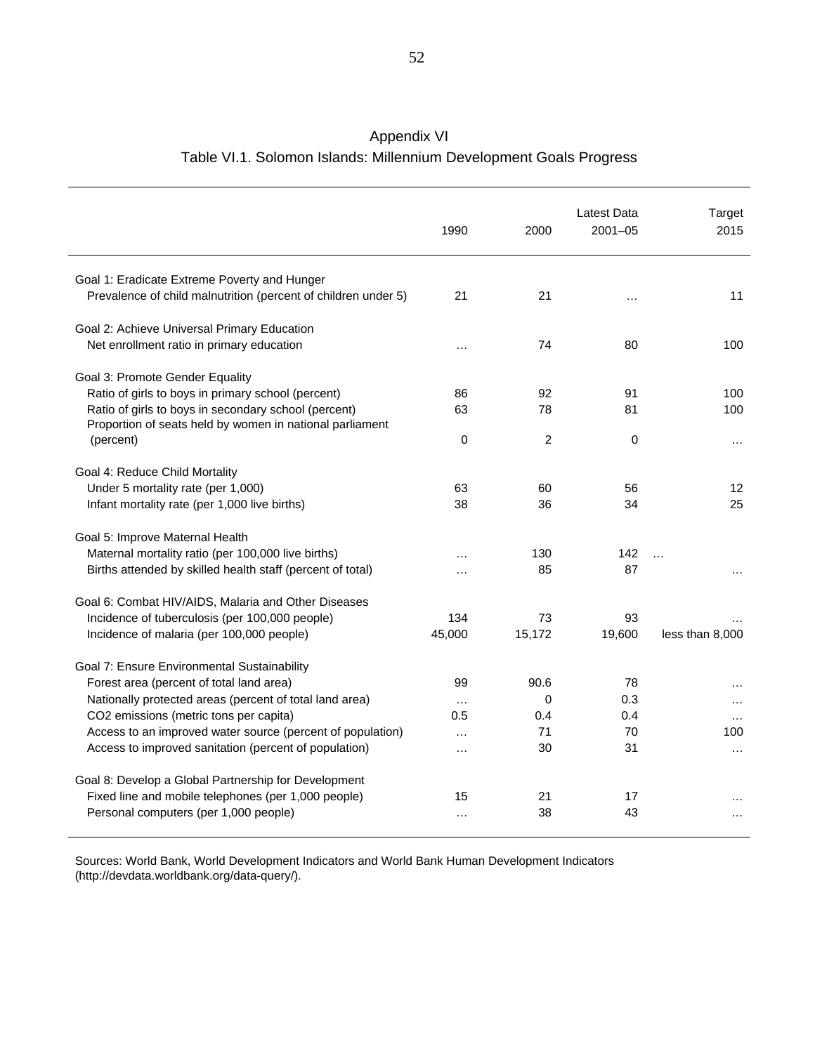Appendix VI

Table VI.1. Solomon Islands: Millennium Development Goals Progress

| | 1990 | 2000 | Latest Data 2001–05 | Target 2015 |
|---|---|---|---|---|
| Goal 1: Eradicate Extreme Poverty and Hunger | | | | |
| Prevalence of child malnutrition (percent of children under 5) | 21 | 21 | … | 11 |
| Goal 2: Achieve Universal Primary Education | | | | |
| Net enrollment ratio in primary education | … | 74 | 80 | 100 |
| Goal 3: Promote Gender Equality | | | | |
| Ratio of girls to boys in primary school (percent) | 86 | 92 | 91 | 100 |
| Ratio of girls to boys in secondary school (percent) | 63 | 78 | 81 | 100 |
| Proportion of seats held by women in national parliament (percent) | 0 | 2 | 0 | … |
| Goal 4: Reduce Child Mortality | | | | |
| Under 5 mortality rate (per 1,000) | 63 | 60 | 56 | 12 |
| Infant mortality rate (per 1,000 live births) | 38 | 36 | 34 | 25 |
| Goal 5: Improve Maternal Health | | | | |
| Maternal mortality ratio (per 100,000 live births) | … | 130 | 142 | … |
| Births attended by skilled health staff (percent of total) | … | 85 | 87 | … |
| Goal 6: Combat HIV/AIDS, Malaria and Other Diseases | | | | |
| Incidence of tuberculosis (per 100,000 people) | 134 | 73 | 93 | … |
| Incidence of malaria (per 100,000 people) | 45,000 | 15,172 | 19,600 | less than 8,000 |
| Goal 7: Ensure Environmental Sustainability | | | | |
| Forest area (percent of total land area) | 99 | 90.6 | 78 | … |
| Nationally protected areas (percent of total land area) | … | 0 | 0.3 | … |
| CO2 emissions (metric tons per capita) | 0.5 | 0.4 | 0.4 | … |
| Access to an improved water source (percent of population) | … | 71 | 70 | 100 |
| Access to improved sanitation (percent of population) | … | 30 | 31 | … |
| Goal 8: Develop a Global Partnership for Development | | | | |
| Fixed line and mobile telephones (per 1,000 people) | 15 | 21 | 17 | … |
| Personal computers (per 1,000 people) | … | 38 | 43 | … |

Sources: World Bank, World Development Indicators and World Bank Human Development Indicators (http://devdata.worldbank.org/data-query/).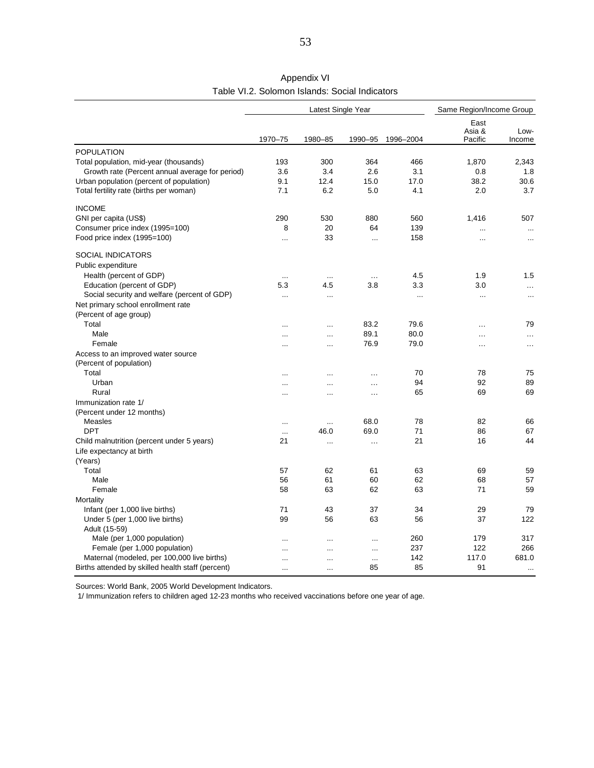Appendix VI

Table VI.2. Solomon Islands: Social Indicators

| | Latest Single Year | | | | Same Region/Income Group | |
|---|---|---|---|---|---|---|
| | 1970–75 | 1980–85 | 1990–95 | 1996–2004 | East Asia & Pacific | Low-Income |
| POPULATION | | | | | | |
| Total population, mid-year (thousands) | 193 | 300 | 364 | 466 | 1,870 | 2,343 |
| Growth rate (Percent annual average for period) | 3.6 | 3.4 | 2.6 | 3.1 | 0.8 | 1.8 |
| Urban population (percent of population) | 9.1 | 12.4 | 15.0 | 17.0 | 38.2 | 30.6 |
| Total fertility rate (births per woman) | 7.1 | 6.2 | 5.0 | 4.1 | 2.0 | 3.7 |
| INCOME | | | | | | |
| GNI per capita (US$) | 290 | 530 | 880 | 560 | 1,416 | 507 |
| Consumer price index (1995=100) | 8 | 20 | 64 | 139 | ... | ... |
| Food price index (1995=100) | ... | 33 | ... | 158 | ... | ... |
| SOCIAL INDICATORS | | | | | | |
| Public expenditure | | | | | | |
| Health (percent of GDP) | ... | ... | ... | 4.5 | 1.9 | 1.5 |
| Education (percent of GDP) | 5.3 | 4.5 | 3.8 | 3.3 | 3.0 | ... |
| Social security and welfare (percent of GDP) | ... | ... | | ... | ... | ... |
| Net primary school enrollment rate | | | | | | |
| (Percent of age group) | | | | | | |
| Total | ... | ... | 83.2 | 79.6 | ... | 79 |
| Male | ... | ... | 89.1 | 80.0 | ... | ... |
| Female | ... | ... | 76.9 | 79.0 | ... | ... |
| Access to an improved water source | | | | | | |
| (Percent of population) | | | | | | |
| Total | ... | ... | ... | 70 | 78 | 75 |
| Urban | ... | ... | ... | 94 | 92 | 89 |
| Rural | ... | ... | ... | 65 | 69 | 69 |
| Immunization rate 1/ | | | | | | |
| (Percent under 12 months) | | | | | | |
| Measles | ... | ... | 68.0 | 78 | 82 | 66 |
| DPT | ... | 46.0 | 69.0 | 71 | 86 | 67 |
| Child malnutrition (percent under 5 years) | 21 | ... | ... | 21 | 16 | 44 |
| Life expectancy at birth | | | | | | |
| (Years) | | | | | | |
| Total | 57 | 62 | 61 | 63 | 69 | 59 |
| Male | 56 | 61 | 60 | 62 | 68 | 57 |
| Female | 58 | 63 | 62 | 63 | 71 | 59 |
| Mortality | | | | | | |
| Infant (per 1,000 live births) | 71 | 43 | 37 | 34 | 29 | 79 |
| Under 5 (per 1,000 live births) | 99 | 56 | 63 | 56 | 37 | 122 |
| Adult (15-59) | | | | | | |
| Male (per 1,000 population) | ... | ... | ... | 260 | 179 | 317 |
| Female (per 1,000 population) | ... | ... | ... | 237 | 122 | 266 |
| Maternal (modeled, per 100,000 live births) | ... | ... | ... | 142 | 117.0 | 681.0 |
| Births attended by skilled health staff (percent) | ... | ... | 85 | 85 | 91 | ... |

Sources: World Bank, 2005 World Development Indicators.

1/ Immunization refers to children aged 12-23 months who received vaccinations before one year of age.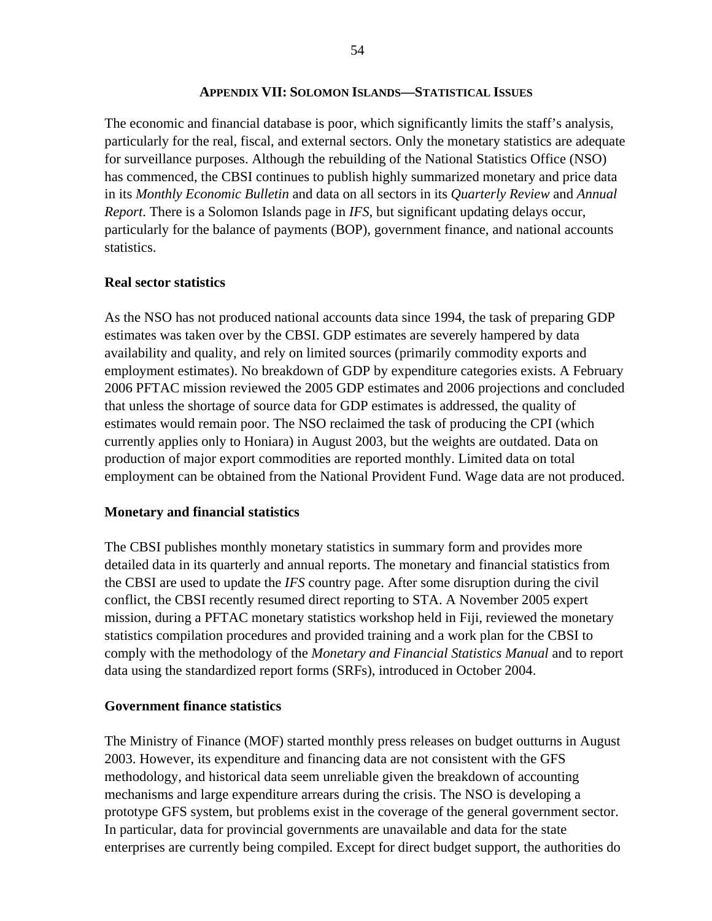## APPENDIX VII: SOLOMON ISLANDS—STATISTICAL ISSUES

The economic and financial database is poor, which significantly limits the staff's analysis, particularly for the real, fiscal, and external sectors. Only the monetary statistics are adequate for surveillance purposes. Although the rebuilding of the National Statistics Office (NSO) has commenced, the CBSI continues to publish highly summarized monetary and price data in its *Monthly Economic Bulletin* and data on all sectors in its *Quarterly Review* and *Annual Report*. There is a Solomon Islands page in *IFS*, but significant updating delays occur, particularly for the balance of payments (BOP), government finance, and national accounts statistics.

### Real sector statistics

As the NSO has not produced national accounts data since 1994, the task of preparing GDP estimates was taken over by the CBSI. GDP estimates are severely hampered by data availability and quality, and rely on limited sources (primarily commodity exports and employment estimates). No breakdown of GDP by expenditure categories exists. A February 2006 PFTAC mission reviewed the 2005 GDP estimates and 2006 projections and concluded that unless the shortage of source data for GDP estimates is addressed, the quality of estimates would remain poor. The NSO reclaimed the task of producing the CPI (which currently applies only to Honiara) in August 2003, but the weights are outdated. Data on production of major export commodities are reported monthly. Limited data on total employment can be obtained from the National Provident Fund. Wage data are not produced.

### Monetary and financial statistics

The CBSI publishes monthly monetary statistics in summary form and provides more detailed data in its quarterly and annual reports. The monetary and financial statistics from the CBSI are used to update the *IFS* country page. After some disruption during the civil conflict, the CBSI recently resumed direct reporting to STA. A November 2005 expert mission, during a PFTAC monetary statistics workshop held in Fiji, reviewed the monetary statistics compilation procedures and provided training and a work plan for the CBSI to comply with the methodology of the *Monetary and Financial Statistics Manual* and to report data using the standardized report forms (SRFs), introduced in October 2004.

### Government finance statistics

The Ministry of Finance (MOF) started monthly press releases on budget outturns in August 2003. However, its expenditure and financing data are not consistent with the GFS methodology, and historical data seem unreliable given the breakdown of accounting mechanisms and large expenditure arrears during the crisis. The NSO is developing a prototype GFS system, but problems exist in the coverage of the general government sector. In particular, data for provincial governments are unavailable and data for the state enterprises are currently being compiled. Except for direct budget support, the authorities do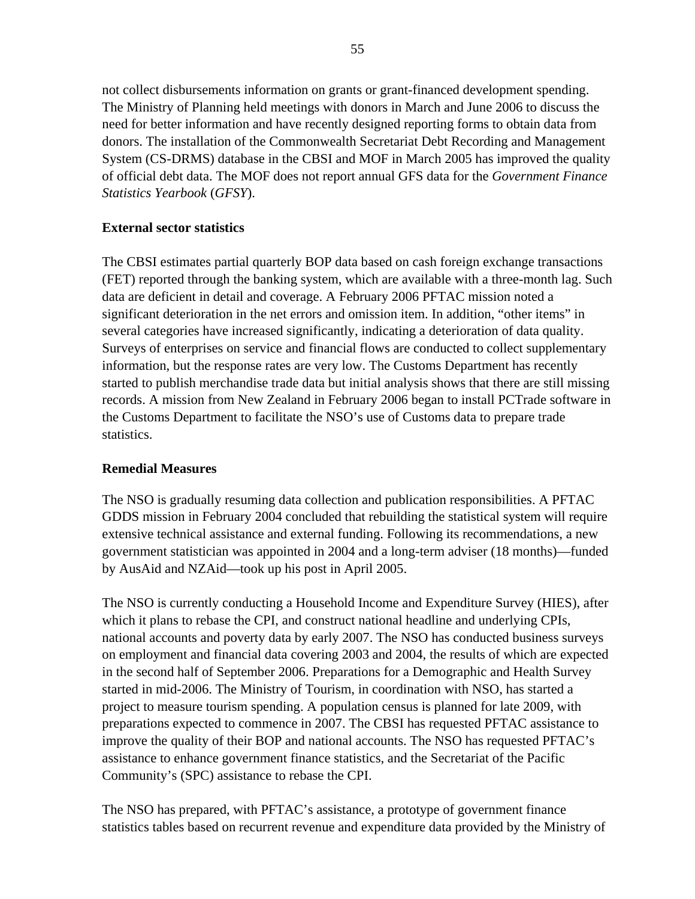not collect disbursements information on grants or grant-financed development spending. The Ministry of Planning held meetings with donors in March and June 2006 to discuss the need for better information and have recently designed reporting forms to obtain data from donors. The installation of the Commonwealth Secretariat Debt Recording and Management System (CS-DRMS) database in the CBSI and MOF in March 2005 has improved the quality of official debt data. The MOF does not report annual GFS data for the *Government Finance Statistics Yearbook* (*GFSY*).

**External sector statistics**

The CBSI estimates partial quarterly BOP data based on cash foreign exchange transactions (FET) reported through the banking system, which are available with a three-month lag. Such data are deficient in detail and coverage. A February 2006 PFTAC mission noted a significant deterioration in the net errors and omission item. In addition, "other items" in several categories have increased significantly, indicating a deterioration of data quality. Surveys of enterprises on service and financial flows are conducted to collect supplementary information, but the response rates are very low. The Customs Department has recently started to publish merchandise trade data but initial analysis shows that there are still missing records. A mission from New Zealand in February 2006 began to install PCTrade software in the Customs Department to facilitate the NSO's use of Customs data to prepare trade statistics.

**Remedial Measures**

The NSO is gradually resuming data collection and publication responsibilities. A PFTAC GDDS mission in February 2004 concluded that rebuilding the statistical system will require extensive technical assistance and external funding. Following its recommendations, a new government statistician was appointed in 2004 and a long-term adviser (18 months)—funded by AusAid and NZAid—took up his post in April 2005.

The NSO is currently conducting a Household Income and Expenditure Survey (HIES), after which it plans to rebase the CPI, and construct national headline and underlying CPIs, national accounts and poverty data by early 2007. The NSO has conducted business surveys on employment and financial data covering 2003 and 2004, the results of which are expected in the second half of September 2006. Preparations for a Demographic and Health Survey started in mid-2006. The Ministry of Tourism, in coordination with NSO, has started a project to measure tourism spending. A population census is planned for late 2009, with preparations expected to commence in 2007. The CBSI has requested PFTAC assistance to improve the quality of their BOP and national accounts. The NSO has requested PFTAC's assistance to enhance government finance statistics, and the Secretariat of the Pacific Community's (SPC) assistance to rebase the CPI.

The NSO has prepared, with PFTAC's assistance, a prototype of government finance statistics tables based on recurrent revenue and expenditure data provided by the Ministry of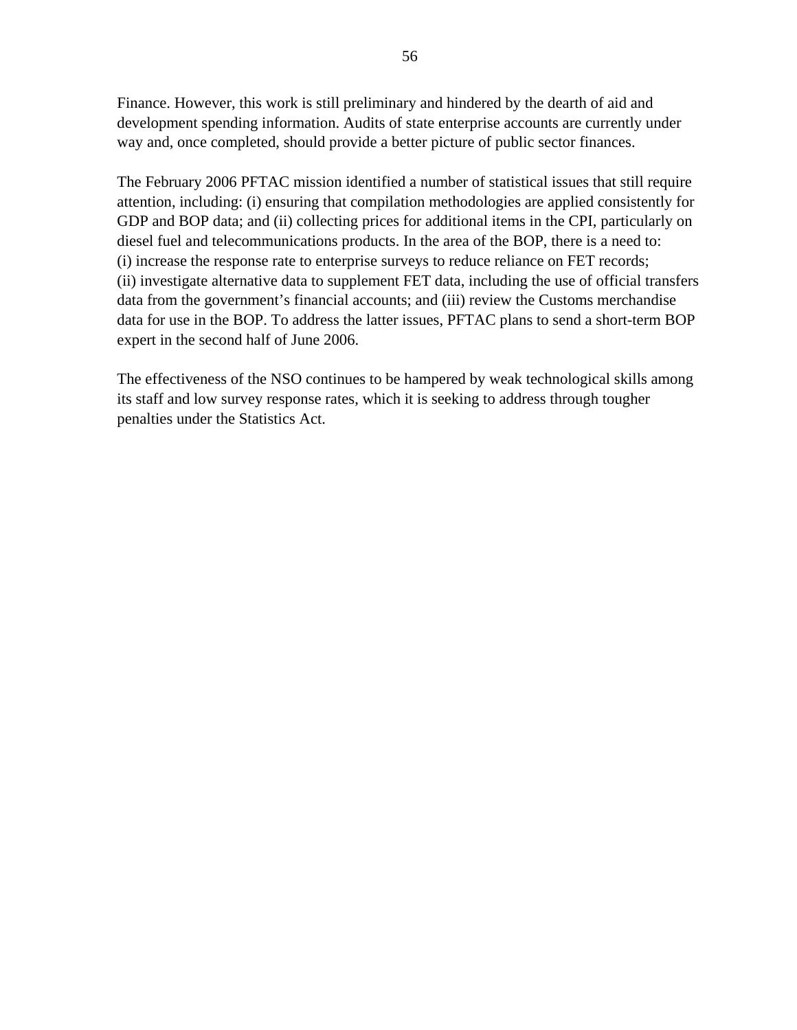Finance. However, this work is still preliminary and hindered by the dearth of aid and development spending information. Audits of state enterprise accounts are currently under way and, once completed, should provide a better picture of public sector finances.

The February 2006 PFTAC mission identified a number of statistical issues that still require attention, including: (i) ensuring that compilation methodologies are applied consistently for GDP and BOP data; and (ii) collecting prices for additional items in the CPI, particularly on diesel fuel and telecommunications products. In the area of the BOP, there is a need to: (i) increase the response rate to enterprise surveys to reduce reliance on FET records; (ii) investigate alternative data to supplement FET data, including the use of official transfers data from the government's financial accounts; and (iii) review the Customs merchandise data for use in the BOP. To address the latter issues, PFTAC plans to send a short-term BOP expert in the second half of June 2006.

The effectiveness of the NSO continues to be hampered by weak technological skills among its staff and low survey response rates, which it is seeking to address through tougher penalties under the Statistics Act.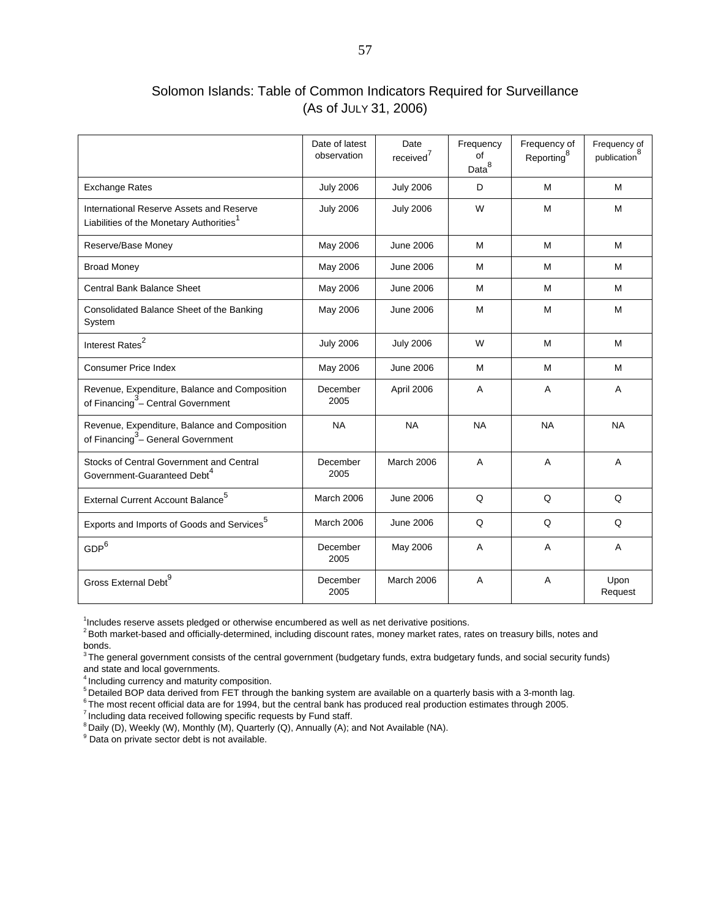## Solomon Islands: Table of Common Indicators Required for Surveillance
(As of JULY 31, 2006)

| | Date of latest observation | Date received[7] | Frequency of Data[8] | Frequency of Reporting[8] | Frequency of publication[8] |
|---|---|---|---|---|---|
| Exchange Rates | July 2006 | July 2006 | D | M | M |
| International Reserve Assets and Reserve Liabilities of the Monetary Authorities[1] | July 2006 | July 2006 | W | M | M |
| Reserve/Base Money | May 2006 | June 2006 | M | M | M |
| Broad Money | May 2006 | June 2006 | M | M | M |
| Central Bank Balance Sheet | May 2006 | June 2006 | M | M | M |
| Consolidated Balance Sheet of the Banking System | May 2006 | June 2006 | M | M | M |
| Interest Rates[2] | July 2006 | July 2006 | W | M | M |
| Consumer Price Index | May 2006 | June 2006 | M | M | M |
| Revenue, Expenditure, Balance and Composition of Financing[3] – Central Government | December 2005 | April 2006 | A | A | A |
| Revenue, Expenditure, Balance and Composition of Financing[3] – General Government | NA | NA | NA | NA | NA |
| Stocks of Central Government and Central Government-Guaranteed Debt[4] | December 2005 | March 2006 | A | A | A |
| External Current Account Balance[5] | March 2006 | June 2006 | Q | Q | Q |
| Exports and Imports of Goods and Services[5] | March 2006 | June 2006 | Q | Q | Q |
| GDP[6] | December 2005 | May 2006 | A | A | A |
| Gross External Debt[9] | December 2005 | March 2006 | A | A | Upon Request |

[1] Includes reserve assets pledged or otherwise encumbered as well as net derivative positions.
[2] Both market-based and officially-determined, including discount rates, money market rates, rates on treasury bills, notes and bonds.
[3] The general government consists of the central government (budgetary funds, extra budgetary funds, and social security funds) and state and local governments.
[4] Including currency and maturity composition.
[5] Detailed BOP data derived from FET through the banking system are available on a quarterly basis with a 3-month lag.
[6] The most recent official data are for 1994, but the central bank has produced real production estimates through 2005.
[7] Including data received following specific requests by Fund staff.
[8] Daily (D), Weekly (W), Monthly (M), Quarterly (Q), Annually (A); and Not Available (NA).
[9] Data on private sector debt is not available.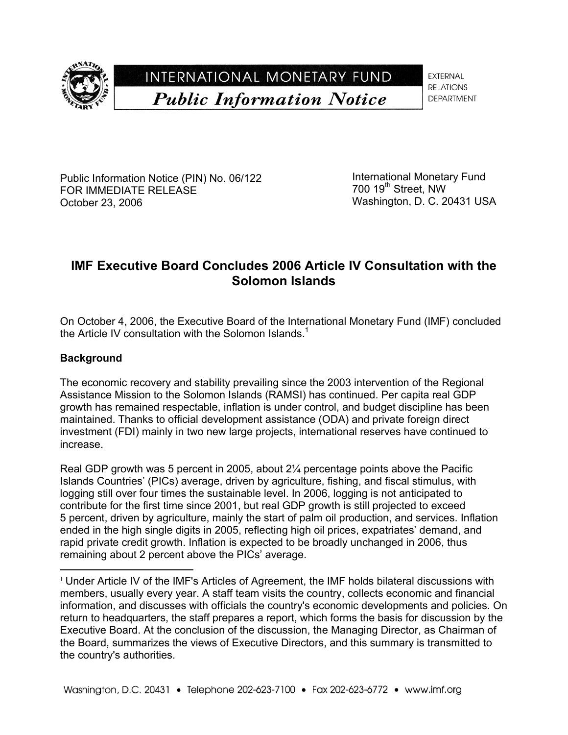INTERNATIONAL MONETARY FUND

*Public Information Notice*

EXTERNAL RELATIONS DEPARTMENT

Public Information Notice (PIN) No. 06/122
FOR IMMEDIATE RELEASE
October 23, 2006

International Monetary Fund
700 19th Street, NW
Washington, D. C. 20431 USA

# IMF Executive Board Concludes 2006 Article IV Consultation with the Solomon Islands

On October 4, 2006, the Executive Board of the International Monetary Fund (IMF) concluded the Article IV consultation with the Solomon Islands.[1]

## Background

The economic recovery and stability prevailing since the 2003 intervention of the Regional Assistance Mission to the Solomon Islands (RAMSI) has continued. Per capita real GDP growth has remained respectable, inflation is under control, and budget discipline has been maintained. Thanks to official development assistance (ODA) and private foreign direct investment (FDI) mainly in two new large projects, international reserves have continued to increase.

Real GDP growth was 5 percent in 2005, about 2¼ percentage points above the Pacific Islands Countries' (PICs) average, driven by agriculture, fishing, and fiscal stimulus, with logging still over four times the sustainable level. In 2006, logging is not anticipated to contribute for the first time since 2001, but real GDP growth is still projected to exceed 5 percent, driven by agriculture, mainly the start of palm oil production, and services. Inflation ended in the high single digits in 2005, reflecting high oil prices, expatriates' demand, and rapid private credit growth. Inflation is expected to be broadly unchanged in 2006, thus remaining about 2 percent above the PICs' average.

[1] Under Article IV of the IMF's Articles of Agreement, the IMF holds bilateral discussions with members, usually every year. A staff team visits the country, collects economic and financial information, and discusses with officials the country's economic developments and policies. On return to headquarters, the staff prepares a report, which forms the basis for discussion by the Executive Board. At the conclusion of the discussion, the Managing Director, as Chairman of the Board, summarizes the views of Executive Directors, and this summary is transmitted to the country's authorities.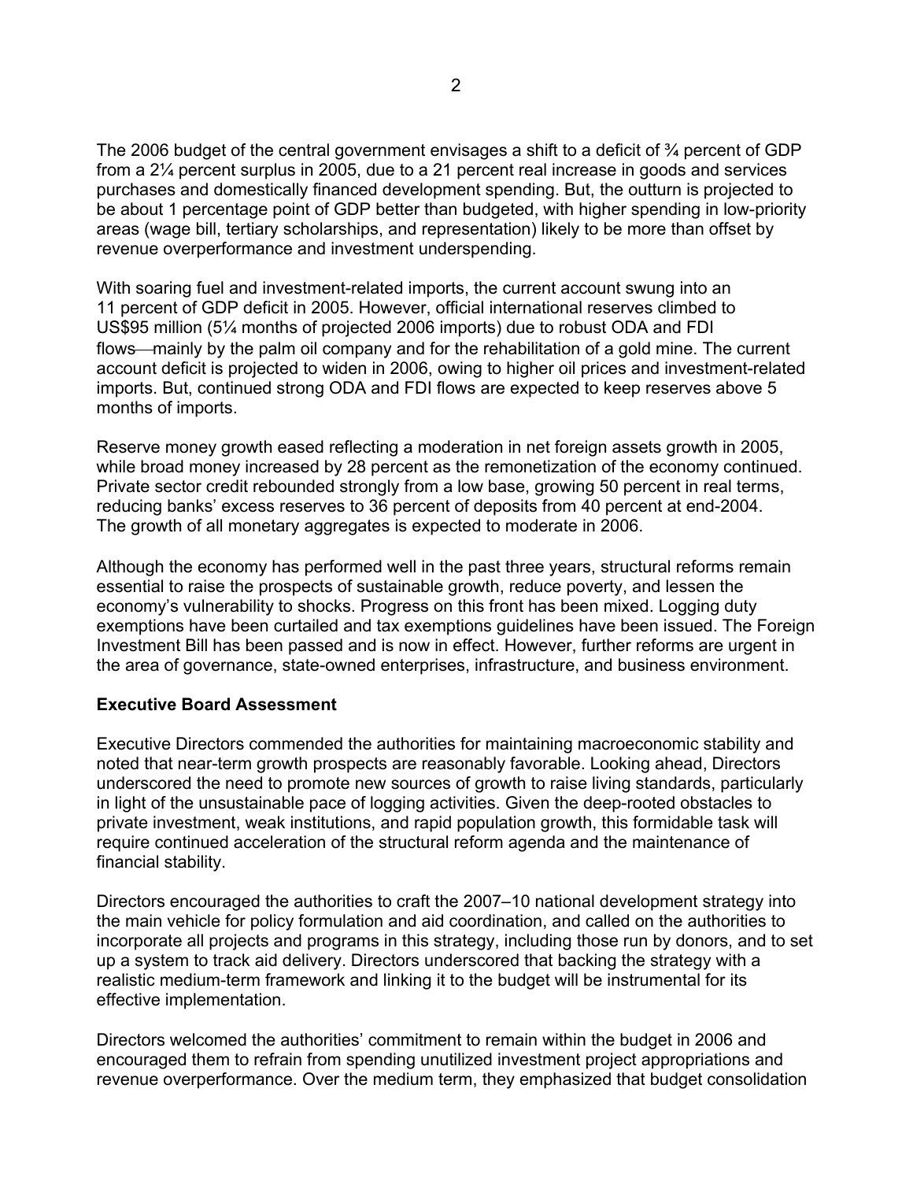The 2006 budget of the central government envisages a shift to a deficit of ¾ percent of GDP from a 2¼ percent surplus in 2005, due to a 21 percent real increase in goods and services purchases and domestically financed development spending. But, the outturn is projected to be about 1 percentage point of GDP better than budgeted, with higher spending in low-priority areas (wage bill, tertiary scholarships, and representation) likely to be more than offset by revenue overperformance and investment underspending.

With soaring fuel and investment-related imports, the current account swung into an 11 percent of GDP deficit in 2005. However, official international reserves climbed to US$95 million (5¼ months of projected 2006 imports) due to robust ODA and FDI flows—mainly by the palm oil company and for the rehabilitation of a gold mine. The current account deficit is projected to widen in 2006, owing to higher oil prices and investment-related imports. But, continued strong ODA and FDI flows are expected to keep reserves above 5 months of imports.

Reserve money growth eased reflecting a moderation in net foreign assets growth in 2005, while broad money increased by 28 percent as the remonetization of the economy continued. Private sector credit rebounded strongly from a low base, growing 50 percent in real terms, reducing banks' excess reserves to 36 percent of deposits from 40 percent at end-2004. The growth of all monetary aggregates is expected to moderate in 2006.

Although the economy has performed well in the past three years, structural reforms remain essential to raise the prospects of sustainable growth, reduce poverty, and lessen the economy's vulnerability to shocks. Progress on this front has been mixed. Logging duty exemptions have been curtailed and tax exemptions guidelines have been issued. The Foreign Investment Bill has been passed and is now in effect. However, further reforms are urgent in the area of governance, state-owned enterprises, infrastructure, and business environment.

**Executive Board Assessment**

Executive Directors commended the authorities for maintaining macroeconomic stability and noted that near-term growth prospects are reasonably favorable. Looking ahead, Directors underscored the need to promote new sources of growth to raise living standards, particularly in light of the unsustainable pace of logging activities. Given the deep-rooted obstacles to private investment, weak institutions, and rapid population growth, this formidable task will require continued acceleration of the structural reform agenda and the maintenance of financial stability.

Directors encouraged the authorities to craft the 2007–10 national development strategy into the main vehicle for policy formulation and aid coordination, and called on the authorities to incorporate all projects and programs in this strategy, including those run by donors, and to set up a system to track aid delivery. Directors underscored that backing the strategy with a realistic medium-term framework and linking it to the budget will be instrumental for its effective implementation.

Directors welcomed the authorities' commitment to remain within the budget in 2006 and encouraged them to refrain from spending unutilized investment project appropriations and revenue overperformance. Over the medium term, they emphasized that budget consolidation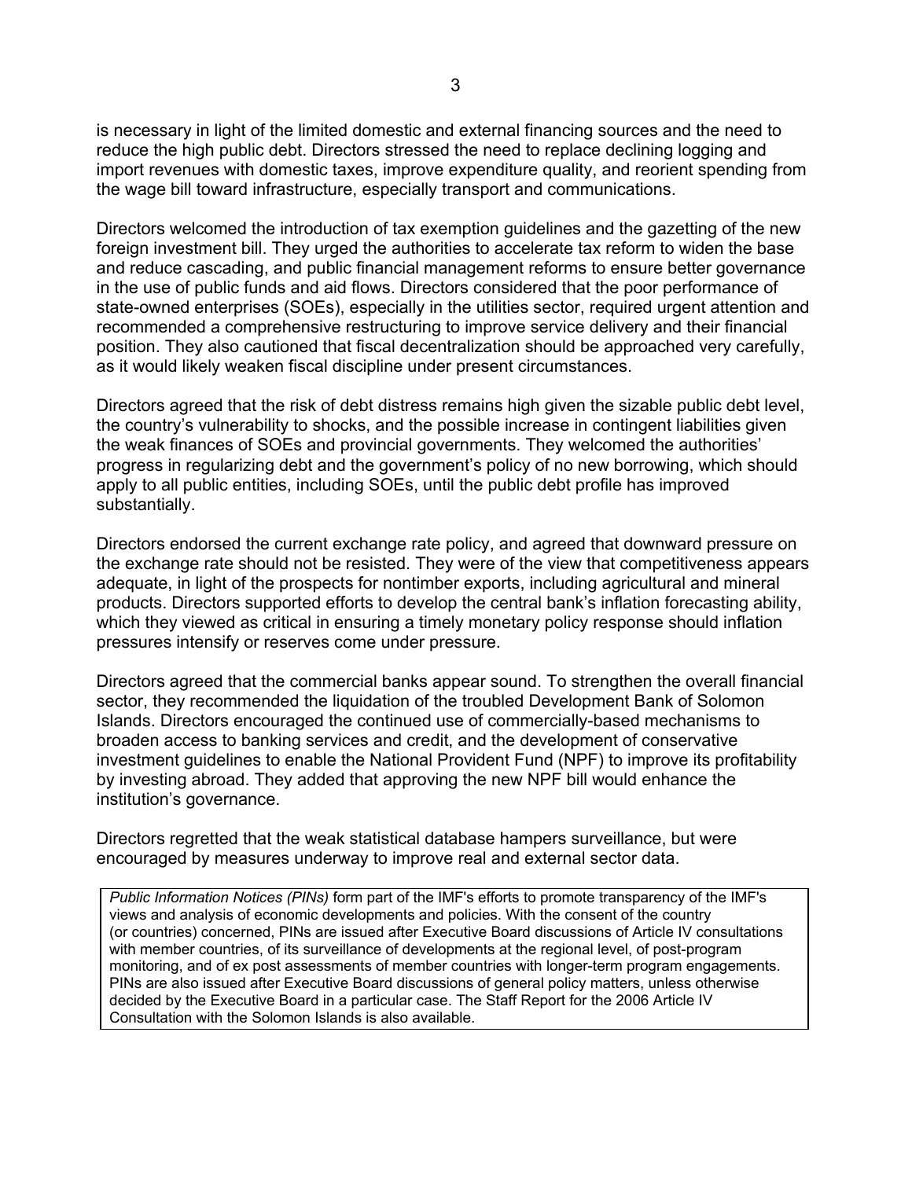is necessary in light of the limited domestic and external financing sources and the need to reduce the high public debt. Directors stressed the need to replace declining logging and import revenues with domestic taxes, improve expenditure quality, and reorient spending from the wage bill toward infrastructure, especially transport and communications.

Directors welcomed the introduction of tax exemption guidelines and the gazetting of the new foreign investment bill. They urged the authorities to accelerate tax reform to widen the base and reduce cascading, and public financial management reforms to ensure better governance in the use of public funds and aid flows. Directors considered that the poor performance of state-owned enterprises (SOEs), especially in the utilities sector, required urgent attention and recommended a comprehensive restructuring to improve service delivery and their financial position. They also cautioned that fiscal decentralization should be approached very carefully, as it would likely weaken fiscal discipline under present circumstances.

Directors agreed that the risk of debt distress remains high given the sizable public debt level, the country's vulnerability to shocks, and the possible increase in contingent liabilities given the weak finances of SOEs and provincial governments. They welcomed the authorities' progress in regularizing debt and the government's policy of no new borrowing, which should apply to all public entities, including SOEs, until the public debt profile has improved substantially.

Directors endorsed the current exchange rate policy, and agreed that downward pressure on the exchange rate should not be resisted. They were of the view that competitiveness appears adequate, in light of the prospects for nontimber exports, including agricultural and mineral products. Directors supported efforts to develop the central bank's inflation forecasting ability, which they viewed as critical in ensuring a timely monetary policy response should inflation pressures intensify or reserves come under pressure.

Directors agreed that the commercial banks appear sound. To strengthen the overall financial sector, they recommended the liquidation of the troubled Development Bank of Solomon Islands. Directors encouraged the continued use of commercially-based mechanisms to broaden access to banking services and credit, and the development of conservative investment guidelines to enable the National Provident Fund (NPF) to improve its profitability by investing abroad. They added that approving the new NPF bill would enhance the institution's governance.

Directors regretted that the weak statistical database hampers surveillance, but were encouraged by measures underway to improve real and external sector data.

*Public Information Notices (PINs)* form part of the IMF's efforts to promote transparency of the IMF's views and analysis of economic developments and policies. With the consent of the country (or countries) concerned, PINs are issued after Executive Board discussions of Article IV consultations with member countries, of its surveillance of developments at the regional level, of post-program monitoring, and of ex post assessments of member countries with longer-term program engagements. PINs are also issued after Executive Board discussions of general policy matters, unless otherwise decided by the Executive Board in a particular case. The Staff Report for the 2006 Article IV Consultation with the Solomon Islands is also available.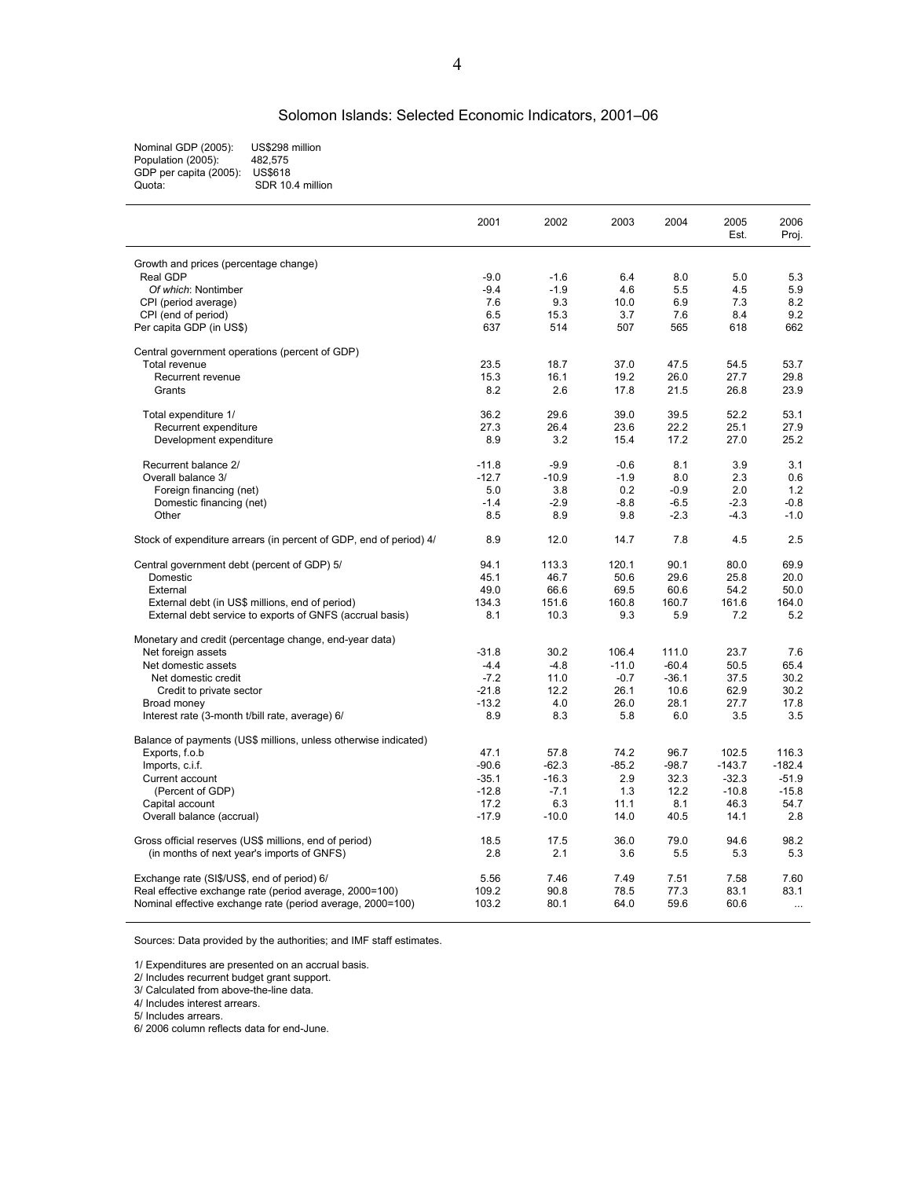# Solomon Islands: Selected Economic Indicators, 2001–06

Nominal GDP (2005): US$298 million
Population (2005): 482,575
GDP per capita (2005): US$618
Quota: SDR 10.4 million

| | 2001 | 2002 | 2003 | 2004 | 2005 Est. | 2006 Proj. |
|---|---|---|---|---|---|---|
| Growth and prices (percentage change) | | | | | | |
| Real GDP | -9.0 | -1.6 | 6.4 | 8.0 | 5.0 | 5.3 |
| *Of which*: Nontimber | -9.4 | -1.9 | 4.6 | 5.5 | 4.5 | 5.9 |
| CPI (period average) | 7.6 | 9.3 | 10.0 | 6.9 | 7.3 | 8.2 |
| CPI (end of period) | 6.5 | 15.3 | 3.7 | 7.6 | 8.4 | 9.2 |
| Per capita GDP (in US$) | 637 | 514 | 507 | 565 | 618 | 662 |
| Central government operations (percent of GDP) | | | | | | |
| Total revenue | 23.5 | 18.7 | 37.0 | 47.5 | 54.5 | 53.7 |
| Recurrent revenue | 15.3 | 16.1 | 19.2 | 26.0 | 27.7 | 29.8 |
| Grants | 8.2 | 2.6 | 17.8 | 21.5 | 26.8 | 23.9 |
| Total expenditure 1/ | 36.2 | 29.6 | 39.0 | 39.5 | 52.2 | 53.1 |
| Recurrent expenditure | 27.3 | 26.4 | 23.6 | 22.2 | 25.1 | 27.9 |
| Development expenditure | 8.9 | 3.2 | 15.4 | 17.2 | 27.0 | 25.2 |
| Recurrent balance 2/ | -11.8 | -9.9 | -0.6 | 8.1 | 3.9 | 3.1 |
| Overall balance 3/ | -12.7 | -10.9 | -1.9 | 8.0 | 2.3 | 0.6 |
| Foreign financing (net) | 5.0 | 3.8 | 0.2 | -0.9 | 2.0 | 1.2 |
| Domestic financing (net) | -1.4 | -2.9 | -8.8 | -6.5 | -2.3 | -0.8 |
| Other | 8.5 | 8.9 | 9.8 | -2.3 | -4.3 | -1.0 |
| Stock of expenditure arrears (in percent of GDP, end of period) 4/ | 8.9 | 12.0 | 14.7 | 7.8 | 4.5 | 2.5 |
| Central government debt (percent of GDP) 5/ | 94.1 | 113.3 | 120.1 | 90.1 | 80.0 | 69.9 |
| Domestic | 45.1 | 46.7 | 50.6 | 29.6 | 25.8 | 20.0 |
| External | 49.0 | 66.6 | 69.5 | 60.6 | 54.2 | 50.0 |
| External debt (in US$ millions, end of period) | 134.3 | 151.6 | 160.8 | 160.7 | 161.6 | 164.0 |
| External debt service to exports of GNFS (accrual basis) | 8.1 | 10.3 | 9.3 | 5.9 | 7.2 | 5.2 |
| Monetary and credit (percentage change, end-year data) | | | | | | |
| Net foreign assets | -31.8 | 30.2 | 106.4 | 111.0 | 23.7 | 7.6 |
| Net domestic assets | -4.4 | -4.8 | -11.0 | -60.4 | 50.5 | 65.4 |
| Net domestic credit | -7.2 | 11.0 | -0.7 | -36.1 | 37.5 | 30.2 |
| Credit to private sector | -21.8 | 12.2 | 26.1 | 10.6 | 62.9 | 30.2 |
| Broad money | -13.2 | 4.0 | 26.0 | 28.1 | 27.7 | 17.8 |
| Interest rate (3-month t/bill rate, average) 6/ | 8.9 | 8.3 | 5.8 | 6.0 | 3.5 | 3.5 |
| Balance of payments (US$ millions, unless otherwise indicated) | | | | | | |
| Exports, f.o.b | 47.1 | 57.8 | 74.2 | 96.7 | 102.5 | 116.3 |
| Imports, c.i.f. | -90.6 | -62.3 | -85.2 | -98.7 | -143.7 | -182.4 |
| Current account | -35.1 | -16.3 | 2.9 | 32.3 | -32.3 | -51.9 |
| (Percent of GDP) | -12.8 | -7.1 | 1.3 | 12.2 | -10.8 | -15.8 |
| Capital account | 17.2 | 6.3 | 11.1 | 8.1 | 46.3 | 54.7 |
| Overall balance (accrual) | -17.9 | -10.0 | 14.0 | 40.5 | 14.1 | 2.8 |
| Gross official reserves (US$ millions, end of period) | 18.5 | 17.5 | 36.0 | 79.0 | 94.6 | 98.2 |
| (in months of next year's imports of GNFS) | 2.8 | 2.1 | 3.6 | 5.5 | 5.3 | 5.3 |
| Exchange rate (SI$/US$, end of period) 6/ | 5.56 | 7.46 | 7.49 | 7.51 | 7.58 | 7.60 |
| Real effective exchange rate (period average, 2000=100) | 109.2 | 90.8 | 78.5 | 77.3 | 83.1 | 83.1 |
| Nominal effective exchange rate (period average, 2000=100) | 103.2 | 80.1 | 64.0 | 59.6 | 60.6 | ... |

Sources: Data provided by the authorities; and IMF staff estimates.

1/ Expenditures are presented on an accrual basis.
2/ Includes recurrent budget grant support.
3/ Calculated from above-the-line data.
4/ Includes interest arrears.
5/ Includes arrears.
6/ 2006 column reflects data for end-June.